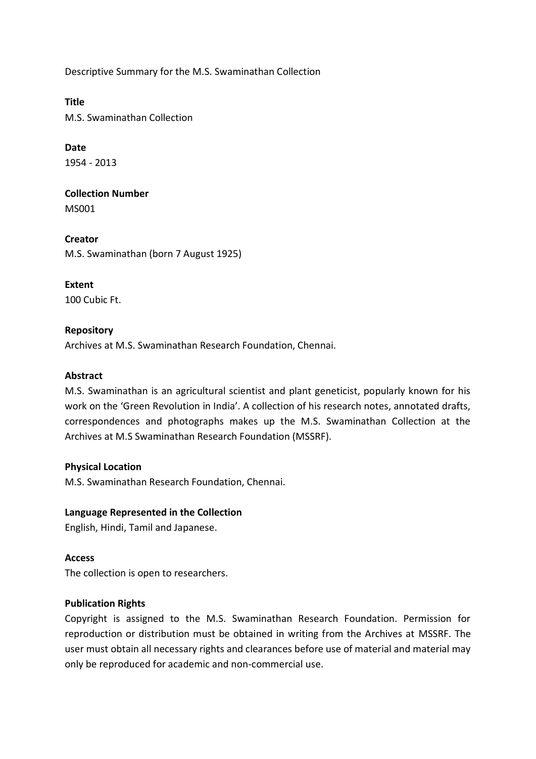Descriptive Summary for the M.S. Swaminathan Collection

**Title**

M.S. Swaminathan Collection

**Date**

1954 - 2013

**Collection Number**

MS001

**Creator**

M.S. Swaminathan (born 7 August 1925)

**Extent**

100 Cubic Ft.

**Repository**

Archives at M.S. Swaminathan Research Foundation, Chennai.

**Abstract**

M.S. Swaminathan is an agricultural scientist and plant geneticist, popularly known for his work on the 'Green Revolution in India'. A collection of his research notes, annotated drafts, correspondences and photographs makes up the M.S. Swaminathan Collection at the Archives at M.S Swaminathan Research Foundation (MSSRF).

**Physical Location**

M.S. Swaminathan Research Foundation, Chennai.

**Language Represented in the Collection**

English, Hindi, Tamil and Japanese.

**Access**

The collection is open to researchers.

**Publication Rights**

Copyright is assigned to the M.S. Swaminathan Research Foundation. Permission for reproduction or distribution must be obtained in writing from the Archives at MSSRF. The user must obtain all necessary rights and clearances before use of material and material may only be reproduced for academic and non-commercial use.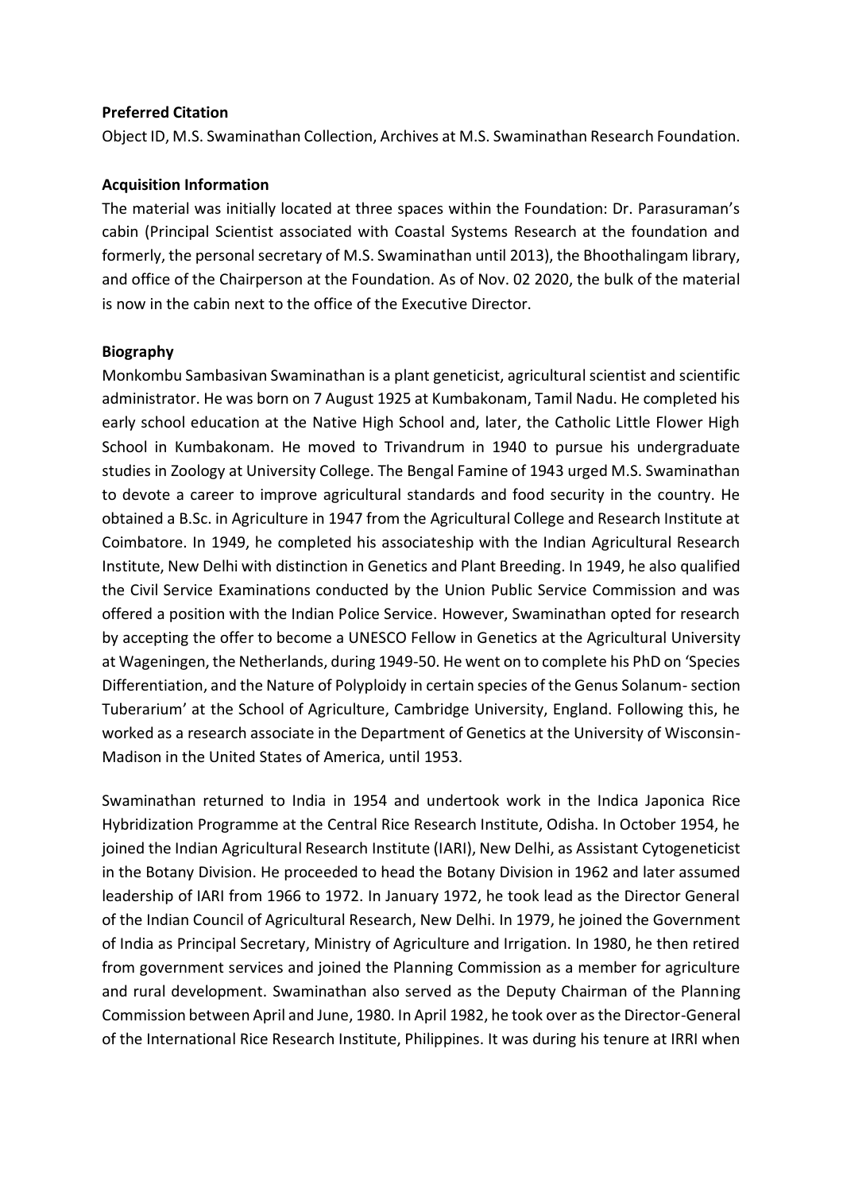**Preferred Citation**

Object ID, M.S. Swaminathan Collection, Archives at M.S. Swaminathan Research Foundation.

**Acquisition Information**

The material was initially located at three spaces within the Foundation: Dr. Parasuraman's cabin (Principal Scientist associated with Coastal Systems Research at the foundation and formerly, the personal secretary of M.S. Swaminathan until 2013), the Bhoothalingam library, and office of the Chairperson at the Foundation. As of Nov. 02 2020, the bulk of the material is now in the cabin next to the office of the Executive Director.

**Biography**

Monkombu Sambasivan Swaminathan is a plant geneticist, agricultural scientist and scientific administrator. He was born on 7 August 1925 at Kumbakonam, Tamil Nadu. He completed his early school education at the Native High School and, later, the Catholic Little Flower High School in Kumbakonam. He moved to Trivandrum in 1940 to pursue his undergraduate studies in Zoology at University College. The Bengal Famine of 1943 urged M.S. Swaminathan to devote a career to improve agricultural standards and food security in the country. He obtained a B.Sc. in Agriculture in 1947 from the Agricultural College and Research Institute at Coimbatore. In 1949, he completed his associateship with the Indian Agricultural Research Institute, New Delhi with distinction in Genetics and Plant Breeding. In 1949, he also qualified the Civil Service Examinations conducted by the Union Public Service Commission and was offered a position with the Indian Police Service. However, Swaminathan opted for research by accepting the offer to become a UNESCO Fellow in Genetics at the Agricultural University at Wageningen, the Netherlands, during 1949-50. He went on to complete his PhD on 'Species Differentiation, and the Nature of Polyploidy in certain species of the Genus Solanum- section Tuberarium' at the School of Agriculture, Cambridge University, England. Following this, he worked as a research associate in the Department of Genetics at the University of Wisconsin-Madison in the United States of America, until 1953.

Swaminathan returned to India in 1954 and undertook work in the Indica Japonica Rice Hybridization Programme at the Central Rice Research Institute, Odisha. In October 1954, he joined the Indian Agricultural Research Institute (IARI), New Delhi, as Assistant Cytogeneticist in the Botany Division. He proceeded to head the Botany Division in 1962 and later assumed leadership of IARI from 1966 to 1972. In January 1972, he took lead as the Director General of the Indian Council of Agricultural Research, New Delhi. In 1979, he joined the Government of India as Principal Secretary, Ministry of Agriculture and Irrigation. In 1980, he then retired from government services and joined the Planning Commission as a member for agriculture and rural development. Swaminathan also served as the Deputy Chairman of the Planning Commission between April and June, 1980. In April 1982, he took over as the Director-General of the International Rice Research Institute, Philippines. It was during his tenure at IRRI when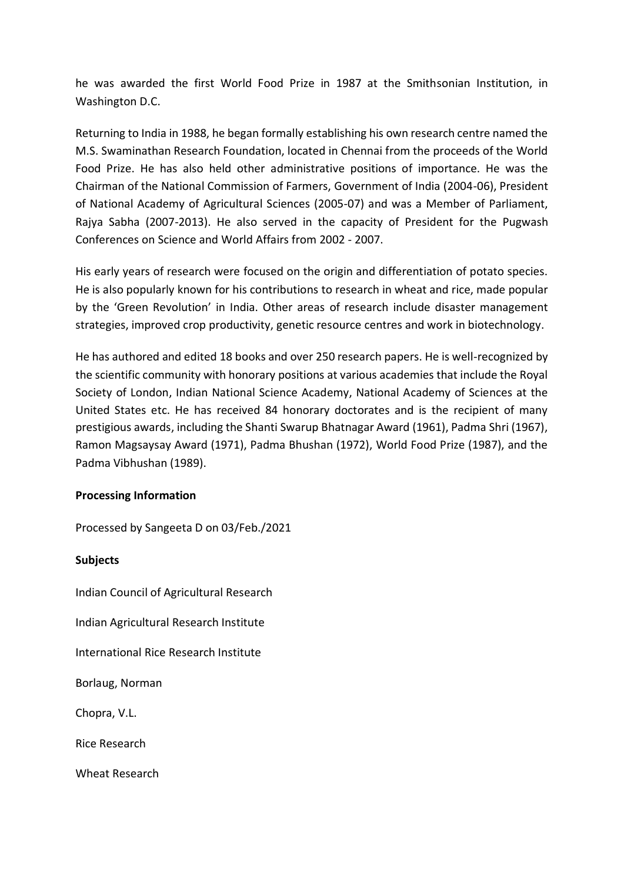he was awarded the first World Food Prize in 1987 at the Smithsonian Institution, in Washington D.C.

Returning to India in 1988, he began formally establishing his own research centre named the M.S. Swaminathan Research Foundation, located in Chennai from the proceeds of the World Food Prize. He has also held other administrative positions of importance. He was the Chairman of the National Commission of Farmers, Government of India (2004-06), President of National Academy of Agricultural Sciences (2005-07) and was a Member of Parliament, Rajya Sabha (2007-2013). He also served in the capacity of President for the Pugwash Conferences on Science and World Affairs from 2002 - 2007.

His early years of research were focused on the origin and differentiation of potato species. He is also popularly known for his contributions to research in wheat and rice, made popular by the 'Green Revolution' in India. Other areas of research include disaster management strategies, improved crop productivity, genetic resource centres and work in biotechnology.

He has authored and edited 18 books and over 250 research papers. He is well-recognized by the scientific community with honorary positions at various academies that include the Royal Society of London, Indian National Science Academy, National Academy of Sciences at the United States etc. He has received 84 honorary doctorates and is the recipient of many prestigious awards, including the Shanti Swarup Bhatnagar Award (1961), Padma Shri (1967), Ramon Magsaysay Award (1971), Padma Bhushan (1972), World Food Prize (1987), and the Padma Vibhushan (1989).

**Processing Information**

Processed by Sangeeta D on 03/Feb./2021

**Subjects**

Indian Council of Agricultural Research

Indian Agricultural Research Institute

International Rice Research Institute

Borlaug, Norman

Chopra, V.L.

Rice Research

Wheat Research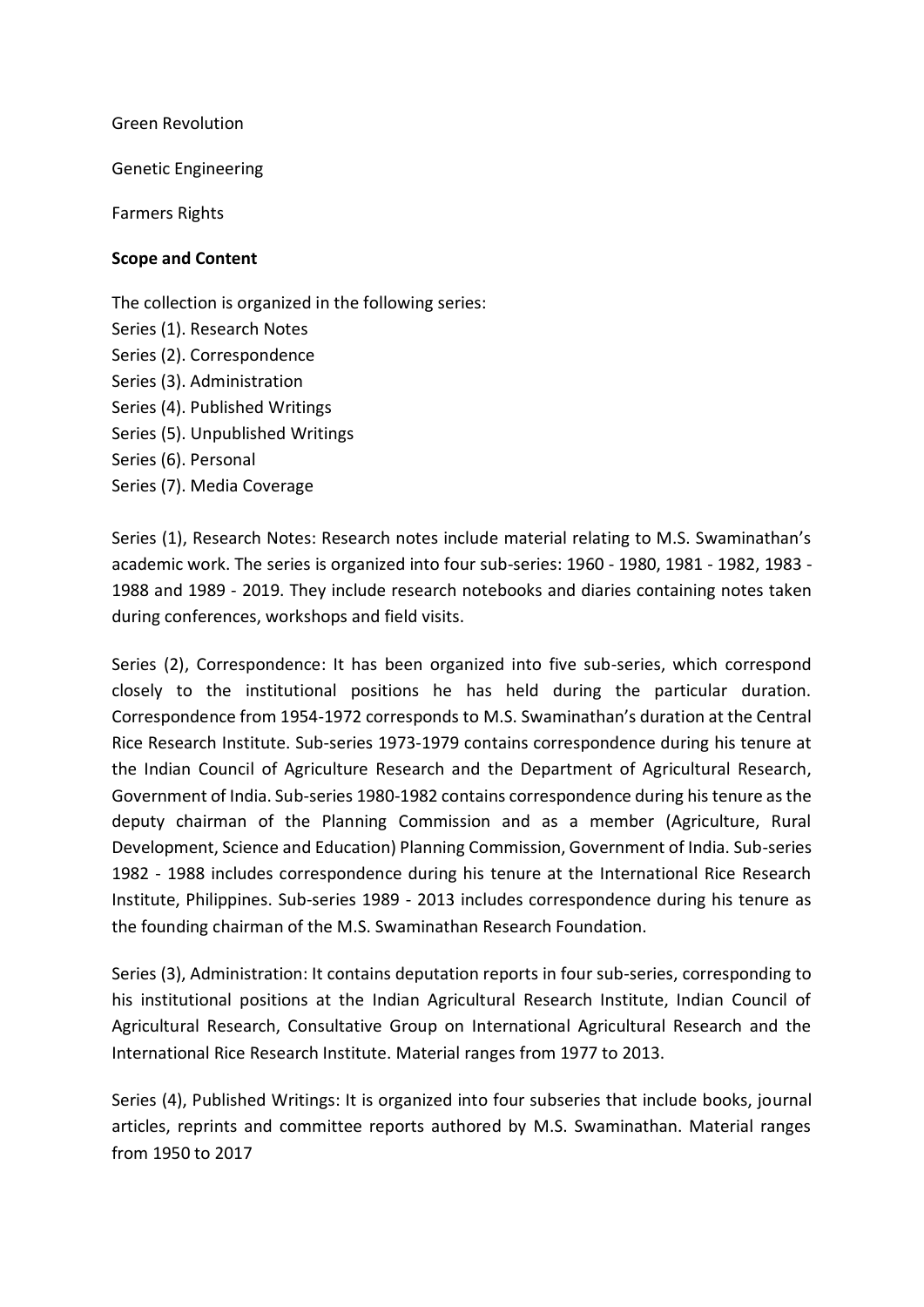Green Revolution

Genetic Engineering

Farmers Rights

**Scope and Content**

The collection is organized in the following series:
Series (1). Research Notes
Series (2). Correspondence
Series (3). Administration
Series (4). Published Writings
Series (5). Unpublished Writings
Series (6). Personal
Series (7). Media Coverage

Series (1), Research Notes: Research notes include material relating to M.S. Swaminathan's academic work. The series is organized into four sub-series: 1960 - 1980, 1981 - 1982, 1983 - 1988 and 1989 - 2019. They include research notebooks and diaries containing notes taken during conferences, workshops and field visits.

Series (2), Correspondence: It has been organized into five sub-series, which correspond closely to the institutional positions he has held during the particular duration. Correspondence from 1954-1972 corresponds to M.S. Swaminathan's duration at the Central Rice Research Institute. Sub-series 1973-1979 contains correspondence during his tenure at the Indian Council of Agriculture Research and the Department of Agricultural Research, Government of India. Sub-series 1980-1982 contains correspondence during his tenure as the deputy chairman of the Planning Commission and as a member (Agriculture, Rural Development, Science and Education) Planning Commission, Government of India. Sub-series 1982 - 1988 includes correspondence during his tenure at the International Rice Research Institute, Philippines. Sub-series 1989 - 2013 includes correspondence during his tenure as the founding chairman of the M.S. Swaminathan Research Foundation.

Series (3), Administration: It contains deputation reports in four sub-series, corresponding to his institutional positions at the Indian Agricultural Research Institute, Indian Council of Agricultural Research, Consultative Group on International Agricultural Research and the International Rice Research Institute. Material ranges from 1977 to 2013.

Series (4), Published Writings: It is organized into four subseries that include books, journal articles, reprints and committee reports authored by M.S. Swaminathan. Material ranges from 1950 to 2017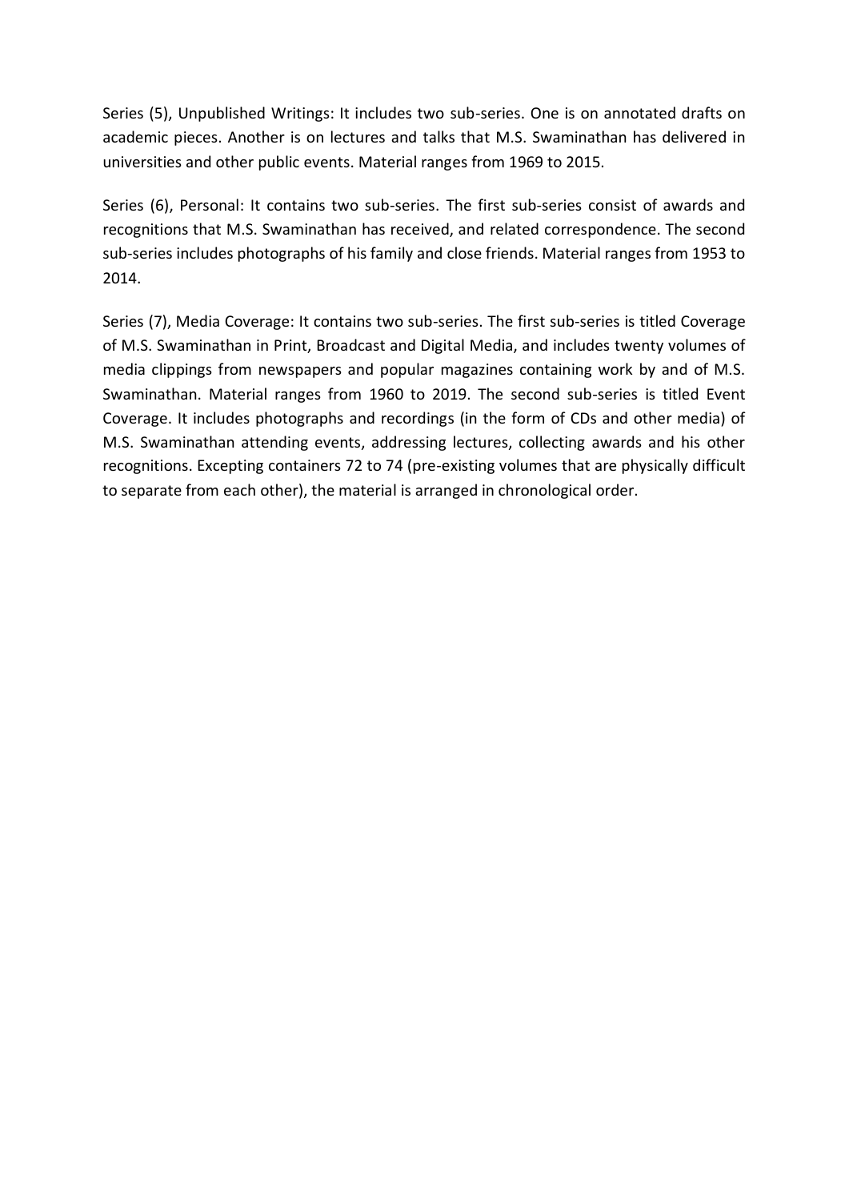Series (5), Unpublished Writings: It includes two sub-series. One is on annotated drafts on academic pieces. Another is on lectures and talks that M.S. Swaminathan has delivered in universities and other public events. Material ranges from 1969 to 2015.

Series (6), Personal: It contains two sub-series. The first sub-series consist of awards and recognitions that M.S. Swaminathan has received, and related correspondence. The second sub-series includes photographs of his family and close friends. Material ranges from 1953 to 2014.

Series (7), Media Coverage: It contains two sub-series. The first sub-series is titled Coverage of M.S. Swaminathan in Print, Broadcast and Digital Media, and includes twenty volumes of media clippings from newspapers and popular magazines containing work by and of M.S. Swaminathan. Material ranges from 1960 to 2019. The second sub-series is titled Event Coverage. It includes photographs and recordings (in the form of CDs and other media) of M.S. Swaminathan attending events, addressing lectures, collecting awards and his other recognitions. Excepting containers 72 to 74 (pre-existing volumes that are physically difficult to separate from each other), the material is arranged in chronological order.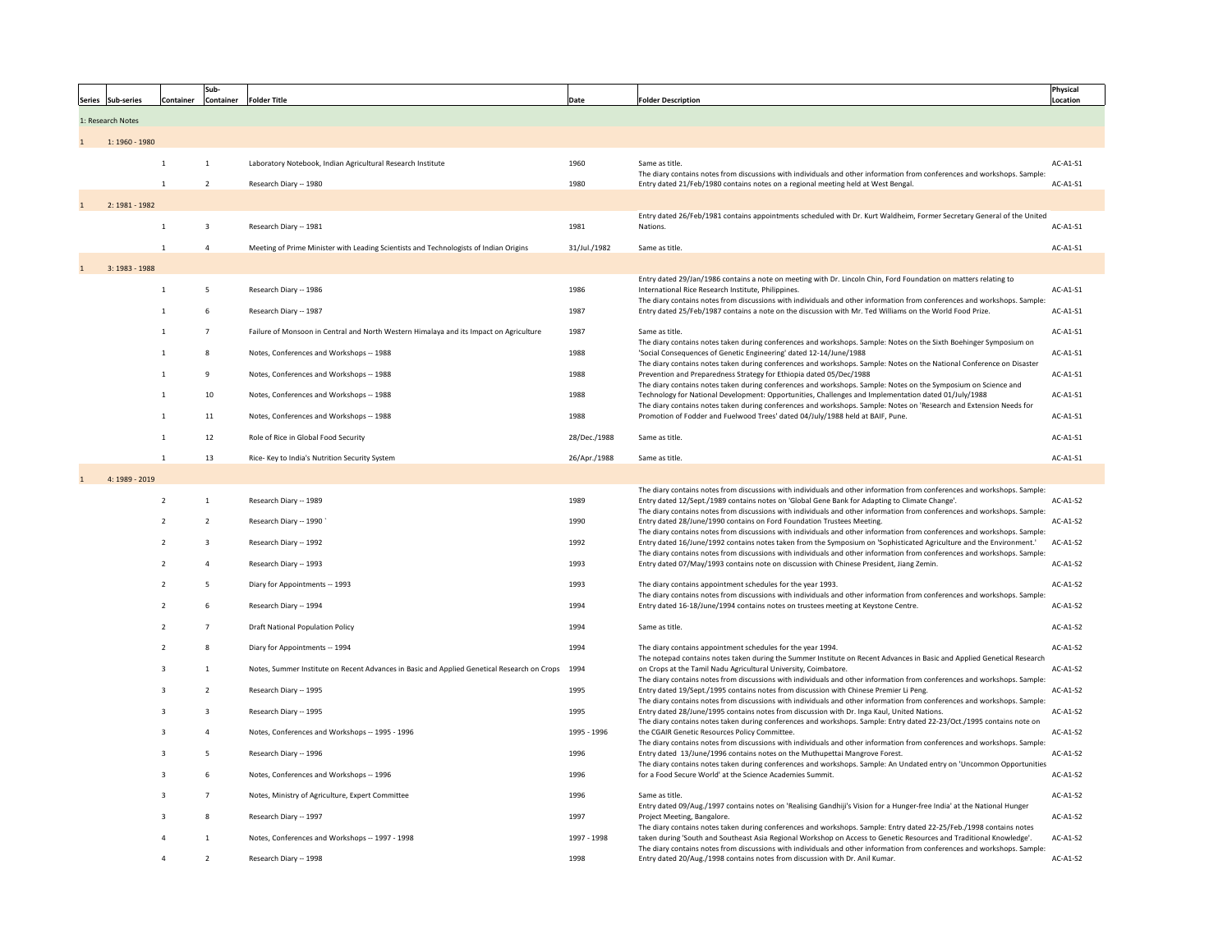| Series | Sub-series | Container | Sub-Container | Folder Title | Date | Folder Description | Physical Location |
|---|---|---|---|---|---|---|---|
| 1: Research Notes | | | | | | | |
| 1 | 1: 1960 - 1980 | | | | | | |
| | | 1 | 1 | Laboratory Notebook, Indian Agricultural Research Institute | 1960 | Same as title. | AC-A1-S1 |
| | | 1 | 2 | Research Diary -- 1980 | 1980 | The diary contains notes from discussions with individuals and other information from conferences and workshops. Sample: Entry dated 21/Feb/1980 contains notes on a regional meeting held at West Bengal. | AC-A1-S1 |
| 1 | 2: 1981 - 1982 | | | | | | |
| | | 1 | 3 | Research Diary -- 1981 | 1981 | Entry dated 26/Feb/1981 contains appointments scheduled with Dr. Kurt Waldheim, Former Secretary General of the United Nations. | AC-A1-S1 |
| | | 1 | 4 | Meeting of Prime Minister with Leading Scientists and Technologists of Indian Origins | 31/Jul./1982 | Same as title. | AC-A1-S1 |
| 1 | 3: 1983 - 1988 | | | | | | |
| | | 1 | 5 | Research Diary -- 1986 | 1986 | Entry dated 29/Jan/1986 contains a note on meeting with Dr. Lincoln Chin, Ford Foundation on matters relating to International Rice Research Institute, Philippines. | AC-A1-S1 |
| | | 1 | 6 | Research Diary -- 1987 | 1987 | The diary contains notes from discussions with individuals and other information from conferences and workshops. Sample: Entry dated 25/Feb/1987 contains a note on the discussion with Mr. Ted Williams on the World Food Prize. | AC-A1-S1 |
| | | 1 | 7 | Failure of Monsoon in Central and North Western Himalaya and its Impact on Agriculture | 1987 | Same as title. | AC-A1-S1 |
| | | 1 | 8 | Notes, Conferences and Workshops -- 1988 | 1988 | The diary contains notes taken during conferences and workshops. Sample: Notes on the Sixth Boehinger Symposium on 'Social Consequences of Genetic Engineering' dated 12-14/June/1988 | AC-A1-S1 |
| | | 1 | 9 | Notes, Conferences and Workshops -- 1988 | 1988 | The diary contains notes taken during conferences and workshops. Sample: Notes on the National Conference on Disaster Prevention and Preparedness Strategy for Ethiopia dated 05/Dec/1988 | AC-A1-S1 |
| | | 1 | 10 | Notes, Conferences and Workshops -- 1988 | 1988 | The diary contains notes taken during conferences and workshops. Sample: Notes on the Symposium on Science and Technology for National Development: Opportunities, Challenges and Implementation dated 01/July/1988 | AC-A1-S1 |
| | | 1 | 11 | Notes, Conferences and Workshops -- 1988 | 1988 | The diary contains notes taken during conferences and workshops. Sample: Notes on 'Research and Extension Needs for Promotion of Fodder and Fuelwood Trees' dated 04/July/1988 held at BAIF, Pune. | AC-A1-S1 |
| | | 1 | 12 | Role of Rice in Global Food Security | 28/Dec./1988 | Same as title. | AC-A1-S1 |
| | | 1 | 13 | Rice- Key to India's Nutrition Security System | 26/Apr./1988 | Same as title. | AC-A1-S1 |
| 1 | 4: 1989 - 2019 | | | | | | |
| | | 2 | 1 | Research Diary -- 1989 | 1989 | The diary contains notes from discussions with individuals and other information from conferences and workshops. Sample: Entry dated 12/Sept./1989 contains notes on 'Global Gene Bank for Adapting to Climate Change'. | AC-A1-S2 |
| | | 2 | 2 | Research Diary -- 1990 ` | 1990 | The diary contains notes from discussions with individuals and other information from conferences and workshops. Sample: Entry dated 28/June/1990 contains on Ford Foundation Trustees Meeting. | AC-A1-S2 |
| | | 2 | 3 | Research Diary -- 1992 | 1992 | The diary contains notes from discussions with individuals and other information from conferences and workshops. Sample: Entry dated 16/June/1992 contains notes taken from the Symposium on 'Sophisticated Agriculture and the Environment.' | AC-A1-S2 |
| | | 2 | 4 | Research Diary -- 1993 | 1993 | The diary contains notes from discussions with individuals and other information from conferences and workshops. Sample: Entry dated 07/May/1993 contains note on discussion with Chinese President, Jiang Zemin. | AC-A1-S2 |
| | | 2 | 5 | Diary for Appointments -- 1993 | 1993 | The diary contains appointment schedules for the year 1993. | AC-A1-S2 |
| | | 2 | 6 | Research Diary -- 1994 | 1994 | The diary contains notes from discussions with individuals and other information from conferences and workshops. Sample: Entry dated 16-18/June/1994 contains notes on trustees meeting at Keystone Centre. | AC-A1-S2 |
| | | 2 | 7 | Draft National Population Policy | 1994 | Same as title. | AC-A1-S2 |
| | | 2 | 8 | Diary for Appointments -- 1994 | 1994 | The diary contains appointment schedules for the year 1994. | AC-A1-S2 |
| | | 3 | 1 | Notes, Summer Institute on Recent Advances in Basic and Applied Genetical Research on Crops | 1994 | The notepad contains notes taken during the Summer Institute on Recent Advances in Basic and Applied Genetical Research on Crops at the Tamil Nadu Agricultural University, Coimbatore. | AC-A1-S2 |
| | | 3 | 2 | Research Diary -- 1995 | 1995 | The diary contains notes from discussions with individuals and other information from conferences and workshops. Sample: Entry dated 19/Sept./1995 contains notes from discussion with Chinese Premier Li Peng. | AC-A1-S2 |
| | | 3 | 3 | Research Diary -- 1995 | 1995 | The diary contains notes from discussions with individuals and other information from conferences and workshops. Sample: Entry dated 28/June/1995 contains notes from discussion with Dr. Inga Kaul, United Nations. | AC-A1-S2 |
| | | 3 | 4 | Notes, Conferences and Workshops -- 1995 - 1996 | 1995 - 1996 | The diary contains notes taken during conferences and workshops. Sample: Entry dated 22-23/Oct./1995 contains note on the CGAIR Genetic Resources Policy Committee. | AC-A1-S2 |
| | | 3 | 5 | Research Diary -- 1996 | 1996 | The diary contains notes from discussions with individuals and other information from conferences and workshops. Sample: Entry dated 13/June/1996 contains notes on the Muthupettai Mangrove Forest. | AC-A1-S2 |
| | | 3 | 6 | Notes, Conferences and Workshops -- 1996 | 1996 | The diary contains notes taken during conferences and workshops. Sample: An Undated entry on 'Uncommon Opportunities for a Food Secure World' at the Science Academies Summit. | AC-A1-S2 |
| | | 3 | 7 | Notes, Ministry of Agriculture, Expert Committee | 1996 | Same as title. | AC-A1-S2 |
| | | 3 | 8 | Research Diary -- 1997 | 1997 | Entry dated 09/Aug./1997 contains notes on 'Realising Gandhiji's Vision for a Hunger-free India' at the National Hunger Project Meeting, Bangalore. | AC-A1-S2 |
| | | 4 | 1 | Notes, Conferences and Workshops -- 1997 - 1998 | 1997 - 1998 | The diary contains notes taken during conferences and workshops. Sample: Entry dated 22-25/Feb./1998 contains notes taken during 'South and Southeast Asia Regional Workshop on Access to Genetic Resources and Traditional Knowledge'. | AC-A1-S2 |
| | | 4 | 2 | Research Diary -- 1998 | 1998 | The diary contains notes from discussions with individuals and other information from conferences and workshops. Sample: Entry dated 20/Aug./1998 contains notes from discussion with Dr. Anil Kumar. | AC-A1-S2 |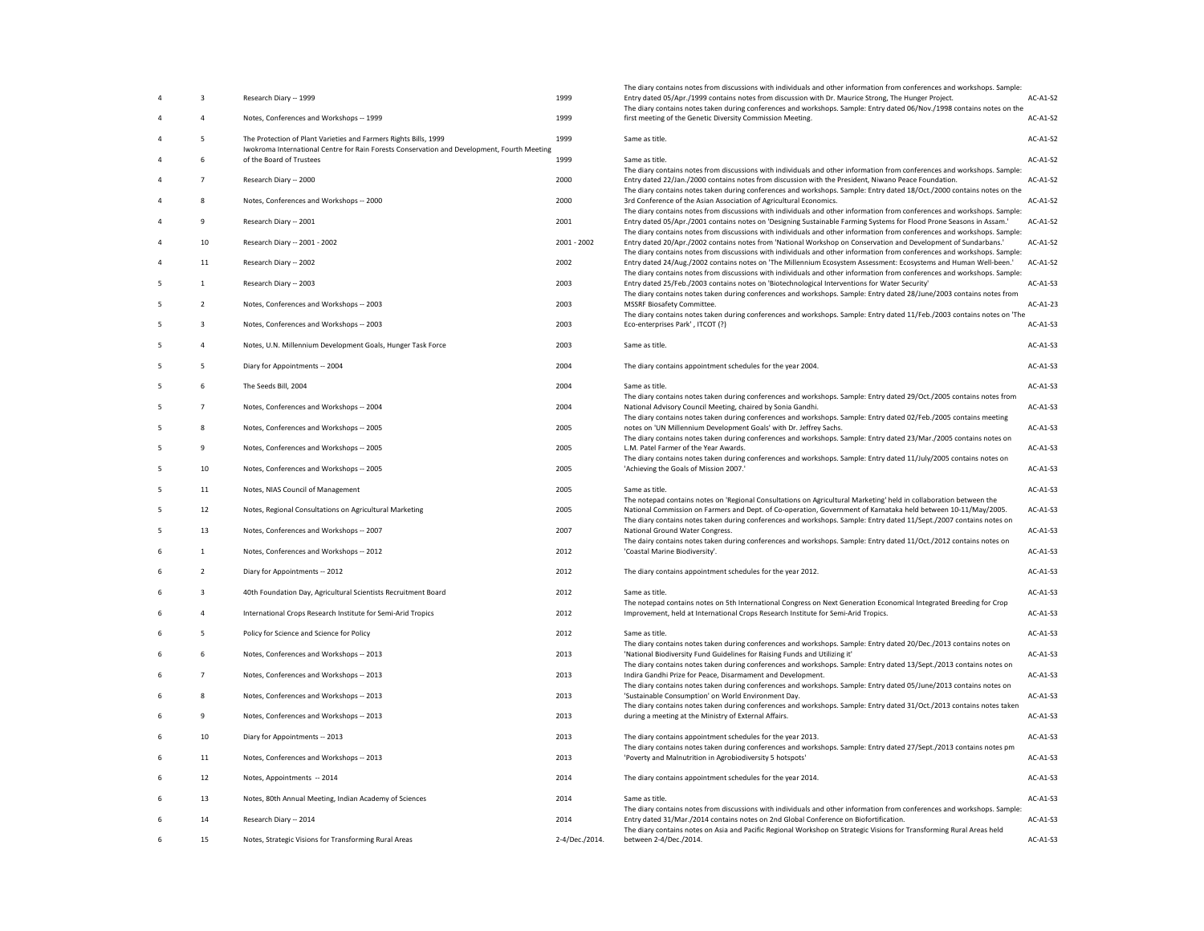| | | | | | |
|---|---|---|---|---|---|
| 4 | 3 | Research Diary -- 1999 | 1999 | The diary contains notes from discussions with individuals and other information from conferences and workshops. Sample: Entry dated 05/Apr./1999 contains notes from discussion with Dr. Maurice Strong, The Hunger Project. | AC-A1-S2 |
| 4 | 4 | Notes, Conferences and Workshops -- 1999 | 1999 | The diary contains notes taken during conferences and workshops. Sample: Entry dated 06/Nov./1998 contains notes on the first meeting of the Genetic Diversity Commission Meeting. | AC-A1-S2 |
| 4 | 5 | The Protection of Plant Varieties and Farmers Rights Bills, 1999 | 1999 | Same as title. | AC-A1-S2 |
| 4 | 6 | Iwokroma International Centre for Rain Forests Conservation and Development, Fourth Meeting of the Board of Trustees | 1999 | Same as title. | AC-A1-S2 |
| 4 | 7 | Research Diary -- 2000 | 2000 | The diary contains notes from discussions with individuals and other information from conferences and workshops. Sample: Entry dated 22/Jan./2000 contains notes from discussion with the President, Niwano Peace Foundation. | AC-A1-S2 |
| 4 | 8 | Notes, Conferences and Workshops -- 2000 | 2000 | The diary contains notes taken during conferences and workshops. Sample: Entry dated 18/Oct./2000 contains notes on the 3rd Conference of the Asian Association of Agricultural Economics. | AC-A1-S2 |
| 4 | 9 | Research Diary -- 2001 | 2001 | The diary contains notes from discussions with individuals and other information from conferences and workshops. Sample: Entry dated 05/Apr./2001 contains notes on 'Designing Sustainable Farming Systems for Flood Prone Seasons in Assam.' | AC-A1-S2 |
| 4 | 10 | Research Diary -- 2001 - 2002 | 2001 - 2002 | The diary contains notes from discussions with individuals and other information from conferences and workshops. Sample: Entry dated 20/Apr./2002 contains notes from 'National Workshop on Conservation and Development of Sundarbans.' | AC-A1-S2 |
| 4 | 11 | Research Diary -- 2002 | 2002 | The diary contains notes from discussions with individuals and other information from conferences and workshops. Sample: Entry dated 24/Aug./2002 contains notes on 'The Millennium Ecosystem Assessment: Ecosystems and Human Well-been.' | AC-A1-S2 |
| 5 | 1 | Research Diary -- 2003 | 2003 | The diary contains notes from discussions with individuals and other information from conferences and workshops. Sample: Entry dated 25/Feb./2003 contains notes on 'Biotechnological Interventions for Water Security' | AC-A1-S3 |
| 5 | 2 | Notes, Conferences and Workshops -- 2003 | 2003 | The diary contains notes taken during conferences and workshops. Sample: Entry dated 28/June/2003 contains notes from MSSRF Biosafety Committee. | AC-A1-23 |
| 5 | 3 | Notes, Conferences and Workshops -- 2003 | 2003 | The diary contains notes taken during conferences and workshops. Sample: Entry dated 11/Feb./2003 contains notes on 'The Eco-enterprises Park' , ITCOT (?) | AC-A1-S3 |
| 5 | 4 | Notes, U.N. Millennium Development Goals, Hunger Task Force | 2003 | Same as title. | AC-A1-S3 |
| 5 | 5 | Diary for Appointments -- 2004 | 2004 | The diary contains appointment schedules for the year 2004. | AC-A1-S3 |
| 5 | 6 | The Seeds Bill, 2004 | 2004 | Same as title. | AC-A1-S3 |
| 5 | 7 | Notes, Conferences and Workshops -- 2004 | 2004 | The diary contains notes taken during conferences and workshops. Sample: Entry dated 29/Oct./2005 contains notes from National Advisory Council Meeting, chaired by Sonia Gandhi. | AC-A1-S3 |
| 5 | 8 | Notes, Conferences and Workshops -- 2005 | 2005 | The diary contains notes taken during conferences and workshops. Sample: Entry dated 02/Feb./2005 contains meeting notes on 'UN Millennium Development Goals' with Dr. Jeffrey Sachs. | AC-A1-S3 |
| 5 | 9 | Notes, Conferences and Workshops -- 2005 | 2005 | The diary contains notes taken during conferences and workshops. Sample: Entry dated 23/Mar./2005 contains notes on L.M. Patel Farmer of the Year Awards. | AC-A1-S3 |
| 5 | 10 | Notes, Conferences and Workshops -- 2005 | 2005 | The diary contains notes taken during conferences and workshops. Sample: Entry dated 11/July/2005 contains notes on 'Achieving the Goals of Mission 2007.' | AC-A1-S3 |
| 5 | 11 | Notes, NIAS Council of Management | 2005 | Same as title. | AC-A1-S3 |
| 5 | 12 | Notes, Regional Consultations on Agricultural Marketing | 2005 | The notepad contains notes on 'Regional Consultations on Agricultural Marketing' held in collaboration between the National Commission on Farmers and Dept. of Co-operation, Government of Karnataka held between 10-11/May/2005. | AC-A1-S3 |
| 5 | 13 | Notes, Conferences and Workshops -- 2007 | 2007 | The diary contains notes taken during conferences and workshops. Sample: Entry dated 11/Sept./2007 contains notes on National Ground Water Congress. | AC-A1-S3 |
| 6 | 1 | Notes, Conferences and Workshops -- 2012 | 2012 | The dairy contains notes taken during conferences and workshops. Sample: Entry dated 11/Oct./2012 contains notes on 'Coastal Marine Biodiversity'. | AC-A1-S3 |
| 6 | 2 | Diary for Appointments -- 2012 | 2012 | The diary contains appointment schedules for the year 2012. | AC-A1-S3 |
| 6 | 3 | 40th Foundation Day, Agricultural Scientists Recruitment Board | 2012 | Same as title. | AC-A1-S3 |
| 6 | 4 | International Crops Research Institute for Semi-Arid Tropics | 2012 | The notepad contains notes on 5th International Congress on Next Generation Economical Integrated Breeding for Crop Improvement, held at International Crops Research Institute for Semi-Arid Tropics. | AC-A1-S3 |
| 6 | 5 | Policy for Science and Science for Policy | 2012 | Same as title. | AC-A1-S3 |
| 6 | 6 | Notes, Conferences and Workshops -- 2013 | 2013 | The diary contains notes taken during conferences and workshops. Sample: Entry dated 20/Dec./2013 contains notes on 'National Biodiversity Fund Guidelines for Raising Funds and Utilizing it' | AC-A1-S3 |
| 6 | 7 | Notes, Conferences and Workshops -- 2013 | 2013 | The diary contains notes taken during conferences and workshops. Sample: Entry dated 13/Sept./2013 contains notes on Indira Gandhi Prize for Peace, Disarmament and Development. | AC-A1-S3 |
| 6 | 8 | Notes, Conferences and Workshops -- 2013 | 2013 | The diary contains notes taken during conferences and workshops. Sample: Entry dated 05/June/2013 contains notes on 'Sustainable Consumption' on World Environment Day. | AC-A1-S3 |
| 6 | 9 | Notes, Conferences and Workshops -- 2013 | 2013 | The diary contains notes taken during conferences and workshops. Sample: Entry dated 31/Oct./2013 contains notes taken during a meeting at the Ministry of External Affairs. | AC-A1-S3 |
| 6 | 10 | Diary for Appointments -- 2013 | 2013 | The diary contains appointment schedules for the year 2013. | AC-A1-S3 |
| 6 | 11 | Notes, Conferences and Workshops -- 2013 | 2013 | The diary contains notes taken during conferences and workshops. Sample: Entry dated 27/Sept./2013 contains notes pm 'Poverty and Malnutrition in Agrobiodiversity 5 hotspots' | AC-A1-S3 |
| 6 | 12 | Notes, Appointments -- 2014 | 2014 | The diary contains appointment schedules for the year 2014. | AC-A1-S3 |
| 6 | 13 | Notes, 80th Annual Meeting, Indian Academy of Sciences | 2014 | Same as title. | AC-A1-S3 |
| 6 | 14 | Research Diary -- 2014 | 2014 | The diary contains notes from discussions with individuals and other information from conferences and workshops. Sample: Entry dated 31/Mar./2014 contains notes on 2nd Global Conference on Biofortification. | AC-A1-S3 |
| 6 | 15 | Notes, Strategic Visions for Transforming Rural Areas | 2-4/Dec./2014. | The diary contains notes on Asia and Pacific Regional Workshop on Strategic Visions for Transforming Rural Areas held between 2-4/Dec./2014. | AC-A1-S3 |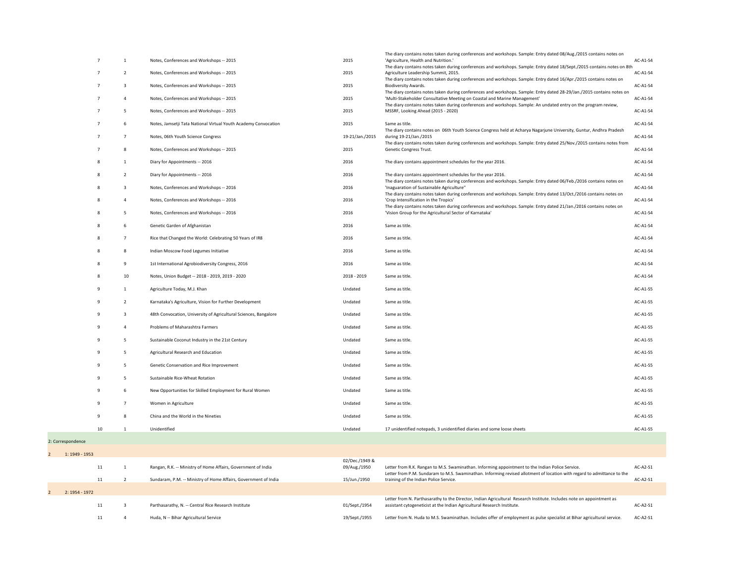| | | | | | | |
|---|---|---|---|---|---|---|
| | 7 | 1 | Notes, Conferences and Workshops -- 2015 | 2015 | The diary contains notes taken during conferences and workshops. Sample: Entry dated 08/Aug./2015 contains notes on 'Agriculture, Health and Nutrition.' | AC-A1-S4 |
| | 7 | 2 | Notes, Conferences and Workshops -- 2015 | 2015 | The diary contains notes taken during conferences and workshops. Sample: Entry dated 18/Sept./2015 contains notes on 8th Agriculture Leadership Summit, 2015. | AC-A1-S4 |
| | 7 | 3 | Notes, Conferences and Workshops -- 2015 | 2015 | The diary contains notes taken during conferences and workshops. Sample: Entry dated 16/Apr./2015 contains notes on Biodiversity Awards. | AC-A1-S4 |
| | 7 | 4 | Notes, Conferences and Workshops -- 2015 | 2015 | The diary contains notes taken during conferences and workshops. Sample: Entry dated 28-29/Jan./2015 contains notes on 'Multi-Stakeholder Consultative Meeting on Coastal and Marine Management' | AC-A1-S4 |
| | 7 | 5 | Notes, Conferences and Workshops -- 2015 | 2015 | The diary contains notes taken during conferences and workshops. Sample: An undated entry on the program review, MSSRF, Looking Ahead (2015 - 2020) | AC-A1-S4 |
| | 7 | 6 | Notes, Jamsetji Tata National Virtual Youth Academy Convocation | 2015 | Same as title. | AC-A1-S4 |
| | 7 | 7 | Notes, 06th Youth Science Congress | 19-21/Jan./2015 | The diary contains notes on 06th Youth Science Congress held at Acharya Nagarjune University, Guntur, Andhra Pradesh during 19-21/Jan./2015 | AC-A1-S4 |
| | 7 | 8 | Notes, Conferences and Workshops -- 2015 | 2015 | The diary contains notes taken during conferences and workshops. Sample: Entry dated 25/Nov./2015 contains notes from Genetic Congress Trust. | AC-A1-S4 |
| | 8 | 1 | Diary for Appointments -- 2016 | 2016 | The diary contains appointment schedules for the year 2016. | AC-A1-S4 |
| | 8 | 2 | Diary for Appointments -- 2016 | 2016 | The diary contains appointment schedules for the year 2016. | AC-A1-S4 |
| | 8 | 3 | Notes, Conferences and Workshops -- 2016 | 2016 | The diary contains notes taken during conferences and workshops. Sample: Entry dated 06/Feb./2016 contains notes on 'Inaguaration of Sustainable Agriculture" | AC-A1-S4 |
| | 8 | 4 | Notes, Conferences and Workshops -- 2016 | 2016 | The diary contains notes taken during conferences and workshops. Sample: Entry dated 13/Oct./2016 contains notes on 'Crop Intensification in the Tropics' | AC-A1-S4 |
| | 8 | 5 | Notes, Conferences and Workshops -- 2016 | 2016 | The diary contains notes taken during conferences and workshops. Sample: Entry dated 21/Jan./2016 contains notes on 'Vision Group for the Agricultural Sector of Karnataka' | AC-A1-S4 |
| | 8 | 6 | Genetic Garden of Afghanistan | 2016 | Same as title. | AC-A1-S4 |
| | 8 | 7 | Rice that Changed the World: Celebrating 50 Years of IR8 | 2016 | Same as title. | AC-A1-S4 |
| | 8 | 8 | Indian Moscow Food Legumes Initiative | 2016 | Same as title. | AC-A1-S4 |
| | 8 | 9 | 1st International Agrobiodiversity Congress, 2016 | 2016 | Same as title. | AC-A1-S4 |
| | 8 | 10 | Notes, Union Budget -- 2018 - 2019, 2019 - 2020 | 2018 - 2019 | Same as title. | AC-A1-S4 |
| | 9 | 1 | Agriculture Today, M.J. Khan | Undated | Same as title. | AC-A1-S5 |
| | 9 | 2 | Karnataka's Agriculture, Vision for Further Development | Undated | Same as title. | AC-A1-S5 |
| | 9 | 3 | 48th Convocation, University of Agricultural Sciences, Bangalore | Undated | Same as title. | AC-A1-S5 |
| | 9 | 4 | Problems of Maharashtra Farmers | Undated | Same as title. | AC-A1-S5 |
| | 9 | 5 | Sustainable Coconut Industry in the 21st Century | Undated | Same as title. | AC-A1-S5 |
| | 9 | 5 | Agricultural Research and Education | Undated | Same as title. | AC-A1-S5 |
| | 9 | 5 | Genetic Conservation and Rice Improvement | Undated | Same as title. | AC-A1-S5 |
| | 9 | 5 | Sustainable Rice-Wheat Rotation | Undated | Same as title. | AC-A1-S5 |
| | 9 | 6 | New Opportunities for Skilled Employment for Rural Women | Undated | Same as title. | AC-A1-S5 |
| | 9 | 7 | Women in Agriculture | Undated | Same as title. | AC-A1-S5 |
| | 9 | 8 | China and the World in the Nineties | Undated | Same as title. | AC-A1-S5 |
| | 10 | 1 | Unidentified | Undated | 17 unidentified notepads, 3 unidentified diaries and some loose sheets | AC-A1-S5 |
| 2: Correspondence | | | | | | |
| 2 1: 1949 - 1953 | | | | | | |
| | 11 | 1 | Rangan, R.K. -- Ministry of Home Affairs, Government of India | 02/Dec./1949 & 09/Aug./1950 | Letter from R.K. Rangan to M.S. Swaminathan. Informing appointment to the Indian Police Service. | AC-A2-S1 |
| | 11 | 2 | Sundaram, P.M. -- Ministry of Home Affairs, Government of India | 15/Jun./1950 | Letter from P.M. Sundaram to M.S. Swaminathan. Informing revised allotment of location with regard to admittance to the training of the Indian Police Service. | AC-A2-S1 |
| 2 2: 1954 - 1972 | | | | | | |
| | 11 | 3 | Parthasarathy, N. -- Central Rice Research Institute | 01/Sept./1954 | Letter from N. Parthasarathy to the Director, Indian Agricultural Research Institute. Includes note on appointment as assistant cytogeneticist at the Indian Agricultural Research Institute. | AC-A2-S1 |
| | 11 | 4 | Huda, N -- Bihar Agricultural Service | 19/Sept./1955 | Letter from N. Huda to M.S. Swaminathan. Includes offer of employment as pulse specialist at Bihar agricultural service. | AC-A2-S1 |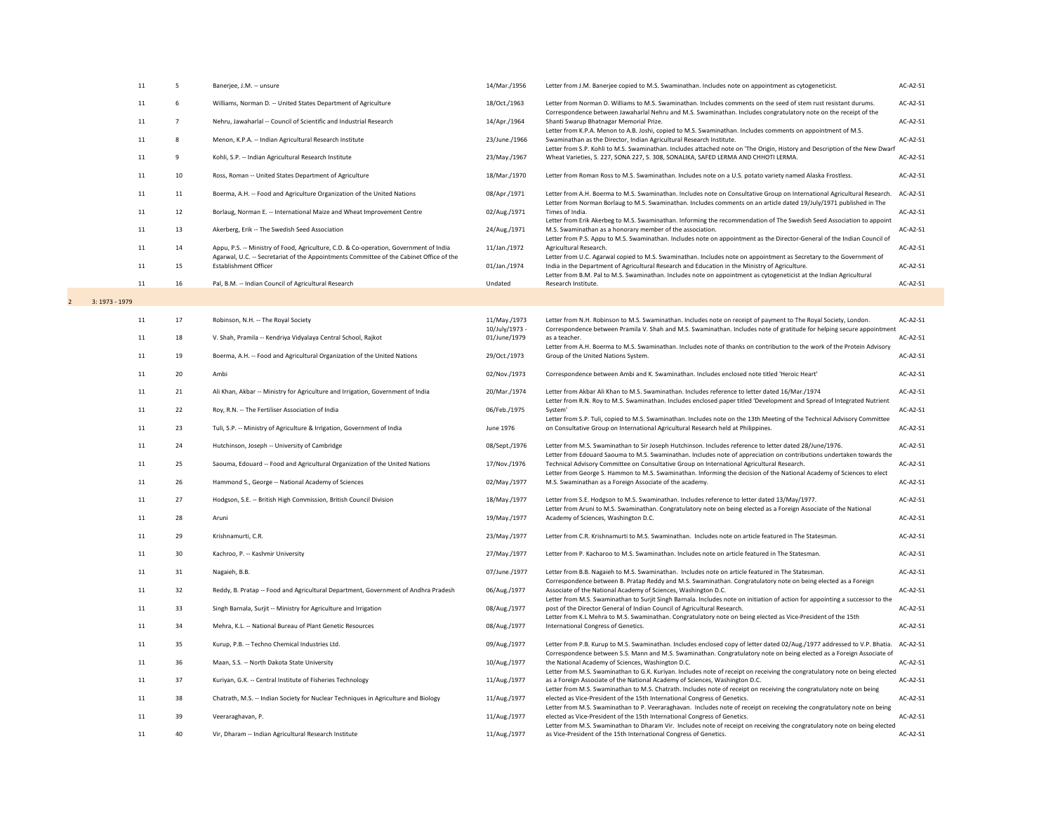| | | | | | | |
|---|---|---|---|---|---|---|
| | 11 | 5 | Banerjee, J.M. -- unsure | 14/Mar./1956 | Letter from J.M. Banerjee copied to M.S. Swaminathan. Includes note on appointment as cytogeneticist. | AC-A2-S1 |
| | 11 | 6 | Williams, Norman D. -- United States Department of Agriculture | 18/Oct./1963 | Letter from Norman D. Williams to M.S. Swaminathan. Includes comments on the seed of stem rust resistant durums. | AC-A2-S1 |
| | 11 | 7 | Nehru, Jawaharlal -- Council of Scientific and Industrial Research | 14/Apr./1964 | Correspondence between Jawaharlal Nehru and M.S. Swaminathan. Includes congratulatory note on the receipt of the Shanti Swarup Bhatnagar Memorial Prize. | AC-A2-S1 |
| | 11 | 8 | Menon, K.P.A. -- Indian Agricultural Research Institute | 23/June./1966 | Letter from K.P.A. Menon to A.B. Joshi, copied to M.S. Swaminathan. Includes comments on appointment of M.S. Swaminathan as the Director, Indian Agricultural Research Institute. | AC-A2-S1 |
| | 11 | 9 | Kohli, S.P. -- Indian Agricultural Research Institute | 23/May./1967 | Letter from S.P. Kohli to M.S. Swaminathan. Includes attached note on 'The Origin, History and Description of the New Dwarf Wheat Varieties, S. 227, SONA 227, S. 308, SONALIKA, SAFED LERMA AND CHHOTI LERMA. | AC-A2-S1 |
| | 11 | 10 | Ross, Roman -- United States Department of Agriculture | 18/Mar./1970 | Letter from Roman Ross to M.S. Swaminathan. Includes note on a U.S. potato variety named Alaska Frostless. | AC-A2-S1 |
| | 11 | 11 | Boerma, A.H. -- Food and Agriculture Organization of the United Nations | 08/Apr./1971 | Letter from A.H. Boerma to M.S. Swaminathan. Includes note on Consultative Group on International Agricultural Research. | AC-A2-S1 |
| | 11 | 12 | Borlaug, Norman E. -- International Maize and Wheat Improvement Centre | 02/Aug./1971 | Letter from Norman Borlaug to M.S. Swaminathan. Includes comments on an article dated 19/July/1971 published in The Times of India. | AC-A2-S1 |
| | 11 | 13 | Akerberg, Erik -- The Swedish Seed Association | 24/Aug./1971 | Letter from Erik Akerbeg to M.S. Swaminathan. Informing the recommendation of The Swedish Seed Association to appoint M.S. Swaminathan as a honorary member of the association. | AC-A2-S1 |
| | 11 | 14 | Appu, P.S. -- Ministry of Food, Agriculture, C.D. & Co-operation, Government of India | 11/Jan./1972 | Letter from P.S. Appu to M.S. Swaminathan. Includes note on appointment as the Director-General of the Indian Council of Agricultural Research. | AC-A2-S1 |
| | 11 | 15 | Agarwal, U.C. -- Secretariat of the Appointments Committee of the Cabinet Office of the Establishment Officer | 01/Jan./1974 | Letter from U.C. Agarwal copied to M.S. Swaminathan. Includes note on appointment as Secretary to the Government of India in the Department of Agricultural Research and Education in the Ministry of Agriculture. | AC-A2-S1 |
| | 11 | 16 | Pal, B.M. -- Indian Council of Agricultural Research | Undated | Letter from B.M. Pal to M.S. Swaminathan. Includes note on appointment as cytogeneticist at the Indian Agricultural Research Institute. | AC-A2-S1 |
| 2 | 3: 1973 - 1979 | | | | | |
| | 11 | 17 | Robinson, N.H. -- The Royal Society | 11/May./1973 | Letter from N.H. Robinson to M.S. Swaminathan. Includes note on receipt of payment to The Royal Society, London. | AC-A2-S1 |
| | 11 | 18 | V. Shah, Pramila -- Kendriya Vidyalaya Central School, Rajkot | 10/July/1973 - 01/June/1979 | Correspondence between Pramila V. Shah and M.S. Swaminathan. Includes note of gratitude for helping secure appointment as a teacher. | AC-A2-S1 |
| | 11 | 19 | Boerma, A.H. -- Food and Agricultural Organization of the United Nations | 29/Oct./1973 | Letter from A.H. Boerma to M.S. Swaminathan. Includes note of thanks on contribution to the work of the Protein Advisory Group of the United Nations System. | AC-A2-S1 |
| | 11 | 20 | Ambi | 02/Nov./1973 | Correspondence between Ambi and K. Swaminathan. Includes enclosed note titled 'Heroic Heart' | AC-A2-S1 |
| | 11 | 21 | Ali Khan, Akbar -- Ministry for Agriculture and Irrigation, Government of India | 20/Mar./1974 | Letter from Akbar Ali Khan to M.S. Swaminathan. Includes reference to letter dated 16/Mar./1974 | AC-A2-S1 |
| | 11 | 22 | Roy, R.N. -- The Fertiliser Association of India | 06/Feb./1975 | Letter from R.N. Roy to M.S. Swaminathan. Includes enclosed paper titled 'Development and Spread of Integrated Nutrient System' | AC-A2-S1 |
| | 11 | 23 | Tuli, S.P. -- Ministry of Agriculture & Irrigation, Government of India | June 1976 | Letter from S.P. Tuli, copied to M.S. Swaminathan. Includes note on the 13th Meeting of the Technical Advisory Committee on Consultative Group on International Agricultural Research held at Philippines. | AC-A2-S1 |
| | 11 | 24 | Hutchinson, Joseph -- University of Cambridge | 08/Sept./1976 | Letter from M.S. Swaminathan to Sir Joseph Hutchinson. Includes reference to letter dated 28/June/1976. | AC-A2-S1 |
| | 11 | 25 | Saouma, Edouard -- Food and Agricultural Organization of the United Nations | 17/Nov./1976 | Letter from Edouard Saouma to M.S. Swaminathan. Includes note of appreciation on contributions undertaken towards the Technical Advisory Committee on Consultative Group on International Agricultural Research. | AC-A2-S1 |
| | 11 | 26 | Hammond S., George -- National Academy of Sciences | 02/May./1977 | Letter from George S. Hammon to M.S. Swaminathan. Informing the decision of the National Academy of Sciences to elect M.S. Swaminathan as a Foreign Associate of the academy. | AC-A2-S1 |
| | 11 | 27 | Hodgson, S.E. -- British High Commission, British Council Division | 18/May./1977 | Letter from S.E. Hodgson to M.S. Swaminathan. Includes reference to letter dated 13/May/1977. | AC-A2-S1 |
| | 11 | 28 | Aruni | 19/May./1977 | Letter from Aruni to M.S. Swaminathan. Congratulatory note on being elected as a Foreign Associate of the National Academy of Sciences, Washington D.C. | AC-A2-S1 |
| | 11 | 29 | Krishnamurti, C.R. | 23/May./1977 | Letter from C.R. Krishnamurti to M.S. Swaminathan. Includes note on article featured in The Statesman. | AC-A2-S1 |
| | 11 | 30 | Kachroo, P. -- Kashmir University | 27/May./1977 | Letter from P. Kacharoo to M.S. Swaminathan. Includes note on article featured in The Statesman. | AC-A2-S1 |
| | 11 | 31 | Nagaieh, B.B. | 07/June./1977 | Letter from B.B. Nagaieh to M.S. Swaminathan. Includes note on article featured in The Statesman. | AC-A2-S1 |
| | 11 | 32 | Reddy, B. Pratap -- Food and Agricultural Department, Government of Andhra Pradesh | 06/Aug./1977 | Correspondence between B. Pratap Reddy and M.S. Swaminathan. Congratulatory note on being elected as a Foreign Associate of the National Academy of Sciences, Washington D.C. | AC-A2-S1 |
| | 11 | 33 | Singh Barnala, Surjit -- Ministry for Agriculture and Irrigation | 08/Aug./1977 | Letter from M.S. Swaminathan to Surjit Singh Barnala. Includes note on initiation of action for appointing a successor to the post of the Director General of Indian Council of Agricultural Research. | AC-A2-S1 |
| | 11 | 34 | Mehra, K.L. -- National Bureau of Plant Genetic Resources | 08/Aug./1977 | Letter from K.L Mehra to M.S. Swaminathan. Congratulatory note on being elected as Vice-President of the 15th International Congress of Genetics. | AC-A2-S1 |
| | 11 | 35 | Kurup, P.B. -- Techno Chemical Industries Ltd. | 09/Aug./1977 | Letter from P.B. Kurup to M.S. Swaminathan. Includes enclosed copy of letter dated 02/Aug./1977 addressed to V.P. Bhatia. | AC-A2-S1 |
| | 11 | 36 | Maan, S.S. -- North Dakota State University | 10/Aug./1977 | Correspondence between S.S. Mann and M.S. Swaminathan. Congratulatory note on being elected as a Foreign Associate of the National Academy of Sciences, Washington D.C. | AC-A2-S1 |
| | 11 | 37 | Kuriyan, G.K. -- Central Institute of Fisheries Technology | 11/Aug./1977 | Letter from M.S. Swaminathan to G.K. Kuriyan. Includes note of receipt on receiving the congratulatory note on being elected as a Foreign Associate of the National Academy of Sciences, Washington D.C. | AC-A2-S1 |
| | 11 | 38 | Chatrath, M.S. -- Indian Society for Nuclear Techniques in Agriculture and Biology | 11/Aug./1977 | Letter from M.S. Swaminathan to M.S. Chatrath. Includes note of receipt on receiving the congratulatory note on being elected as Vice-President of the 15th International Congress of Genetics. | AC-A2-S1 |
| | 11 | 39 | Veeraraghavan, P. | 11/Aug./1977 | Letter from M.S. Swaminathan to P. Veeraraghavan. Includes note of receipt on receiving the congratulatory note on being elected as Vice-President of the 15th International Congress of Genetics. | AC-A2-S1 |
| | 11 | 40 | Vir, Dharam -- Indian Agricultural Research Institute | 11/Aug./1977 | Letter from M.S. Swaminathan to Dharam Vir. Includes note of receipt on receiving the congratulatory note on being elected as Vice-President of the 15th International Congress of Genetics. | AC-A2-S1 |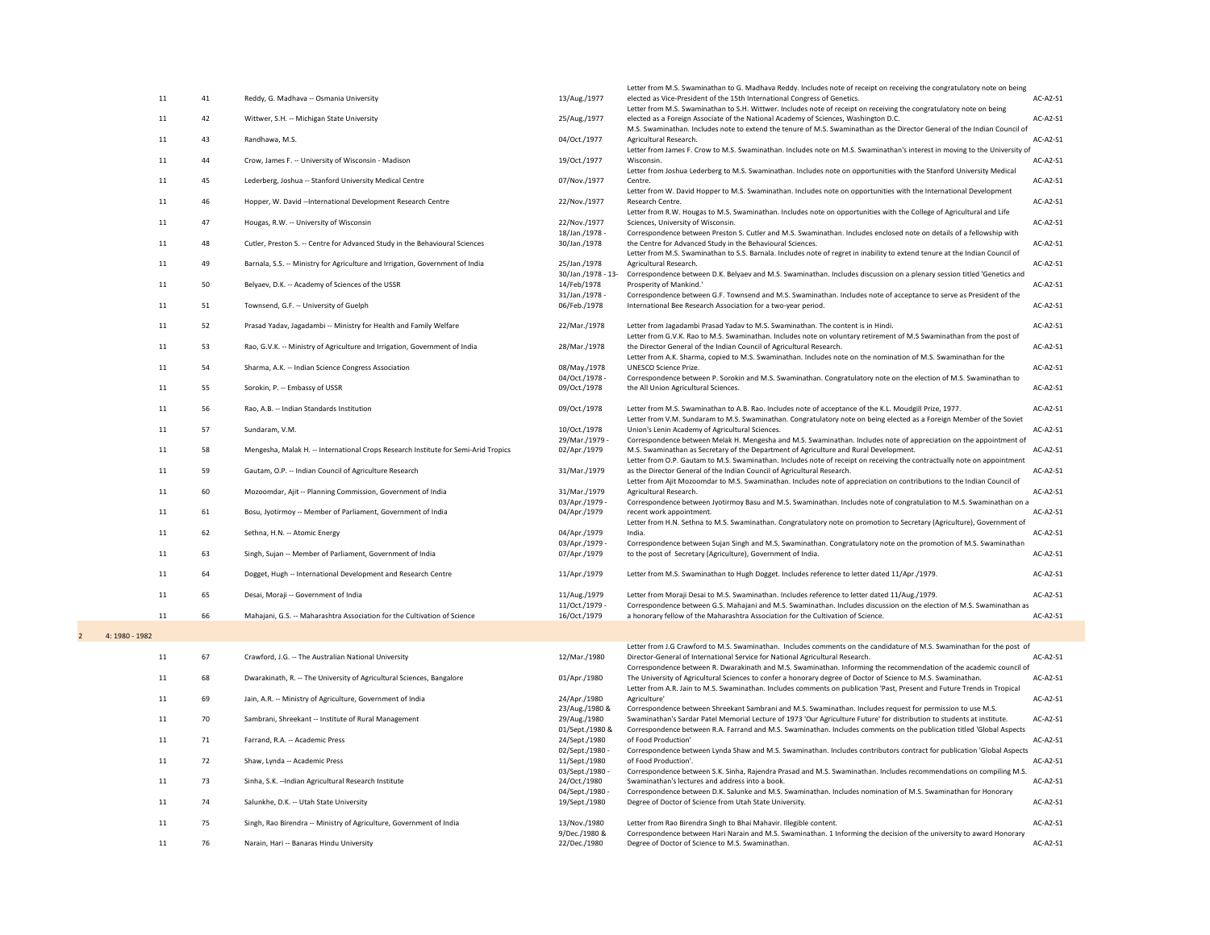| | | | | | |
|---|---|---|---|---|---|
| 11 | 41 | Reddy, G. Madhava -- Osmania University | 13/Aug./1977 | Letter from M.S. Swaminathan to G. Madhava Reddy. Includes note of receipt on receiving the congratulatory note on being elected as Vice-President of the 15th International Congress of Genetics. | AC-A2-S1 |
| 11 | 42 | Wittwer, S.H. -- Michigan State University | 25/Aug./1977 | Letter from M.S. Swaminathan to S.H. Wittwer. Includes note of receipt on receiving the congratulatory note on being elected as a Foreign Associate of the National Academy of Sciences, Washington D.C. | AC-A2-S1 |
| 11 | 43 | Randhawa, M.S. | 04/Oct./1977 | M.S. Swaminathan. Includes note to extend the tenure of M.S. Swaminathan as the Director General of the Indian Council of Agricultural Research. | AC-A2-S1 |
| 11 | 44 | Crow, James F. -- University of Wisconsin - Madison | 19/Oct./1977 | Letter from James F. Crow to M.S. Swaminathan. Includes note on M.S. Swaminathan's interest in moving to the University of Wisconsin. | AC-A2-S1 |
| 11 | 45 | Lederberg, Joshua -- Stanford University Medical Centre | 07/Nov./1977 | Letter from Joshua Lederberg to M.S. Swaminathan. Includes note on opportunities with the Stanford University Medical Centre. | AC-A2-S1 |
| 11 | 46 | Hopper, W. David --International Development Research Centre | 22/Nov./1977 | Letter from W. David Hopper to M.S. Swaminathan. Includes note on opportunities with the International Development Research Centre. | AC-A2-S1 |
| 11 | 47 | Hougas, R.W. -- University of Wisconsin | 22/Nov./1977 | Letter from R.W. Hougas to M.S. Swaminathan. Includes note on opportunities with the College of Agricultural and Life Sciences, University of Wisconsin. | AC-A2-S1 |
| 11 | 48 | Cutler, Preston S. -- Centre for Advanced Study in the Behavioural Sciences | 18/Jan./1978 - 30/Jan./1978 | Correspondence between Preston S. Cutler and M.S. Swaminathan. Includes enclosed note on details of a fellowship with the Centre for Advanced Study in the Behavioural Sciences. | AC-A2-S1 |
| 11 | 49 | Barnala, S.S. -- Ministry for Agriculture and Irrigation, Government of India | 25/Jan./1978 | Letter from M.S. Swaminathan to S.S. Barnala. Includes note of regret in inability to extend tenure at the Indian Council of Agricultural Research. | AC-A2-S1 |
| 11 | 50 | Belyaev, D.K. -- Academy of Sciences of the USSR | 30/Jan./1978 - 13-14/Feb/1978 | Correspondence between D.K. Belyaev and M.S. Swaminathan. Includes discussion on a plenary session titled 'Genetics and Prosperity of Mankind.' | AC-A2-S1 |
| 11 | 51 | Townsend, G.F. -- University of Guelph | 31/Jan./1978 - 06/Feb./1978 | Correspondence between G.F. Townsend and M.S. Swaminathan. Includes note of acceptance to serve as President of the International Bee Research Association for a two-year period. | AC-A2-S1 |
| 11 | 52 | Prasad Yadav, Jagadambi -- Ministry for Health and Family Welfare | 22/Mar./1978 | Letter from Jagadambi Prasad Yadav to M.S. Swaminathan. The content is in Hindi. | AC-A2-S1 |
| 11 | 53 | Rao, G.V.K. -- Ministry of Agriculture and Irrigation, Government of India | 28/Mar./1978 | Letter from G.V.K. Rao to M.S. Swaminathan. Includes note on voluntary retirement of M.S Swaminathan from the post of the Director General of the Indian Council of Agricultural Research. | AC-A2-S1 |
| 11 | 54 | Sharma, A.K. -- Indian Science Congress Association | 08/May./1978 | Letter from A.K. Sharma, copied to M.S. Swaminathan. Includes note on the nomination of M.S. Swaminathan for the UNESCO Science Prize. | AC-A2-S1 |
| 11 | 55 | Sorokin, P. -- Embassy of USSR | 04/Oct./1978 - 09/Oct./1978 | Correspondence between P. Sorokin and M.S. Swaminathan. Congratulatory note on the election of M.S. Swaminathan to the All Union Agricultural Sciences. | AC-A2-S1 |
| 11 | 56 | Rao, A.B. -- Indian Standards Institution | 09/Oct./1978 | Letter from M.S. Swaminathan to A.B. Rao. Includes note of acceptance of the K.L. Moudgill Prize, 1977. | AC-A2-S1 |
| 11 | 57 | Sundaram, V.M. | 10/Oct./1978 | Letter from V.M. Sundaram to M.S. Swaminathan. Congratulatory note on being elected as a Foreign Member of the Soviet Union's Lenin Academy of Agricultural Sciences. | AC-A2-S1 |
| 11 | 58 | Mengesha, Malak H. -- International Crops Research Institute for Semi-Arid Tropics | 29/Mar./1979 - 02/Apr./1979 | Correspondence between Melak H. Mengesha and M.S. Swaminathan. Includes note of appreciation on the appointment of M.S. Swaminathan as Secretary of the Department of Agriculture and Rural Development. | AC-A2-S1 |
| 11 | 59 | Gautam, O.P. -- Indian Council of Agriculture Research | 31/Mar./1979 | Letter from O.P. Gautam to M.S. Swaminathan. Includes note of receipt on receiving the contractually note on appointment as the Director General of the Indian Council of Agricultural Research. | AC-A2-S1 |
| 11 | 60 | Mozoomdar, Ajit -- Planning Commission, Government of India | 31/Mar./1979 | Letter from Ajit Mozoomdar to M.S. Swaminathan. Includes note of appreciation on contributions to the Indian Council of Agricultural Research. | AC-A2-S1 |
| 11 | 61 | Bosu, Jyotirmoy -- Member of Parliament, Government of India | 03/Apr./1979 - 04/Apr./1979 | Correspondence between Jyotirmoy Basu and M.S. Swaminathan. Includes note of congratulation to M.S. Swaminathan on a recent work appointment. | AC-A2-S1 |
| 11 | 62 | Sethna, H.N. -- Atomic Energy | 04/Apr./1979 | Letter from H.N. Sethna to M.S. Swaminathan. Congratulatory note on promotion to Secretary (Agriculture), Government of India. | AC-A2-S1 |
| 11 | 63 | Singh, Sujan -- Member of Parliament, Government of India | 03/Apr./1979 - 07/Apr./1979 | Correspondence between Sujan Singh and M.S. Swaminathan. Congratulatory note on the promotion of M.S. Swaminathan to the post of Secretary (Agriculture), Government of India. | AC-A2-S1 |
| 11 | 64 | Dogget, Hugh -- International Development and Research Centre | 11/Apr./1979 | Letter from M.S. Swaminathan to Hugh Dogget. Includes reference to letter dated 11/Apr./1979. | AC-A2-S1 |
| 11 | 65 | Desai, Moraji -- Government of India | 11/Aug./1979 | Letter from Moraji Desai to M.S. Swaminathan. Includes reference to letter dated 11/Aug./1979. | AC-A2-S1 |
| 11 | 66 | Mahajani, G.S. -- Maharashtra Association for the Cultivation of Science | 11/Oct./1979 - 16/Oct./1979 | Correspondence between G.S. Mahajani and M.S. Swaminathan. Includes discussion on the election of M.S. Swaminathan as a honorary fellow of the Maharashtra Association for the Cultivation of Science. | AC-A2-S1 |
| 2 | 4: 1980 - 1982 | | | | |
| 11 | 67 | Crawford, J.G. -- The Australian National University | 12/Mar./1980 | Letter from J.G Crawford to M.S. Swaminathan. Includes comments on the candidature of M.S. Swaminathan for the post of Director-General of International Service for National Agricultural Research. | AC-A2-S1 |
| 11 | 68 | Dwarakinath, R. -- The University of Agricultural Sciences, Bangalore | 01/Apr./1980 | Correspondence between R. Dwarakinath and M.S. Swaminathan. Informing the recommendation of the academic council of The University of Agricultural Sciences to confer a honorary degree of Doctor of Science to M.S. Swaminathan. | AC-A2-S1 |
| 11 | 69 | Jain, A.R. -- Ministry of Agriculture, Government of India | 24/Apr./1980 | Letter from A.R. Jain to M.S. Swaminathan. Includes comments on publication 'Past, Present and Future Trends in Tropical Agriculture' | AC-A2-S1 |
| 11 | 70 | Sambrani, Shreekant -- Institute of Rural Management | 23/Aug./1980 & 29/Aug./1980 | Correspondence between Shreekant Sambrani and M.S. Swaminathan. Includes request for permission to use M.S. Swaminathan's Sardar Patel Memorial Lecture of 1973 'Our Agriculture Future' for distribution to students at institute. | AC-A2-S1 |
| 11 | 71 | Farrand, R.A. -- Academic Press | 01/Sept./1980 & 24/Sept./1980 | Correspondence between R.A. Farrand and M.S. Swaminathan. Includes comments on the publication titled 'Global Aspects of Food Production' | AC-A2-S1 |
| 11 | 72 | Shaw, Lynda -- Academic Press | 02/Sept./1980 - 11/Sept./1980 | Correspondence between Lynda Shaw and M.S. Swaminathan. Includes contributors contract for publication 'Global Aspects of Food Production'. | AC-A2-S1 |
| 11 | 73 | Sinha, S.K. --Indian Agricultural Research Institute | 03/Sept./1980 - 24/Oct./1980 | Correspondence between S.K. Sinha, Rajendra Prasad and M.S. Swaminathan. Includes recommendations on compiling M.S. Swaminathan's lectures and address into a book. | AC-A2-S1 |
| 11 | 74 | Salunkhe, D.K. -- Utah State University | 04/Sept./1980 - 19/Sept./1980 | Correspondence between D.K. Salunke and M.S. Swaminathan. Includes nomination of M.S. Swaminathan for Honorary Degree of Doctor of Science from Utah State University. | AC-A2-S1 |
| 11 | 75 | Singh, Rao Birendra -- Ministry of Agriculture, Government of India | 13/Nov./1980 | Letter from Rao Birendra Singh to Bhai Mahavir. Illegible content. | AC-A2-S1 |
| 11 | 76 | Narain, Hari -- Banaras Hindu University | 9/Dec./1980 & 22/Dec./1980 | Correspondence between Hari Narain and M.S. Swaminathan. 1 Informing the decision of the university to award Honorary Degree of Doctor of Science to M.S. Swaminathan. | AC-A2-S1 |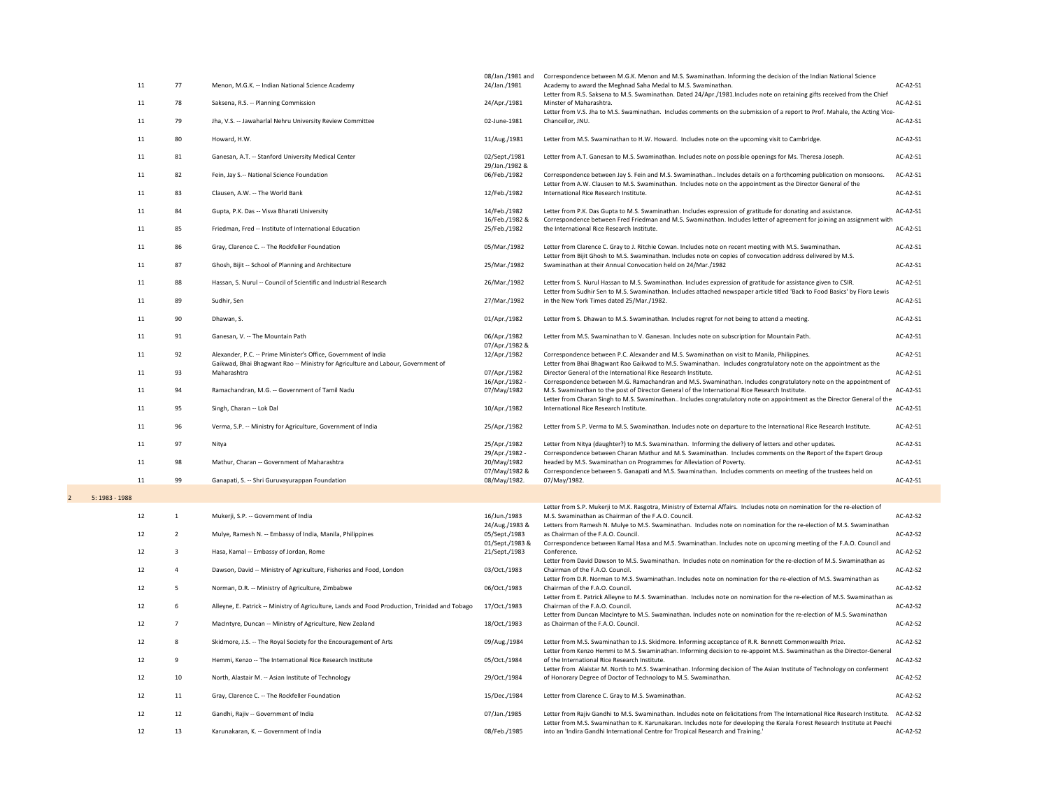| | | | | | |
|---|---|---|---|---|---|
| 11 | 77 | Menon, M.G.K. -- Indian National Science Academy | 08/Jan./1981 and 24/Jan./1981 | Correspondence between M.G.K. Menon and M.S. Swaminathan. Informing the decision of the Indian National Science Academy to award the Meghnad Saha Medal to M.S. Swaminathan. | AC-A2-S1 |
| 11 | 78 | Saksena, R.S. -- Planning Commission | 24/Apr./1981 | Letter from R.S. Saksena to M.S. Swaminathan. Dated 24/Apr./1981.Includes note on retaining gifts received from the Chief Minster of Maharashtra. | AC-A2-S1 |
| 11 | 79 | Jha, V.S. -- Jawaharlal Nehru University Review Committee | 02-June-1981 | Letter from V.S. Jha to M.S. Swaminathan. Includes comments on the submission of a report to Prof. Mahale, the Acting Vice-Chancellor, JNU. | AC-A2-S1 |
| 11 | 80 | Howard, H.W. | 11/Aug./1981 | Letter from M.S. Swaminathan to H.W. Howard. Includes note on the upcoming visit to Cambridge. | AC-A2-S1 |
| 11 | 81 | Ganesan, A.T. -- Stanford University Medical Center | 02/Sept./1981 | Letter from A.T. Ganesan to M.S. Swaminathan. Includes note on possible openings for Ms. Theresa Joseph. | AC-A2-S1 |
| 11 | 82 | Fein, Jay S.-- National Science Foundation | 29/Jan./1982 & 06/Feb./1982 | Correspondence between Jay S. Fein and M.S. Swaminathan.. Includes details on a forthcoming publication on monsoons. | AC-A2-S1 |
| 11 | 83 | Clausen, A.W. -- The World Bank | 12/Feb./1982 | Letter from A.W. Clausen to M.S. Swaminathan. Includes note on the appointment as the Director General of the International Rice Research Institute. | AC-A2-S1 |
| 11 | 84 | Gupta, P.K. Das -- Visva Bharati University | 14/Feb./1982 | Letter from P.K. Das Gupta to M.S. Swaminathan. Includes expression of gratitude for donating and assistance. | AC-A2-S1 |
| 11 | 85 | Friedman, Fred -- Institute of International Education | 16/Feb./1982 & 25/Feb./1982 | Correspondence between Fred Friedman and M.S. Swaminathan. Includes letter of agreement for joining an assignment with the International Rice Research Institute. | AC-A2-S1 |
| 11 | 86 | Gray, Clarence C. -- The Rockfeller Foundation | 05/Mar./1982 | Letter from Clarence C. Gray to J. Ritchie Cowan. Includes note on recent meeting with M.S. Swaminathan. | AC-A2-S1 |
| 11 | 87 | Ghosh, Bijit -- School of Planning and Architecture | 25/Mar./1982 | Letter from Bijit Ghosh to M.S. Swaminathan. Includes note on copies of convocation address delivered by M.S. Swaminathan at their Annual Convocation held on 24/Mar./1982 | AC-A2-S1 |
| 11 | 88 | Hassan, S. Nurul -- Council of Scientific and Industrial Research | 26/Mar./1982 | Letter from S. Nurul Hassan to M.S. Swaminathan. Includes expression of gratitude for assistance given to CSIR. | AC-A2-S1 |
| 11 | 89 | Sudhir, Sen | 27/Mar./1982 | Letter from Sudhir Sen to M.S. Swaminathan. Includes attached newspaper article titled 'Back to Food Basics' by Flora Lewis in the New York Times dated 25/Mar./1982. | AC-A2-S1 |
| 11 | 90 | Dhawan, S. | 01/Apr./1982 | Letter from S. Dhawan to M.S. Swaminathan. Includes regret for not being to attend a meeting. | AC-A2-S1 |
| 11 | 91 | Ganesan, V. -- The Mountain Path | 06/Apr./1982 | Letter from M.S. Swaminathan to V. Ganesan. Includes note on subscription for Mountain Path. | AC-A2-S1 |
| 11 | 92 | Alexander, P.C. -- Prime Minister's Office, Government of India | 07/Apr./1982 & 12/Apr./1982 | Correspondence between P.C. Alexander and M.S. Swaminathan on visit to Manila, Philippines. | AC-A2-S1 |
| 11 | 93 | Gaikwad, Bhai Bhagwant Rao -- Ministry for Agriculture and Labour, Government of Maharashtra | 07/Apr./1982 | Letter from Bhai Bhagwant Rao Gaikwad to M.S. Swaminathan. Includes congratulatory note on the appointment as the Director General of the International Rice Research Institute. | AC-A2-S1 |
| 11 | 94 | Ramachandran, M.G. -- Government of Tamil Nadu | 16/Apr./1982 - 07/May/1982 | Correspondence between M.G. Ramachandran and M.S. Swaminathan. Includes congratulatory note on the appointment of M.S. Swaminathan to the post of Director General of the International Rice Research Institute. | AC-A2-S1 |
| 11 | 95 | Singh, Charan -- Lok Dal | 10/Apr./1982 | Letter from Charan Singh to M.S. Swaminathan.. Includes congratulatory note on appointment as the Director General of the International Rice Research Institute. | AC-A2-S1 |
| 11 | 96 | Verma, S.P. -- Ministry for Agriculture, Government of India | 25/Apr./1982 | Letter from S.P. Verma to M.S. Swaminathan. Includes note on departure to the International Rice Research Institute. | AC-A2-S1 |
| 11 | 97 | Nitya | 25/Apr./1982 | Letter from Nitya (daughter?) to M.S. Swaminathan. Informing the delivery of letters and other updates. | AC-A2-S1 |
| 11 | 98 | Mathur, Charan -- Government of Maharashtra | 29/Apr./1982 - 20/May/1982 | Correspondence between Charan Mathur and M.S. Swaminathan. Includes comments on the Report of the Expert Group headed by M.S. Swaminathan on Programmes for Alleviation of Poverty. | AC-A2-S1 |
| 11 | 99 | Ganapati, S. -- Shri Guruvayurappan Foundation | 07/May/1982 & 08/May/1982. | Correspondence between S. Ganapati and M.S. Swaminathan. Includes comments on meeting of the trustees held on 07/May/1982. | AC-A2-S1 |
| 2 | 5: 1983 - 1988 | | | | |
| 12 | 1 | Mukerji, S.P. -- Government of India | 16/Jun./1983 | Letter from S.P. Mukerji to M.K. Rasgotra, Ministry of External Affairs. Includes note on nomination for the re-election of M.S. Swaminathan as Chairman of the F.A.O. Council. | AC-A2-S2 |
| 12 | 2 | Mulye, Ramesh N. -- Embassy of India, Manila, Philippines | 24/Aug./1983 & 05/Sept./1983 | Letters from Ramesh N. Mulye to M.S. Swaminathan. Includes note on nomination for the re-election of M.S. Swaminathan as Chairman of the F.A.O. Council. | AC-A2-S2 |
| 12 | 3 | Hasa, Kamal -- Embassy of Jordan, Rome | 01/Sept./1983 & 21/Sept./1983 | Correspondence between Kamal Hasa and M.S. Swaminathan. Includes note on upcoming meeting of the F.A.O. Council and Conference. | AC-A2-S2 |
| 12 | 4 | Dawson, David -- Ministry of Agriculture, Fisheries and Food, London | 03/Oct./1983 | Letter from David Dawson to M.S. Swaminathan. Includes note on nomination for the re-election of M.S. Swaminathan as Chairman of the F.A.O. Council. | AC-A2-S2 |
| 12 | 5 | Norman, D.R. -- Ministry of Agriculture, Zimbabwe | 06/Oct./1983 | Letter from D.R. Norman to M.S. Swaminathan. Includes note on nomination for the re-election of M.S. Swaminathan as Chairman of the F.A.O. Council. | AC-A2-S2 |
| 12 | 6 | Alleyne, E. Patrick -- Ministry of Agriculture, Lands and Food Production, Trinidad and Tobago | 17/Oct./1983 | Letter from E. Patrick Alleyne to M.S. Swaminathan. Includes note on nomination for the re-election of M.S. Swaminathan as Chairman of the F.A.O. Council. | AC-A2-S2 |
| 12 | 7 | MacIntyre, Duncan -- Ministry of Agriculture, New Zealand | 18/Oct./1983 | Letter from Duncan MacIntyre to M.S. Swaminathan. Includes note on nomination for the re-election of M.S. Swaminathan as Chairman of the F.A.O. Council. | AC-A2-S2 |
| 12 | 8 | Skidmore, J.S. -- The Royal Society for the Encouragement of Arts | 09/Aug./1984 | Letter from M.S. Swaminathan to J.S. Skidmore. Informing acceptance of R.R. Bennett Commonwealth Prize. | AC-A2-S2 |
| 12 | 9 | Hemmi, Kenzo -- The International Rice Research Institute | 05/Oct./1984 | Letter from Kenzo Hemmi to M.S. Swaminathan. Informing decision to re-appoint M.S. Swaminathan as the Director-General of the International Rice Research Institute. | AC-A2-S2 |
| 12 | 10 | North, Alastair M. -- Asian Institute of Technology | 29/Oct./1984 | Letter from Alaistar M. North to M.S. Swaminathan. Informing decision of The Asian Institute of Technology on conferment of Honorary Degree of Doctor of Technology to M.S. Swaminathan. | AC-A2-S2 |
| 12 | 11 | Gray, Clarence C. -- The Rockfeller Foundation | 15/Dec./1984 | Letter from Clarence C. Gray to M.S. Swaminathan. | AC-A2-S2 |
| 12 | 12 | Gandhi, Rajiv -- Government of India | 07/Jan./1985 | Letter from Rajiv Gandhi to M.S. Swaminathan. Includes note on felicitations from The International Rice Research Institute. | AC-A2-S2 |
| 12 | 13 | Karunakaran, K. -- Government of India | 08/Feb./1985 | Letter from M.S. Swaminathan to K. Karunakaran. Includes note for developing the Kerala Forest Research Institute at Peechi into an 'Indira Gandhi International Centre for Tropical Research and Training.' | AC-A2-S2 |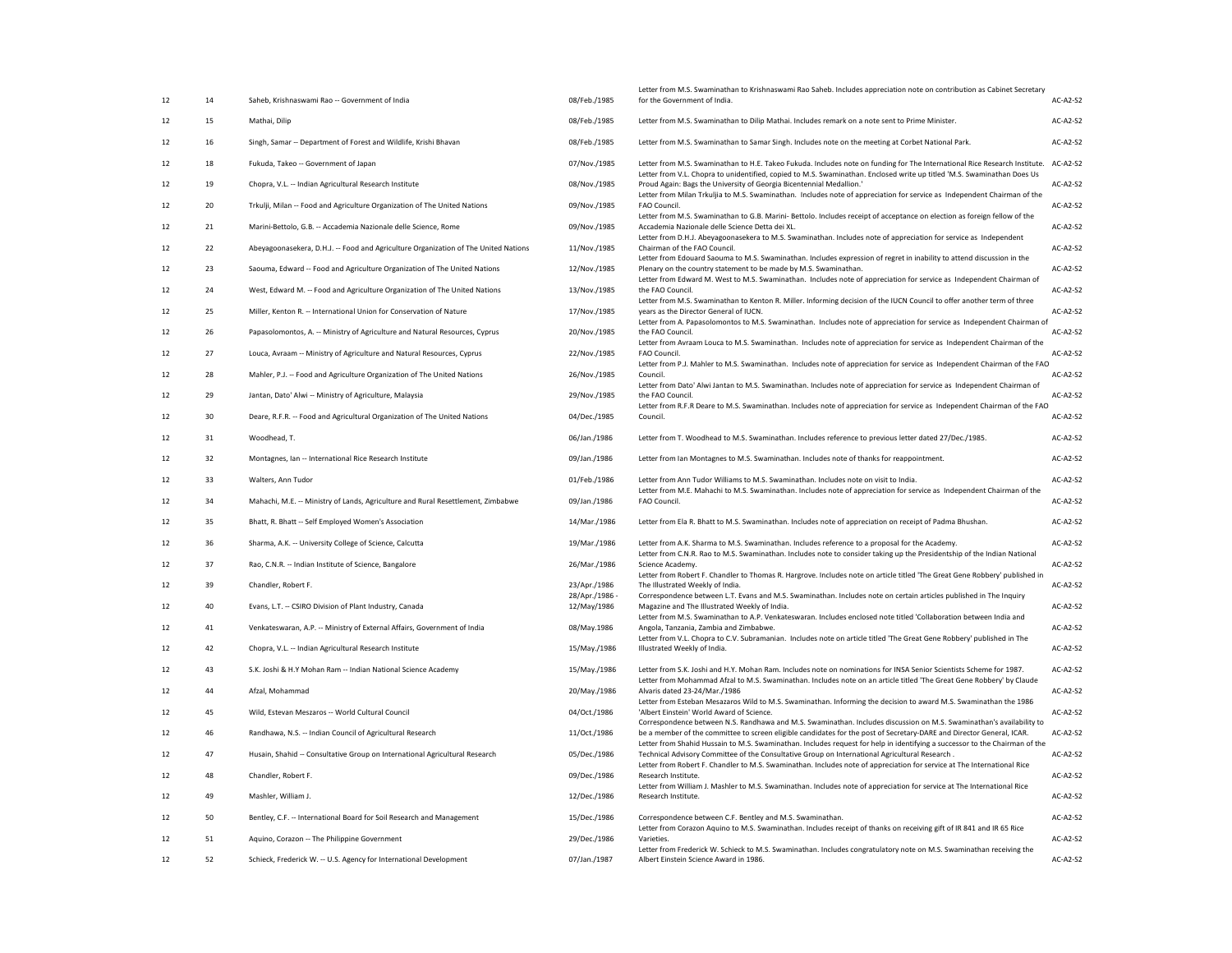| | | | | | |
|---|---|---|---|---|---|
| 12 | 14 | Saheb, Krishnaswami Rao -- Government of India | 08/Feb./1985 | Letter from M.S. Swaminathan to Krishnaswami Rao Saheb. Includes appreciation note on contribution as Cabinet Secretary for the Government of India. | AC-A2-S2 |
| 12 | 15 | Mathai, Dilip | 08/Feb./1985 | Letter from M.S. Swaminathan to Dilip Mathai. Includes remark on a note sent to Prime Minister. | AC-A2-S2 |
| 12 | 16 | Singh, Samar -- Department of Forest and Wildlife, Krishi Bhavan | 08/Feb./1985 | Letter from M.S. Swaminathan to Samar Singh. Includes note on the meeting at Corbet National Park. | AC-A2-S2 |
| 12 | 18 | Fukuda, Takeo -- Government of Japan | 07/Nov./1985 | Letter from M.S. Swaminathan to H.E. Takeo Fukuda. Includes note on funding for The International Rice Research Institute. | AC-A2-S2 |
| 12 | 19 | Chopra, V.L. -- Indian Agricultural Research Institute | 08/Nov./1985 | Letter from V.L. Chopra to unidentified, copied to M.S. Swaminathan. Enclosed write up titled 'M.S. Swaminathan Does Us Proud Again: Bags the University of Georgia Bicentennial Medallion.' | AC-A2-S2 |
| 12 | 20 | Trkulji, Milan -- Food and Agriculture Organization of The United Nations | 09/Nov./1985 | Letter from Milan Trkuljia to M.S. Swaminathan. Includes note of appreciation for service as Independent Chairman of the FAO Council. | AC-A2-S2 |
| 12 | 21 | Marini-Bettolo, G.B. -- Accademia Nazionale delle Science, Rome | 09/Nov./1985 | Letter from M.S. Swaminathan to G.B. Marini- Bettolo. Includes receipt of acceptance on election as foreign fellow of the Accademia Nazionale delle Science Detta dei XL. | AC-A2-S2 |
| 12 | 22 | Abeyagoonasekera, D.H.J. -- Food and Agriculture Organization of The United Nations | 11/Nov./1985 | Letter from D.H.J. Abeyagoonasekera to M.S. Swaminathan. Includes note of appreciation for service as Independent Chairman of the FAO Council. | AC-A2-S2 |
| 12 | 23 | Saouma, Edward -- Food and Agriculture Organization of The United Nations | 12/Nov./1985 | Letter from Edouard Saouma to M.S. Swaminathan. Includes expression of regret in inability to attend discussion in the Plenary on the country statement to be made by M.S. Swaminathan. | AC-A2-S2 |
| 12 | 24 | West, Edward M. -- Food and Agriculture Organization of The United Nations | 13/Nov./1985 | Letter from Edward M. West to M.S. Swaminathan. Includes note of appreciation for service as Independent Chairman of the FAO Council. | AC-A2-S2 |
| 12 | 25 | Miller, Kenton R. -- International Union for Conservation of Nature | 17/Nov./1985 | Letter from M.S. Swaminathan to Kenton R. Miller. Informing decision of the IUCN Council to offer another term of three years as the Director General of IUCN. | AC-A2-S2 |
| 12 | 26 | Papasolomontos, A. -- Ministry of Agriculture and Natural Resources, Cyprus | 20/Nov./1985 | Letter from A. Papasolomontos to M.S. Swaminathan. Includes note of appreciation for service as Independent Chairman of the FAO Council. | AC-A2-S2 |
| 12 | 27 | Louca, Avraam -- Ministry of Agriculture and Natural Resources, Cyprus | 22/Nov./1985 | Letter from Avraam Louca to M.S. Swaminathan. Includes note of appreciation for service as Independent Chairman of the FAO Council. | AC-A2-S2 |
| 12 | 28 | Mahler, P.J. -- Food and Agriculture Organization of The United Nations | 26/Nov./1985 | Letter from P.J. Mahler to M.S. Swaminathan. Includes note of appreciation for service as Independent Chairman of the FAO Council. | AC-A2-S2 |
| 12 | 29 | Jantan, Dato' Alwi -- Ministry of Agriculture, Malaysia | 29/Nov./1985 | Letter from Dato' Alwi Jantan to M.S. Swaminathan. Includes note of appreciation for service as Independent Chairman of the FAO Council. | AC-A2-S2 |
| 12 | 30 | Deare, R.F.R. -- Food and Agricultural Organization of The United Nations | 04/Dec./1985 | Letter from R.F.R Deare to M.S. Swaminathan. Includes note of appreciation for service as Independent Chairman of the FAO Council. | AC-A2-S2 |
| 12 | 31 | Woodhead, T. | 06/Jan./1986 | Letter from T. Woodhead to M.S. Swaminathan. Includes reference to previous letter dated 27/Dec./1985. | AC-A2-S2 |
| 12 | 32 | Montagnes, Ian -- International Rice Research Institute | 09/Jan./1986 | Letter from Ian Montagnes to M.S. Swaminathan. Includes note of thanks for reappointment. | AC-A2-S2 |
| 12 | 33 | Walters, Ann Tudor | 01/Feb./1986 | Letter from Ann Tudor Williams to M.S. Swaminathan. Includes note on visit to India. | AC-A2-S2 |
| 12 | 34 | Mahachi, M.E. -- Ministry of Lands, Agriculture and Rural Resettlement, Zimbabwe | 09/Jan./1986 | Letter from M.E. Mahachi to M.S. Swaminathan. Includes note of appreciation for service as Independent Chairman of the FAO Council. | AC-A2-S2 |
| 12 | 35 | Bhatt, R. Bhatt -- Self Employed Women's Association | 14/Mar./1986 | Letter from Ela R. Bhatt to M.S. Swaminathan. Includes note of appreciation on receipt of Padma Bhushan. | AC-A2-S2 |
| 12 | 36 | Sharma, A.K. -- University College of Science, Calcutta | 19/Mar./1986 | Letter from A.K. Sharma to M.S. Swaminathan. Includes reference to a proposal for the Academy. | AC-A2-S2 |
| 12 | 37 | Rao, C.N.R. -- Indian Institute of Science, Bangalore | 26/Mar./1986 | Letter from C.N.R. Rao to M.S. Swaminathan. Includes note to consider taking up the Presidentship of the Indian National Science Academy. | AC-A2-S2 |
| 12 | 39 | Chandler, Robert F. | 23/Apr./1986 | Letter from Robert F. Chandler to Thomas R. Hargrove. Includes note on article titled 'The Great Gene Robbery' published in The Illustrated Weekly of India. | AC-A2-S2 |
| 12 | 40 | Evans, L.T. -- CSIRO Division of Plant Industry, Canada | 28/Apr./1986 - 12/May/1986 | Correspondence between L.T. Evans and M.S. Swaminathan. Includes note on certain articles published in The Inquiry Magazine and The Illustrated Weekly of India. | AC-A2-S2 |
| 12 | 41 | Venkateswaran, A.P. -- Ministry of External Affairs, Government of India | 08/May.1986 | Letter from M.S. Swaminathan to A.P. Venkateswaran. Includes enclosed note titled 'Collaboration between India and Angola, Tanzania, Zambia and Zimbabwe. | AC-A2-S2 |
| 12 | 42 | Chopra, V.L. -- Indian Agricultural Research Institute | 15/May./1986 | Letter from V.L. Chopra to C.V. Subramanian. Includes note on article titled 'The Great Gene Robbery' published in The Illustrated Weekly of India. | AC-A2-S2 |
| 12 | 43 | S.K. Joshi & H.Y Mohan Ram -- Indian National Science Academy | 15/May./1986 | Letter from S.K. Joshi and H.Y. Mohan Ram. Includes note on nominations for INSA Senior Scientists Scheme for 1987. | AC-A2-S2 |
| 12 | 44 | Afzal, Mohammad | 20/May./1986 | Letter from Mohammad Afzal to M.S. Swaminathan. Includes note on an article titled 'The Great Gene Robbery' by Claude Alvaris dated 23-24/Mar./1986 | AC-A2-S2 |
| 12 | 45 | Wild, Estevan Meszaros -- World Cultural Council | 04/Oct./1986 | Letter from Esteban Mesazaros Wild to M.S. Swaminathan. Informing the decision to award M.S. Swaminathan the 1986 'Albert Einstein' World Award of Science. | AC-A2-S2 |
| 12 | 46 | Randhawa, N.S. -- Indian Council of Agricultural Research | 11/Oct./1986 | Correspondence between N.S. Randhawa and M.S. Swaminathan. Includes discussion on M.S. Swaminathan's availability to be a member of the committee to screen eligible candidates for the post of Secretary-DARE and Director General, ICAR. | AC-A2-S2 |
| 12 | 47 | Husain, Shahid -- Consultative Group on International Agricultural Research | 05/Dec./1986 | Letter from Shahid Hussain to M.S. Swaminathan. Includes request for help in identifying a successor to the Chairman of the Technical Advisory Committee of the Consultative Group on International Agricultural Research . | AC-A2-S2 |
| 12 | 48 | Chandler, Robert F. | 09/Dec./1986 | Letter from Robert F. Chandler to M.S. Swaminathan. Includes note of appreciation for service at The International Rice Research Institute. | AC-A2-S2 |
| 12 | 49 | Mashler, William J. | 12/Dec./1986 | Letter from William J. Mashler to M.S. Swaminathan. Includes note of appreciation for service at The International Rice Research Institute. | AC-A2-S2 |
| 12 | 50 | Bentley, C.F. -- International Board for Soil Research and Management | 15/Dec./1986 | Correspondence between C.F. Bentley and M.S. Swaminathan. | AC-A2-S2 |
| 12 | 51 | Aquino, Corazon -- The Philippine Government | 29/Dec./1986 | Letter from Corazon Aquino to M.S. Swaminathan. Includes receipt of thanks on receiving gift of IR 841 and IR 65 Rice Varieties. | AC-A2-S2 |
| 12 | 52 | Schieck, Frederick W. -- U.S. Agency for International Development | 07/Jan./1987 | Letter from Frederick W. Schieck to M.S. Swaminathan. Includes congratulatory note on M.S. Swaminathan receiving the Albert Einstein Science Award in 1986. | AC-A2-S2 |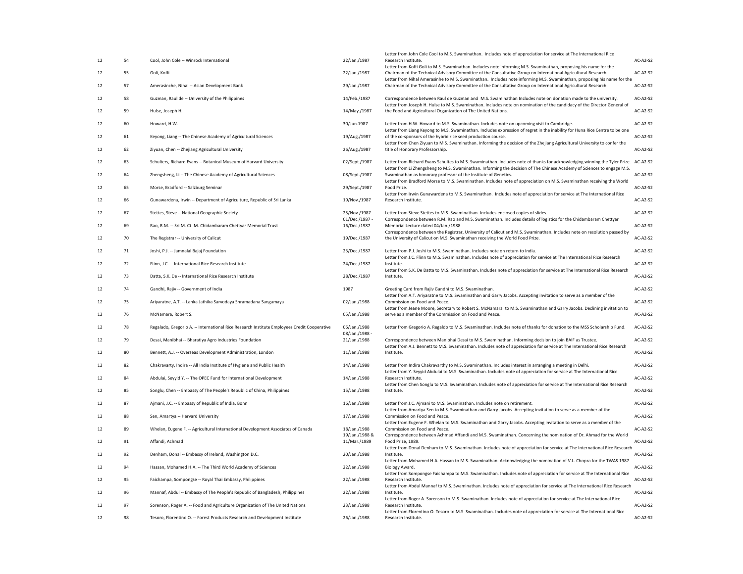| | | | | | |
|---|---|---|---|---|---|
| 12 | 54 | Cool, John Cole -- Winrock International | 22/Jan./1987 | Letter from John Cole Cool to M.S. Swaminathan. Includes note of appreciation for service at The International Rice Research Institute. | AC-A2-S2 |
| 12 | 55 | Goli, Koffi | 22/Jan./1987 | Letter from Koffi Goli to M.S. Swaminathan. Includes note informing M.S. Swaminathan, proposing his name for the Chairman of the Technical Advisory Committee of the Consultative Group on International Agricultural Research . | AC-A2-S2 |
| 12 | 57 | Amerasinche, Nihal -- Asian Development Bank | 29/Jan./1987 | Letter from Nihal Amerasinhe to M.S. Swaminathan. Includes note informing M.S. Swaminathan, proposing his name for the Chairman of the Technical Advisory Committee of the Consultative Group on International Agricultural Research. | AC-A2-S2 |
| 12 | 58 | Guzman, Raul de -- University of the Philippines | 14/Feb./1987 | Correspondence between Raul de Guzman and M.S. Swaminathan Includes note on donation made to the university. | AC-A2-S2 |
| 12 | 59 | Hulse, Joseph H. | 14/May./1987 | Letter from Joseph H. Hulse to M.S. Swaminathan. Includes note on nomination of the candidacy of the Director General of the Food and Agricultural Organization of The United Nations. | AC-A2-S2 |
| 12 | 60 | Howard, H.W. | 30/Jun.1987 | Letter from H.W. Howard to M.S. Swaminathan. Includes note on upcoming visit to Cambridge. | AC-A2-S2 |
| 12 | 61 | Keyong, Liang -- The Chinese Academy of Agricultural Sciences | 19/Aug./1987 | Letter from Liang Keyong to M.S. Swaminathan. Includes expression of regret in the inability for Huna Rice Centre to be one of the co-sponsors of the hybrid rice seed production course. | AC-A2-S2 |
| 12 | 62 | Ziyuan, Chen -- Zhejiang Agricultural University | 26/Aug./1987 | Letter from Chen Ziyuan to M.S. Swaminathan. Informing the decision of the Zhejiang Agricultural University to confer the title of Honorary Professorship. | AC-A2-S2 |
| 12 | 63 | Schulters, Richard Evans -- Botanical Museum of Harvard University | 02/Sept./1987 | Letter from Richard Evans Schultes to M.S. Swaminathan. Includes note of thanks for acknowledging winning the Tyler Prize. | AC-A2-S2 |
| 12 | 64 | Zhengsheng, Li -- The Chinese Academy of Agricultural Sciences | 08/Sept./1987 | Letter from Li Zhengsheng to M.S. Swaminathan. Informing the decision of The Chinese Academy of Sciences to engage M.S. Swaminathan as honorary professor of the Institute of Genetics. | AC-A2-S2 |
| 12 | 65 | Morse, Bradford -- Salzburg Seminar | 29/Sept./1987 | Letter from Bradford Morse to M.S. Swaminathan. Includes note of appreciation on M.S. Swaminathan receiving the World Food Prize. | AC-A2-S2 |
| 12 | 66 | Gunawardena, Irwin -- Department of Agriculture, Republic of Sri Lanka | 19/Nov./1987 | Letter from Irwin Gunawardena to M.S. Swaminathan. Includes note of appreciation for service at The International Rice Research Institute. | AC-A2-S2 |
| 12 | 67 | Stettes, Steve -- National Geographic Society | 25/Nov./1987 | Letter from Steve Stettes to M.S. Swaminathan. Includes enclosed copies of slides. | AC-A2-S2 |
| 12 | 69 | Rao, R.M. -- Sri M. Ct. M. Chidambaram Chettyar Memorial Trust | 01/Dec./1987 - 16/Dec./1987 | Correspondence between R.M. Rao and M.S. Swaminathan. Includes details of logistics for the Chidambaram Chettyar Memorial Lecture dated 04/Jan./1988 | AC-A2-S2 |
| 12 | 70 | The Registrar -- University of Calicut | 19/Dec./1987 | Correspondence between the Registrar, University of Calicut and M.S. Swaminathan. Includes note on resolution passed by the University of Calicut on M.S. Swaminathan receiving the World Food Prize. | AC-A2-S2 |
| 12 | 71 | Joshi, P.J. -- Jamnalal Bajaj Foundation | 23/Dec./1987 | Letter from P.J. Joshi to M.S. Swaminathan. Includes note on return to India. | AC-A2-S2 |
| 12 | 72 | Flinn, J.C. -- International Rice Research Institute | 24/Dec./1987 | Letter from J.C. Flinn to M.S. Swaminathan. Includes note of appreciation for service at The International Rice Research Institute. | AC-A2-S2 |
| 12 | 73 | Datta, S.K. De -- International Rice Research Institute | 28/Dec./1987 | Letter from S.K. De Datta to M.S. Swaminathan. Includes note of appreciation for service at The International Rice Research Institute. | AC-A2-S2 |
| 12 | 74 | Gandhi, Rajiv -- Government of India | 1987 | Greeting Card from Rajiv Gandhi to M.S. Swaminathan. | AC-A2-S2 |
| 12 | 75 | Ariyaratne, A.T. -- Lanka Jathika Sarvodaya Shramadana Sangamaya | 02/Jan./1988 | Letter from A.T. Ariyaratne to M.S. Swaminathan and Garry Jacobs. Accepting invitation to serve as a member of the Commission on Food and Peace. | AC-A2-S2 |
| 12 | 76 | McNamara, Robert S. | 05/Jan./1988 | Letter from Jeane Moore, Secretary to Robert S. McNamara to M.S. Swaminathan and Garry Jacobs. Declining invitation to serve as a member of the Commission on Food and Peace. | AC-A2-S2 |
| 12 | 78 | Regalado, Gregorio A. -- International Rice Research Institute Employees Credit Cooperative | 06/Jan./1988 | Letter from Gregorio A. Regaldo to M.S. Swaminathan. Includes note of thanks for donation to the MSS Scholarship Fund. | AC-A2-S2 |
| 12 | 79 | Desai, Manibhai -- Bharatiya Agro Industries Foundation | 08/Jan./1988 - 21/Jan./1988 | Correspondence between Manibhai Desai to M.S. Swaminathan. Informing decision to join BAIF as Trustee. | AC-A2-S2 |
| 12 | 80 | Bennett, A.J. -- Overseas Development Administration, London | 11/Jan./1988 | Letter from A.J. Bennett to M.S. Swaminathan. Includes note of appreciation for service at The International Rice Research Institute. | AC-A2-S2 |
| 12 | 82 | Chakravarty, Indira -- All India Institute of Hygiene and Public Health | 14/Jan./1988 | Letter from Indira Chakravarthy to M.S. Swaminathan. Includes interest in arranging a meeting in Delhi. | AC-A2-S2 |
| 12 | 84 | Abdulai, Seyyid Y. -- The OPEC Fund for International Development | 14/Jan./1988 | Letter from Y. Seyyid Abdulai to M.S. Swaminathan. Includes note of appreciation for service at The International Rice Research Institute. | AC-A2-S2 |
| 12 | 85 | Songlu, Chen -- Embassy of The People's Republic of China, Philippines | 15/Jan./1988 | Letter from Chen Songlu to M.S. Swaminathan. Includes note of appreciation for service at The International Rice Research Institute. | AC-A2-S2 |
| 12 | 87 | Ajmani, J.C. -- Embassy of Republic of India, Bonn | 16/Jan./1988 | Letter from J.C. Ajmani to M.S. Swaminathan. Includes note on retirement. | AC-A2-S2 |
| 12 | 88 | Sen, Amartya -- Harvard University | 17/Jan./1988 | Letter from Amartya Sen to M.S. Swaminathan and Garry Jacobs. Accepting invitation to serve as a member of the Commission on Food and Peace. | AC-A2-S2 |
| 12 | 89 | Whelan, Eugene F. -- Agricultural International Development Associates of Canada | 18/Jan./1988 | Letter from Eugene F. Whelan to M.S. Swaminathan and Garry Jacobs. Accepting invitation to serve as a member of the Commission on Food and Peace. | AC-A2-S2 |
| 12 | 91 | Affandi, Achmad | 19/Jan./1988 & 11/Mar./1989 | Correspondence between Achmad Affandi and M.S. Swaminathan. Concerning the nomination of Dr. Ahmad for the World Food Prize, 1989. | AC-A2-S2 |
| 12 | 92 | Denham, Donal -- Embassy of Ireland, Washington D.C. | 20/Jan./1988 | Letter from Donal Denham to M.S. Swaminathan. Includes note of appreciation for service at The International Rice Research Institute. | AC-A2-S2 |
| 12 | 94 | Hassan, Mohamed H.A. -- The Third World Academy of Sciences | 22/Jan./1988 | Letter from Mohamed H.A. Hassan to M.S. Swaminathan. Acknowledging the nomination of V.L. Chopra for the TWAS 1987 Biology Award. | AC-A2-S2 |
| 12 | 95 | Faichampa, Sompongse -- Royal Thai Embassy, Philippines | 22/Jan./1988 | Letter from Sompongse Faichampa to M.S. Swaminathan. Includes note of appreciation for service at The International Rice Research Institute. | AC-A2-S2 |
| 12 | 96 | Mannaf, Abdul -- Embassy of The People's Republic of Bangladesh, Philippines | 22/Jan./1988 | Letter from Abdul Mannaf to M.S. Swaminathan. Includes note of appreciation for service at The International Rice Research Institute. | AC-A2-S2 |
| 12 | 97 | Sorenson, Roger A. -- Food and Agriculture Organization of The United Nations | 23/Jan./1988 | Letter from Roger A. Sorenson to M.S. Swaminathan. Includes note of appreciation for service at The International Rice Research Institute. | AC-A2-S2 |
| 12 | 98 | Tesoro, Florentino O. -- Forest Products Research and Development Institute | 26/Jan./1988 | Letter from Florentino O. Tesoro to M.S. Swaminathan. Includes note of appreciation for service at The International Rice Research Institute. | AC-A2-S2 |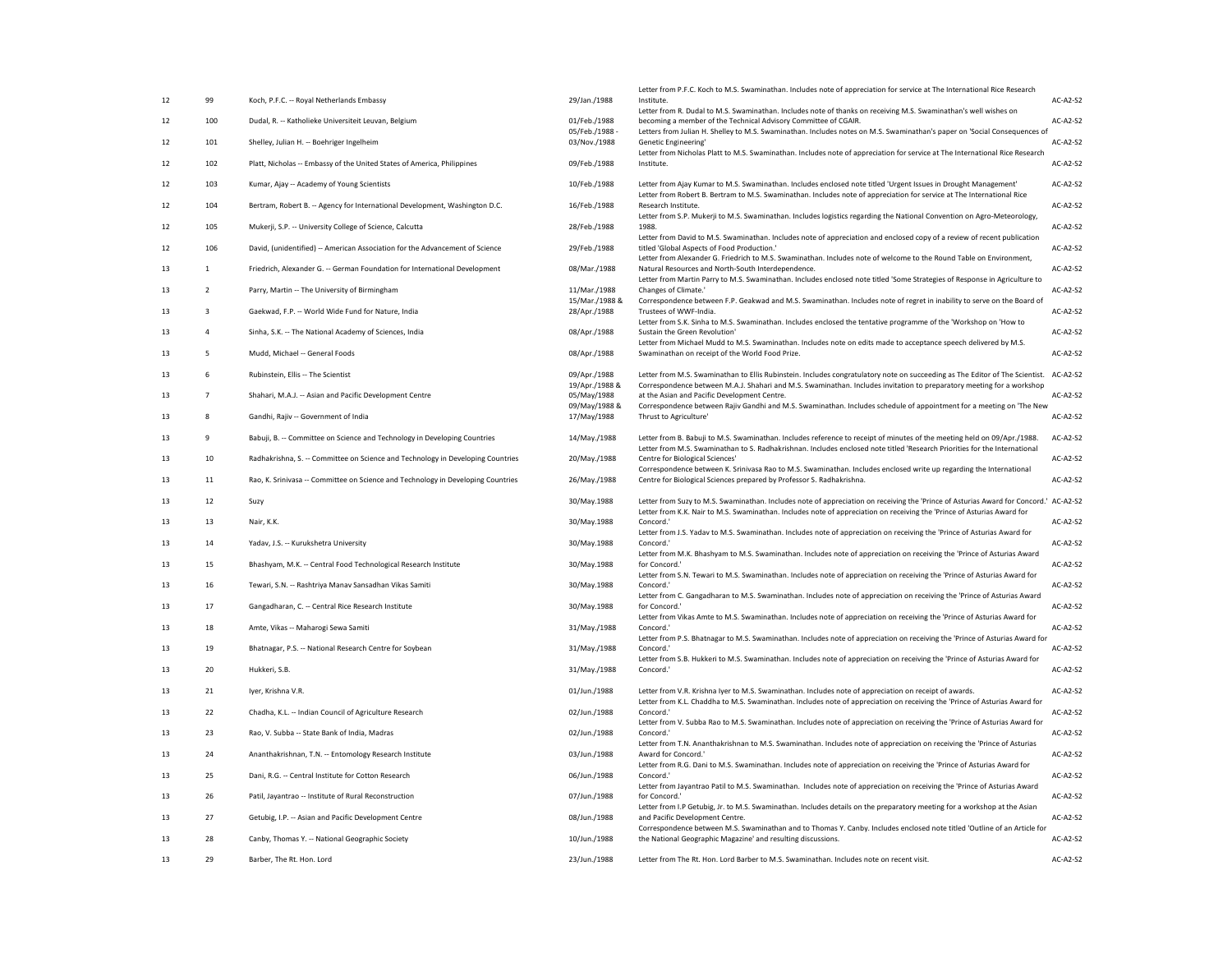| | | | | | |
|---|---|---|---|---|---|
| 12 | 99 | Koch, P.F.C. -- Royal Netherlands Embassy | 29/Jan./1988 | Letter from P.F.C. Koch to M.S. Swaminathan. Includes note of appreciation for service at The International Rice Research Institute. | AC-A2-S2 |
| 12 | 100 | Dudal, R. -- Katholieke Universiteit Leuvan, Belgium | 01/Feb./1988 | Letter from R. Dudal to M.S. Swaminathan. Includes note of thanks on receiving M.S. Swaminathan's well wishes on becoming a member of the Technical Advisory Committee of CGAIR. | AC-A2-S2 |
| 12 | 101 | Shelley, Julian H. -- Boehriger Ingelheim | 05/Feb./1988 - 03/Nov./1988 | Letters from Julian H. Shelley to M.S. Swaminathan. Includes notes on M.S. Swaminathan's paper on 'Social Consequences of Genetic Engineering' | AC-A2-S2 |
| 12 | 102 | Platt, Nicholas -- Embassy of the United States of America, Philippines | 09/Feb./1988 | Letter from Nicholas Platt to M.S. Swaminathan. Includes note of appreciation for service at The International Rice Research Institute. | AC-A2-S2 |
| 12 | 103 | Kumar, Ajay -- Academy of Young Scientists | 10/Feb./1988 | Letter from Ajay Kumar to M.S. Swaminathan. Includes enclosed note titled 'Urgent Issues in Drought Management' | AC-A2-S2 |
| 12 | 104 | Bertram, Robert B. -- Agency for International Development, Washington D.C. | 16/Feb./1988 | Letter from Robert B. Bertram to M.S. Swaminathan. Includes note of appreciation for service at The International Rice Research Institute. | AC-A2-S2 |
| 12 | 105 | Mukerji, S.P. -- University College of Science, Calcutta | 28/Feb./1988 | Letter from S.P. Mukerji to M.S. Swaminathan. Includes logistics regarding the National Convention on Agro-Meteorology, 1988. | AC-A2-S2 |
| 12 | 106 | David, (unidentified) -- American Association for the Advancement of Science | 29/Feb./1988 | Letter from David to M.S. Swaminathan. Includes note of appreciation and enclosed copy of a review of recent publication titled 'Global Aspects of Food Production.' | AC-A2-S2 |
| 13 | 1 | Friedrich, Alexander G. -- German Foundation for International Development | 08/Mar./1988 | Letter from Alexander G. Friedrich to M.S. Swaminathan. Includes note of welcome to the Round Table on Environment, Natural Resources and North-South Interdependence. | AC-A2-S2 |
| 13 | 2 | Parry, Martin -- The University of Birmingham | 11/Mar./1988 | Letter from Martin Parry to M.S. Swaminathan. Includes enclosed note titled 'Some Strategies of Response in Agriculture to Changes of Climate.' | AC-A2-S2 |
| 13 | 3 | Gaekwad, F.P. -- World Wide Fund for Nature, India | 15/Mar./1988 & 28/Apr./1988 | Correspondence between F.P. Geakwad and M.S. Swaminathan. Includes note of regret in inability to serve on the Board of Trustees of WWF-India. | AC-A2-S2 |
| 13 | 4 | Sinha, S.K. -- The National Academy of Sciences, India | 08/Apr./1988 | Letter from S.K. Sinha to M.S. Swaminathan. Includes enclosed the tentative programme of the 'Workshop on 'How to Sustain the Green Revolution' | AC-A2-S2 |
| 13 | 5 | Mudd, Michael -- General Foods | 08/Apr./1988 | Letter from Michael Mudd to M.S. Swaminathan. Includes note on edits made to acceptance speech delivered by M.S. Swaminathan on receipt of the World Food Prize. | AC-A2-S2 |
| 13 | 6 | Rubinstein, Ellis -- The Scientist | 09/Apr./1988 | Letter from M.S. Swaminathan to Ellis Rubinstein. Includes congratulatory note on succeeding as The Editor of The Scientist. | AC-A2-S2 |
| 13 | 7 | Shahari, M.A.J. -- Asian and Pacific Development Centre | 19/Apr./1988 & 05/May/1988 | Correspondence between M.A.J. Shahari and M.S. Swaminathan. Includes invitation to preparatory meeting for a workshop at the Asian and Pacific Development Centre. | AC-A2-S2 |
| 13 | 8 | Gandhi, Rajiv -- Government of India | 09/May/1988 & 17/May/1988 | Correspondence between Rajiv Gandhi and M.S. Swaminathan. Includes schedule of appointment for a meeting on 'The New Thrust to Agriculture' | AC-A2-S2 |
| 13 | 9 | Babuji, B. -- Committee on Science and Technology in Developing Countries | 14/May./1988 | Letter from B. Babuji to M.S. Swaminathan. Includes reference to receipt of minutes of the meeting held on 09/Apr./1988. | AC-A2-S2 |
| 13 | 10 | Radhakrishna, S. -- Committee on Science and Technology in Developing Countries | 20/May./1988 | Letter from M.S. Swaminathan to S. Radhakrishnan. Includes enclosed note titled 'Research Priorities for the International Centre for Biological Sciences' | AC-A2-S2 |
| 13 | 11 | Rao, K. Srinivasa -- Committee on Science and Technology in Developing Countries | 26/May./1988 | Correspondence between K. Srinivasa Rao to M.S. Swaminathan. Includes enclosed write up regarding the International Centre for Biological Sciences prepared by Professor S. Radhakrishna. | AC-A2-S2 |
| 13 | 12 | Suzy | 30/May.1988 | Letter from Suzy to M.S. Swaminathan. Includes note of appreciation on receiving the 'Prince of Asturias Award for Concord.' | AC-A2-S2 |
| 13 | 13 | Nair, K.K. | 30/May.1988 | Letter from K.K. Nair to M.S. Swaminathan. Includes note of appreciation on receiving the 'Prince of Asturias Award for Concord.' | AC-A2-S2 |
| 13 | 14 | Yadav, J.S. -- Kurukshetra University | 30/May.1988 | Letter from J.S. Yadav to M.S. Swaminathan. Includes note of appreciation on receiving the 'Prince of Asturias Award for Concord.' | AC-A2-S2 |
| 13 | 15 | Bhashyam, M.K. -- Central Food Technological Research Institute | 30/May.1988 | Letter from M.K. Bhashyam to M.S. Swaminathan. Includes note of appreciation on receiving the 'Prince of Asturias Award for Concord.' | AC-A2-S2 |
| 13 | 16 | Tewari, S.N. -- Rashtriya Manav Sansadhan Vikas Samiti | 30/May.1988 | Letter from S.N. Tewari to M.S. Swaminathan. Includes note of appreciation on receiving the 'Prince of Asturias Award for Concord.' | AC-A2-S2 |
| 13 | 17 | Gangadharan, C. -- Central Rice Research Institute | 30/May.1988 | Letter from C. Gangadharan to M.S. Swaminathan. Includes note of appreciation on receiving the 'Prince of Asturias Award for Concord.' | AC-A2-S2 |
| 13 | 18 | Amte, Vikas -- Maharogi Sewa Samiti | 31/May./1988 | Letter from Vikas Amte to M.S. Swaminathan. Includes note of appreciation on receiving the 'Prince of Asturias Award for Concord.' | AC-A2-S2 |
| 13 | 19 | Bhatnagar, P.S. -- National Research Centre for Soybean | 31/May./1988 | Letter from P.S. Bhatnagar to M.S. Swaminathan. Includes note of appreciation on receiving the 'Prince of Asturias Award for Concord.' | AC-A2-S2 |
| 13 | 20 | Hukkeri, S.B. | 31/May./1988 | Letter from S.B. Hukkeri to M.S. Swaminathan. Includes note of appreciation on receiving the 'Prince of Asturias Award for Concord.' | AC-A2-S2 |
| 13 | 21 | Iyer, Krishna V.R. | 01/Jun./1988 | Letter from V.R. Krishna Iyer to M.S. Swaminathan. Includes note of appreciation on receipt of awards. | AC-A2-S2 |
| 13 | 22 | Chadha, K.L. -- Indian Council of Agriculture Research | 02/Jun./1988 | Letter from K.L. Chaddha to M.S. Swaminathan. Includes note of appreciation on receiving the 'Prince of Asturias Award for Concord.' | AC-A2-S2 |
| 13 | 23 | Rao, V. Subba -- State Bank of India, Madras | 02/Jun./1988 | Letter from V. Subba Rao to M.S. Swaminathan. Includes note of appreciation on receiving the 'Prince of Asturias Award for Concord.' | AC-A2-S2 |
| 13 | 24 | Ananthakrishnan, T.N. -- Entomology Research Institute | 03/Jun./1988 | Letter from T.N. Ananthakrishnan to M.S. Swaminathan. Includes note of appreciation on receiving the 'Prince of Asturias Award for Concord.' | AC-A2-S2 |
| 13 | 25 | Dani, R.G. -- Central Institute for Cotton Research | 06/Jun./1988 | Letter from R.G. Dani to M.S. Swaminathan. Includes note of appreciation on receiving the 'Prince of Asturias Award for Concord.' | AC-A2-S2 |
| 13 | 26 | Patil, Jayantrao -- Institute of Rural Reconstruction | 07/Jun./1988 | Letter from Jayantrao Patil to M.S. Swaminathan. Includes note of appreciation on receiving the 'Prince of Asturias Award for Concord.' | AC-A2-S2 |
| 13 | 27 | Getubig, I.P. -- Asian and Pacific Development Centre | 08/Jun./1988 | Letter from I.P Getubig, Jr. to M.S. Swaminathan. Includes details on the preparatory meeting for a workshop at the Asian and Pacific Development Centre. | AC-A2-S2 |
| 13 | 28 | Canby, Thomas Y. -- National Geographic Society | 10/Jun./1988 | Correspondence between M.S. Swaminathan and to Thomas Y. Canby. Includes enclosed note titled 'Outline of an Article for the National Geographic Magazine' and resulting discussions. | AC-A2-S2 |
| 13 | 29 | Barber, The Rt. Hon. Lord | 23/Jun./1988 | Letter from The Rt. Hon. Lord Barber to M.S. Swaminathan. Includes note on recent visit. | AC-A2-S2 |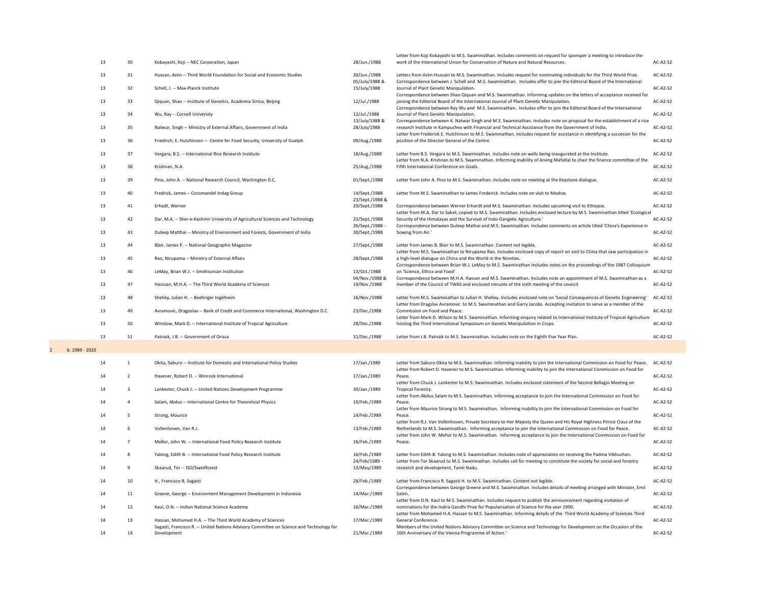| | | | | | | |
|---|---|---|---|---|---|---|
| | 13 | 30 | Kobayashi, Koji -- NEC Corporation, Japan | 28/Jun./1988 | Letter from Koji Kobayashi to M.S. Swaminathan. Includes comments on request for sponsper a meeting to introduce the work of the International Union for Conservation of Nature and Natural Resources. | AC-A2-S2 |
| | 13 | 31 | Hussan, Azim -- Third World Foundation for Social and Economic Studies | 30/Jun./1988 | Letters from Azim Hussain to M.S. Swaminathan. Includes request for nominating individuals for the Third World Prize. | AC-A2-S2 |
| | 13 | 32 | Schell, J. -- Max-Planck Institute | 05/July/1988 & 15/July/1988 | Correspondence between J. Schell and M.S. Swaminathan. Includes offer to join the Editorial Board of the International Journal of Plant Genetic Manipulation. | AC-A2-S2 |
| | 13 | 33 | Qiquan, Shao -- Institute of Genetics, Academia Sinica, Beijing | 12/Jul./1988 | Correspondence between Shao Qiquan and M.S. Swaminathan. Informing updates on the letters of acceptance received for joining the Editorial Board of the International Journal of Plant Genetic Manipulation. | AC-A2-S2 |
| | 13 | 34 | Wu, Ray -- Cornell University | 12/Jul./1988 | Correspondence between Ray Wu and M.S. Swaminathan. Includes offer to join the Editorial Board of the International Journal of Plant Genetic Manipulation. | AC-A2-S2 |
| | 13 | 35 | Natwar, Singh -- Ministry of External Affairs, Government of India | 13/July/1988 & 28/July/1988 | Correspondence between K. Natwar Singh and M.S. Swaminathan. Includes note on proposal for the establishment of a rice research institute in Kampuchea with Financial and Technical Assistance from the Government of India. | AC-A2-S2 |
| | 13 | 36 | Friedrich, E. Hutchinson -- Centre for Food Security, University of Guelph | 09/Aug./1988 | Letter from Frederick E. Hutchinson to M.S. Swaminathan. Includes request for assistance in identifying a successor for the position of the Director General of the Centre. | AC-A2-S2 |
| | 13 | 37 | Vergara, B.S. -- International Rice Research Institute | 18/Aug./1988 | Letter from B.S. Vergara to M.S. Swaminathan. Includes note on wells being inaugurated at the Institute. | AC-A2-S2 |
| | 13 | 38 | Krishnan, N.A. | 25/Aug./1988 | Letter from N.A. Krishnan to M.S. Swaminathan. Informing inability of Arving Mafatlal to chair the finance committee of the Fifth International Conference on Goats. | AC-A2-S2 |
| | 13 | 39 | Pino, John A. -- National Research Council, Washington D.C. | 01/Sept./1988 | Letter from John A. Pino to M.S. Swaminathan. Includes note on meeting at the Keystone dialogue. | AC-A2-S2 |
| | 13 | 40 | Fredrick, James -- Coromandel Indag Group | 14/Sept./1988 | Letter from M.S. Swaminathan to James Frederick. Includes note on visit to Madras. | AC-A2-S2 |
| | 13 | 41 | Erhadt, Werner | 23/Sept./1988 & 29/Sept./1988 | Correspondence between Werner Erhardt and M.S. Swaminathan. Includes upcoming visit to Ethiopia. | AC-A2-S2 |
| | 13 | 42 | Dar, M.A. -- Sher-e-Kashmir University of Agricultural Sciences and Technology | 23/Sept./1988 | Letter from M.A. Dar to Saket, copied to M.S. Swaminathan. Includes enclosed lecture by M.S. Swaminathan titled 'Ecological Security of the Himalayas and the Survival of Indo-Gangetic Agriculture.' | AC-A2-S2 |
| | 13 | 43 | Duleep Matthai -- Ministry of Environment and Forests, Government of India | 26/Sept./1988 - 30/Sept./1988 | Correspondence between Duleep Mathai and M.S. Swaminathan. Includes comments on article titled 'China's Experience in Sowing from Air.' | AC-A2-S2 |
| | 13 | 44 | Blair, James P. -- National Geographic Magazine | 27/Sept./1988 | Letter from James B. Blair to M.S. Swaminathan. Content not legible. | AC-A2-S2 |
| | 13 | 45 | Rao, Nirupama -- Ministry of External Affairs | 28/Sept./1988 | Letter from M.S. Swaminathan to Nirupama Rao. Includes enclosed copy of report on visit to China that saw participation in a high-level dialogue on China and the World in the Nineties. | AC-A2-S2 |
| | 13 | 46 | LeMay, Brian W.J. -- Smithsonian Institution | 13/Oct./1988 | Correspondence between Brian W.J. LeMay to M.S. Swaminathan Includes notes on the proceedings of the 1987 Colloquium on 'Science, Ethics and Food' | AC-A2-S2 |
| | 13 | 47 | Hasssan, M.H.A. -- The Third World Academy of Sciences | 04/Nov./1988 & 19/Nov./1988 | Correspondence between M.H.A. Hassan and M.S. Swaminathan. Includes note on appointment of M.S. Swaminathan as a member of the Council of TWAS and enclosed minutes of the sixth meeting of the council. | AC-A2-S2 |
| | 13 | 48 | Shelley, Julian H. -- Boehriger Ingelheim | 16/Nov./1988 | Letter from M.S. Swaminathan to Julian H. Shelley. Includes enclosed note on 'Social Consequences of Genetic Engineering' | AC-A2-S2 |
| | 13 | 49 | Avramovic, Dragoslav -- Bank of Credit and Commerce International, Washington D.C. | 23/Dec./1988 | Letter from Dragslav Avramovic to M.S. Swaminathan and Garry Jacobs. Accepting invitation to serve as a member of the Commission on Food and Peace. | AC-A2-S2 |
| | 13 | 50 | Winslow, Mark D. -- International Institute of Tropical Agriculture | 28/Dec./1988 | Letter from Mark D. Wilson to M.S. Swaminathan. Informing enquiry related to International Institute of Tropical Agriculture hosting the Third International Symposium on Genetic Manipulation in Crops. | AC-A2-S2 |
| | 13 | 51 | Patnaik, J.B. -- Government of Orissa | 31/Dec./1988 | Letter from J.B. Patnaik to M.S. Swaminathan. Includes note on the Eighth Five Year Plan. | AC-A2-S2 |
| 2 | 6: 1989 - 2020 | | | | | |
| | 14 | 1 | Okita, Saburo -- Institute for Domestic and International Policy Studies | 17/Jan./1989 | Letter from Saburo Okita to M.S. Swaminathan. Informing inability to join the International Commission on Food for Peace. | AC-A2-S2 |
| | 14 | 2 | Havener, Robert D. -- Winrock International | 17/Jan./1989 | Letter from Robert D. Havener to M.S. Swaminathan. Informing inability to join the International Commission on Food for Peace. | AC-A2-S2 |
| | 14 | 3 | Lankester, Chuck J. -- United Nations Development Programme | 30/Jan./1989 | Letter from Chuck J. Lankester to M.S. Swaminathan. Includes enclosed statement of the Second Bellagio Meeting on Tropical Forestry. | AC-A2-S2 |
| | 14 | 4 | Salam, Abdus -- International Centre for Theoretical Physics | 10/Feb./1989 | Letter from Abdus Salam to M.S. Swaminathan. Informing acceptance to join the International Commission on Food for Peace. | AC-A2-S2 |
| | 14 | 5 | Strong, Maurice | 14/Feb./1989 | Letter from Maurice Strong to M.S. Swaminathan. Informing inability to join the International Commission on Food for Peace. | AC-A2-S2 |
| | 14 | 6 | Vollenhoven, Van R.J. | 13/Feb./1989 | Letter from R.J. Van Vollenhoven, Private Secretary to Her Majesty the Queen and His Royal Highness Prince Claus of the Netherlands to M.S. Swaminathan. Informing acceptance to join the International Commission on Food for Peace. | AC-A2-S2 |
| | 14 | 7 | Mellor, John W. -- International Food Policy Research Institute | 16/Feb./1989 | Letter from John W. Mellor to M.S. Swaminathan. Informing acceptance to join the International Commission on Food for Peace. | AC-A2-S2 |
| | 14 | 8 | Yalong, Edith B. -- International Food Policy Research Institute | 16/Feb./1989 | Letter from Edith B. Yalong to M.S. Swaminathan. Includes note of appreciation on receiving the Padma Vibhushan. | AC-A2-S2 |
| | 14 | 9 | Skaarud, Tor -- ISO/Swedforest | 24/Feb/1989 - 13/May/1989 | Letter from Tor Skaarud to M.S. Swaminathan. Includes call for meeting to constitute the society for social and forestry research and development, Tamil Nadu. | AC-A2-S2 |
| | 14 | 10 | H., Francisco R. Sagasti | 28/Feb./1989 | Letter from Francisco R. Sagasti H. to M.S. Swaminathan. Content not legible. | AC-A2-S2 |
| | 14 | 11 | Greene, George -- Environment Management Development in Indonesia | 14/Mar./1989 | Correspondence between George Greene and M.S. Swaminathan. Includes details of meeting arranged with Minister, Emil Salim. | AC-A2-S2 |
| | 14 | 12 | Kaul, O.N. -- Indian National Science Academy | 16/Mar./1989 | Letter from O.N. Kaul to M.S. Swaminathan. Includes request to publish the announcement regarding invitation of nominations for the Indira Gandhi Prize for Popularisation of Science for the year 1990. | AC-A2-S2 |
| | 14 | 13 | Hassan, Mohamed H.A. -- The Third World Academy of Sciences | 17/Mar./1989 | Letter from Mohamed H.A. Hassan to M.S. Swaminathan. Informing details of the Third World Academy of Sciences Third General Conference. | AC-A2-S2 |
| | 14 | 14 | Sagasti, Francisco R. -- United Nations Advisory Committee on Science and Technology for Development | 21/Mar./1989 | Members of the United Nations Advisory Committee on Science and Technology for Development on the Occasion of the 10th Anniversary of the Vienna Programme of Action.' | AC-A2-S2 |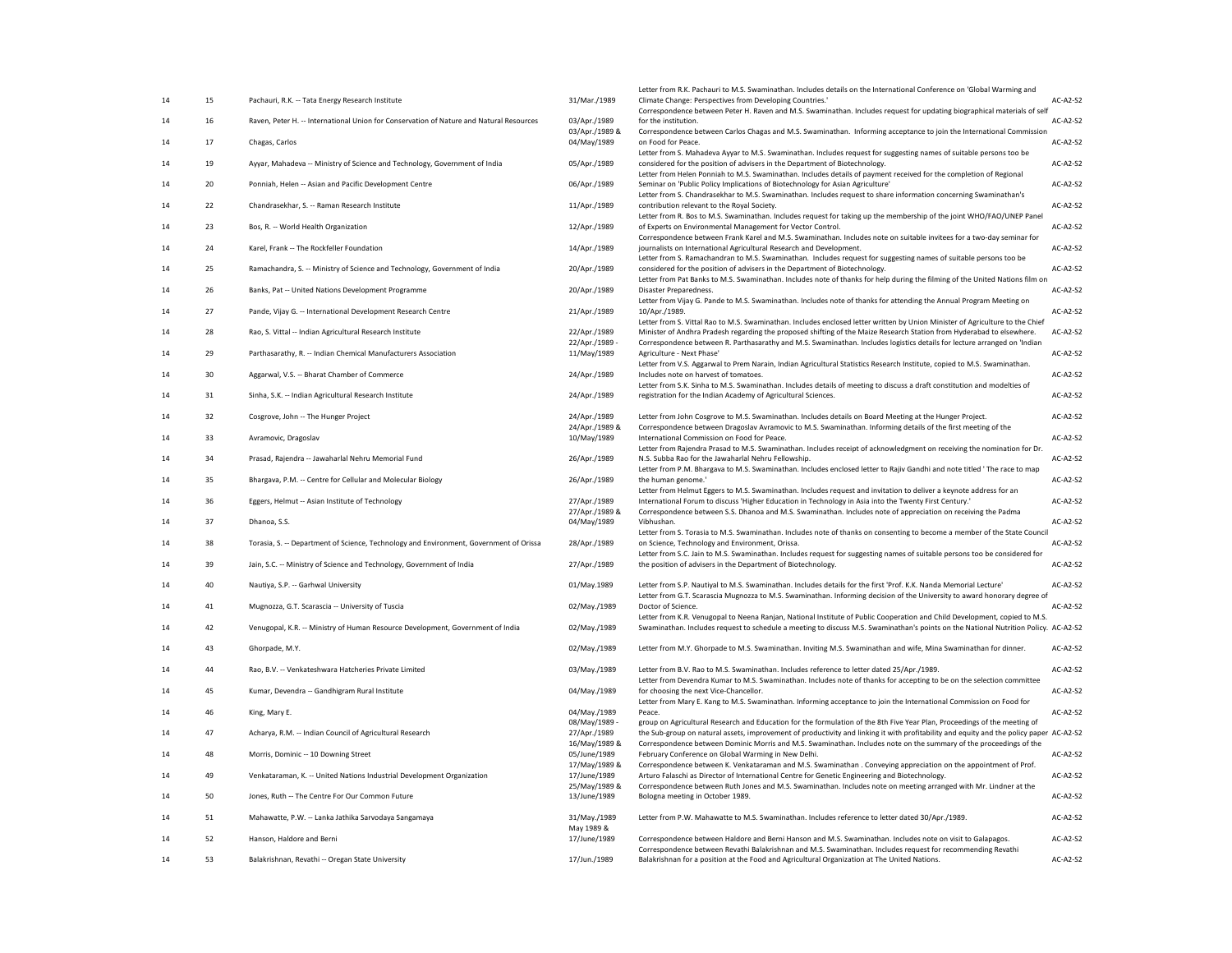| | | | | | |
|---|---|---|---|---|---|
| 14 | 15 | Pachauri, R.K. -- Tata Energy Research Institute | 31/Mar./1989 | Letter from R.K. Pachauri to M.S. Swaminathan. Includes details on the International Conference on 'Global Warming and Climate Change: Perspectives from Developing Countries.' | AC-A2-S2 |
| 14 | 16 | Raven, Peter H. -- International Union for Conservation of Nature and Natural Resources | 03/Apr./1989 | Correspondence between Peter H. Raven and M.S. Swaminathan. Includes request for updating biographical materials of self for the institution. | AC-A2-S2 |
| 14 | 17 | Chagas, Carlos | 03/Apr./1989 & 04/May/1989 | Correspondence between Carlos Chagas and M.S. Swaminathan. Informing acceptance to join the International Commission on Food for Peace. | AC-A2-S2 |
| 14 | 19 | Ayyar, Mahadeva -- Ministry of Science and Technology, Government of India | 05/Apr./1989 | Letter from S. Mahadeva Ayyar to M.S. Swaminathan. Includes request for suggesting names of suitable persons too be considered for the position of advisers in the Department of Biotechnology. | AC-A2-S2 |
| 14 | 20 | Ponniah, Helen -- Asian and Pacific Development Centre | 06/Apr./1989 | Letter from Helen Ponniah to M.S. Swaminathan. Includes details of payment received for the completion of Regional Seminar on 'Public Policy Implications of Biotechnology for Asian Agriculture' | AC-A2-S2 |
| 14 | 22 | Chandrasekhar, S. -- Raman Research Institute | 11/Apr./1989 | Letter from S. Chandrasekhar to M.S. Swaminathan. Includes request to share information concerning Swaminathan's contribution relevant to the Royal Society. | AC-A2-S2 |
| 14 | 23 | Bos, R. -- World Health Organization | 12/Apr./1989 | Letter from R. Bos to M.S. Swaminathan. Includes request for taking up the membership of the joint WHO/FAO/UNEP Panel of Experts on Environmental Management for Vector Control. | AC-A2-S2 |
| 14 | 24 | Karel, Frank -- The Rockfeller Foundation | 14/Apr./1989 | Correspondence between Frank Karel and M.S. Swaminathan. Includes note on suitable invitees for a two-day seminar for journalists on International Agricultural Research and Development. | AC-A2-S2 |
| 14 | 25 | Ramachandra, S. -- Ministry of Science and Technology, Government of India | 20/Apr./1989 | Letter from S. Ramachandran to M.S. Swaminathan. Includes request for suggesting names of suitable persons too be considered for the position of advisers in the Department of Biotechnology. | AC-A2-S2 |
| 14 | 26 | Banks, Pat -- United Nations Development Programme | 20/Apr./1989 | Letter from Pat Banks to M.S. Swaminathan. Includes note of thanks for help during the filming of the United Nations film on Disaster Preparedness. | AC-A2-S2 |
| 14 | 27 | Pande, Vijay G. -- International Development Research Centre | 21/Apr./1989 | Letter from Vijay G. Pande to M.S. Swaminathan. Includes note of thanks for attending the Annual Program Meeting on 10/Apr./1989. | AC-A2-S2 |
| 14 | 28 | Rao, S. Vittal -- Indian Agricultural Research Institute | 22/Apr./1989 | Letter from S. Vittal Rao to M.S. Swaminathan. Includes enclosed letter written by Union Minister of Agriculture to the Chief Minister of Andhra Pradesh regarding the proposed shifting of the Maize Research Station from Hyderabad to elsewhere. | AC-A2-S2 |
| 14 | 29 | Parthasarathy, R. -- Indian Chemical Manufacturers Association | 22/Apr./1989 - 11/May/1989 | Correspondence between R. Parthasarathy and M.S. Swaminathan. Includes logistics details for lecture arranged on 'Indian Agriculture - Next Phase' | AC-A2-S2 |
| 14 | 30 | Aggarwal, V.S. -- Bharat Chamber of Commerce | 24/Apr./1989 | Letter from V.S. Aggarwal to Prem Narain, Indian Agricultural Statistics Research Institute, copied to M.S. Swaminathan. Includes note on harvest of tomatoes. | AC-A2-S2 |
| 14 | 31 | Sinha, S.K. -- Indian Agricultural Research Institute | 24/Apr./1989 | Letter from S.K. Sinha to M.S. Swaminathan. Includes details of meeting to discuss a draft constitution and modelties of registration for the Indian Academy of Agricultural Sciences. | AC-A2-S2 |
| 14 | 32 | Cosgrove, John -- The Hunger Project | 24/Apr./1989 | Letter from John Cosgrove to M.S. Swaminathan. Includes details on Board Meeting at the Hunger Project. | AC-A2-S2 |
| 14 | 33 | Avramovic, Dragoslav | 24/Apr./1989 & 10/May/1989 | Correspondence between Dragoslav Avramovic to M.S. Swaminathan. Informing details of the first meeting of the International Commission on Food for Peace. | AC-A2-S2 |
| 14 | 34 | Prasad, Rajendra -- Jawaharlal Nehru Memorial Fund | 26/Apr./1989 | Letter from Rajendra Prasad to M.S. Swaminathan. Includes receipt of acknowledgment on receiving the nomination for Dr. N.S. Subba Rao for the Jawaharlal Nehru Fellowship. | AC-A2-S2 |
| 14 | 35 | Bhargava, P.M. -- Centre for Cellular and Molecular Biology | 26/Apr./1989 | Letter from P.M. Bhargava to M.S. Swaminathan. Includes enclosed letter to Rajiv Gandhi and note titled ' The race to map the human genome.' | AC-A2-S2 |
| 14 | 36 | Eggers, Helmut -- Asian Institute of Technology | 27/Apr./1989 | Letter from Helmut Eggers to M.S. Swaminathan. Includes request and invitation to deliver a keynote address for an International Forum to discuss 'Higher Education in Technology in Asia into the Twenty First Century.' | AC-A2-S2 |
| 14 | 37 | Dhanoa, S.S. | 27/Apr./1989 & 04/May/1989 | Correspondence between S.S. Dhanoa and M.S. Swaminathan. Includes note of appreciation on receiving the Padma Vibhushan. | AC-A2-S2 |
| 14 | 38 | Torasia, S. -- Department of Science, Technology and Environment, Government of Orissa | 28/Apr./1989 | Letter from S. Torasia to M.S. Swaminathan. Includes note of thanks on consenting to become a member of the State Council on Science, Technology and Environment, Orissa. | AC-A2-S2 |
| 14 | 39 | Jain, S.C. -- Ministry of Science and Technology, Government of India | 27/Apr./1989 | Letter from S.C. Jain to M.S. Swaminathan. Includes request for suggesting names of suitable persons too be considered for the position of advisers in the Department of Biotechnology. | AC-A2-S2 |
| 14 | 40 | Nautiya, S.P. -- Garhwal University | 01/May.1989 | Letter from S.P. Nautiyal to M.S. Swaminathan. Includes details for the first 'Prof. K.K. Nanda Memorial Lecture' | AC-A2-S2 |
| 14 | 41 | Mugnozza, G.T. Scarascia -- University of Tuscia | 02/May./1989 | Letter from G.T. Scarascia Mugnozza to M.S. Swaminathan. Informing decision of the University to award honorary degree of Doctor of Science. | AC-A2-S2 |
| 14 | 42 | Venugopal, K.R. -- Ministry of Human Resource Development, Government of India | 02/May./1989 | Letter from K.R. Venugopal to Neena Ranjan, National Institute of Public Cooperation and Child Development, copied to M.S. Swaminathan. Includes request to schedule a meeting to discuss M.S. Swaminathan's points on the National Nutrition Policy. | AC-A2-S2 |
| 14 | 43 | Ghorpade, M.Y. | 02/May./1989 | Letter from M.Y. Ghorpade to M.S. Swaminathan. Inviting M.S. Swaminathan and wife, Mina Swaminathan for dinner. | AC-A2-S2 |
| 14 | 44 | Rao, B.V. -- Venkateshwara Hatcheries Private Limited | 03/May./1989 | Letter from B.V. Rao to M.S. Swaminathan. Includes reference to letter dated 25/Apr./1989. | AC-A2-S2 |
| 14 | 45 | Kumar, Devendra -- Gandhigram Rural Institute | 04/May./1989 | Letter from Devendra Kumar to M.S. Swaminathan. Includes note of thanks for accepting to be on the selection committee for choosing the next Vice-Chancellor. | AC-A2-S2 |
| 14 | 46 | King, Mary E. | 04/May./1989 | Letter from Mary E. Kang to M.S. Swaminathan. Informing acceptance to join the International Commission on Food for Peace. | AC-A2-S2 |
| 14 | 47 | Acharya, R.M. -- Indian Council of Agricultural Research | 08/May/1989 - 27/Apr./1989 | group on Agricultural Research and Education for the formulation of the 8th Five Year Plan, Proceedings of the meeting of the Sub-group on natural assets, improvement of productivity and linking it with profitability and equity and the policy paper | AC-A2-S2 |
| 14 | 48 | Morris, Dominic -- 10 Downing Street | 16/May/1989 & 05/June/1989 | Correspondence between Dominic Morris and M.S. Swaminathan. Includes note on the summary of the proceedings of the February Conference on Global Warming in New Delhi. | AC-A2-S2 |
| 14 | 49 | Venkataraman, K. -- United Nations Industrial Development Organization | 17/May/1989 & 17/June/1989 | Correspondence between K. Venkataraman and M.S. Swaminathan . Conveying appreciation on the appointment of Prof. Arturo Falaschi as Director of International Centre for Genetic Engineering and Biotechnology. | AC-A2-S2 |
| 14 | 50 | Jones, Ruth -- The Centre For Our Common Future | 25/May/1989 & 13/June/1989 | Correspondence between Ruth Jones and M.S. Swaminathan. Includes note on meeting arranged with Mr. Lindner at the Bologna meeting in October 1989. | AC-A2-S2 |
| 14 | 51 | Mahawatte, P.W. -- Lanka Jathika Sarvodaya Sangamaya | 31/May./1989 | Letter from P.W. Mahawatte to M.S. Swaminathan. Includes reference to letter dated 30/Apr./1989. | AC-A2-S2 |
| 14 | 52 | Hanson, Haldore and Berni | May 1989 & 17/June/1989 | Correspondence between Haldore and Berni Hanson and M.S. Swaminathan. Includes note on visit to Galapagos. | AC-A2-S2 |
| 14 | 53 | Balakrishnan, Revathi -- Oregan State University | 17/Jun./1989 | Correspondence between Revathi Balakrishnan and M.S. Swaminathan. Includes request for recommending Revathi Balakrishnan for a position at the Food and Agricultural Organization at The United Nations. | AC-A2-S2 |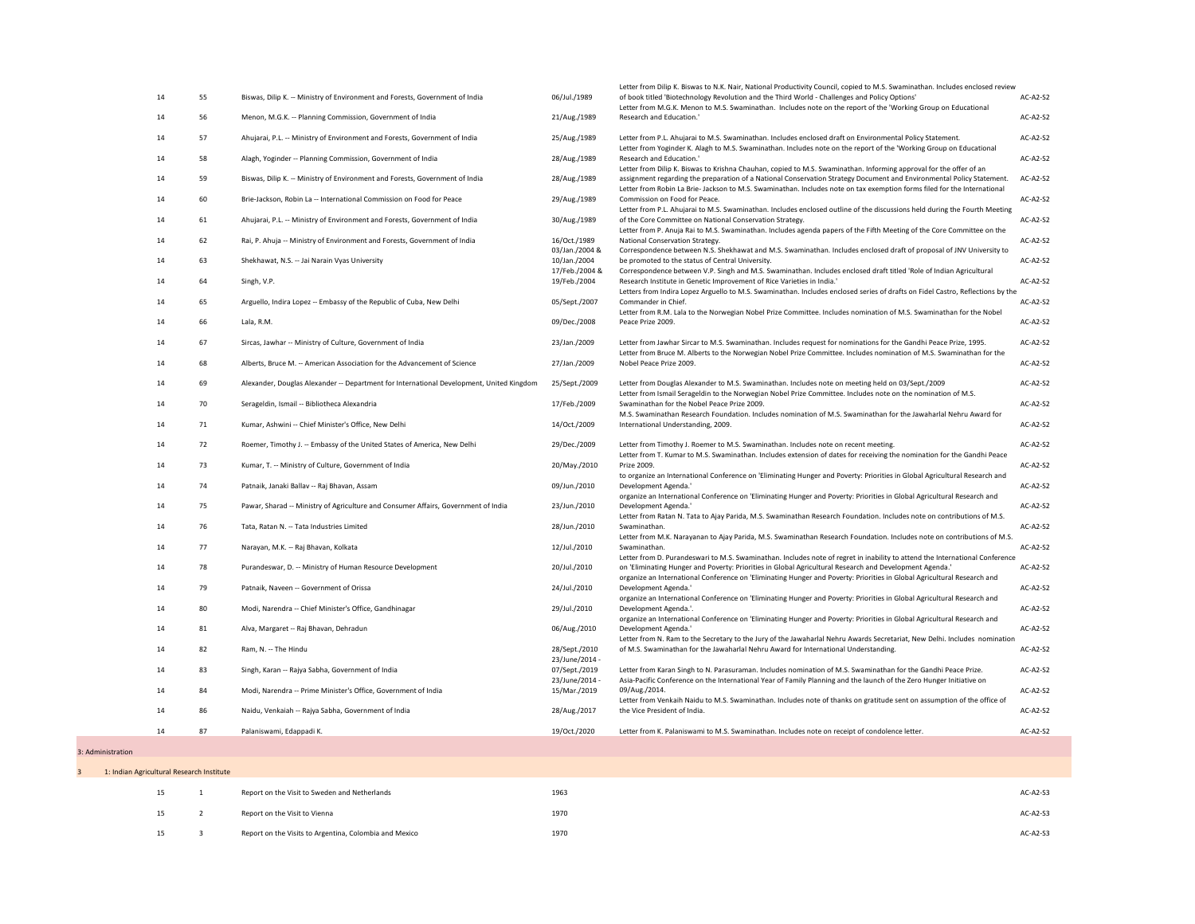| | | | | | |
|---|---|---|---|---|---|
| 14 | 55 | Biswas, Dilip K. -- Ministry of Environment and Forests, Government of India | 06/Jul./1989 | Letter from Dilip K. Biswas to N.K. Nair, National Productivity Council, copied to M.S. Swaminathan. Includes enclosed review of book titled 'Biotechnology Revolution and the Third World - Challenges and Policy Options' | AC-A2-S2 |
| 14 | 56 | Menon, M.G.K. -- Planning Commission, Government of India | 21/Aug./1989 | Letter from M.G.K. Menon to M.S. Swaminathan. Includes note on the report of the 'Working Group on Educational Research and Education.' | AC-A2-S2 |
| 14 | 57 | Ahujarai, P.L. -- Ministry of Environment and Forests, Government of India | 25/Aug./1989 | Letter from P.L. Ahujarai to M.S. Swaminathan. Includes enclosed draft on Environmental Policy Statement. | AC-A2-S2 |
| 14 | 58 | Alagh, Yoginder -- Planning Commission, Government of India | 28/Aug./1989 | Letter from Yoginder K. Alagh to M.S. Swaminathan. Includes note on the report of the 'Working Group on Educational Research and Education.' | AC-A2-S2 |
| 14 | 59 | Biswas, Dilip K. -- Ministry of Environment and Forests, Government of India | 28/Aug./1989 | Letter from Dilip K. Biswas to Krishna Chauhan, copied to M.S. Swaminathan. Informing approval for the offer of an assignment regarding the preparation of a National Conservation Strategy Document and Environmental Policy Statement. | AC-A2-S2 |
| 14 | 60 | Brie-Jackson, Robin La -- International Commission on Food for Peace | 29/Aug./1989 | Letter from Robin La Brie- Jackson to M.S. Swaminathan. Includes note on tax exemption forms filed for the International Commission on Food for Peace. | AC-A2-S2 |
| 14 | 61 | Ahujarai, P.L. -- Ministry of Environment and Forests, Government of India | 30/Aug./1989 | Letter from P.L. Ahujarai to M.S. Swaminathan. Includes enclosed outline of the discussions held during the Fourth Meeting of the Core Committee on National Conservation Strategy. | AC-A2-S2 |
| 14 | 62 | Rai, P. Ahuja -- Ministry of Environment and Forests, Government of India | 16/Oct./1989 | Letter from P. Anuja Rai to M.S. Swaminathan. Includes agenda papers of the Fifth Meeting of the Core Committee on the National Conservation Strategy. | AC-A2-S2 |
| 14 | 63 | Shekhawat, N.S. -- Jai Narain Vyas University | 03/Jan./2004 & 10/Jan./2004 | Correspondence between N.S. Shekhawat and M.S. Swaminathan. Includes enclosed draft of proposal of JNV University to be promoted to the status of Central University. | AC-A2-S2 |
| 14 | 64 | Singh, V.P. | 17/Feb./2004 & 19/Feb./2004 | Correspondence between V.P. Singh and M.S. Swaminathan. Includes enclosed draft titled 'Role of Indian Agricultural Research Institute in Genetic Improvement of Rice Varieties in India.' | AC-A2-S2 |
| 14 | 65 | Arguello, Indira Lopez -- Embassy of the Republic of Cuba, New Delhi | 05/Sept./2007 | Letters from Indira Lopez Arguello to M.S. Swaminathan. Includes enclosed series of drafts on Fidel Castro, Reflections by the Commander in Chief. | AC-A2-S2 |
| 14 | 66 | Lala, R.M. | 09/Dec./2008 | Letter from R.M. Lala to the Norwegian Nobel Prize Committee. Includes nomination of M.S. Swaminathan for the Nobel Peace Prize 2009. | AC-A2-S2 |
| 14 | 67 | Sircas, Jawhar -- Ministry of Culture, Government of India | 23/Jan./2009 | Letter from Jawhar Sircar to M.S. Swaminathan. Includes request for nominations for the Gandhi Peace Prize, 1995. | AC-A2-S2 |
| 14 | 68 | Alberts, Bruce M. -- American Association for the Advancement of Science | 27/Jan./2009 | Letter from Bruce M. Alberts to the Norwegian Nobel Prize Committee. Includes nomination of M.S. Swaminathan for the Nobel Peace Prize 2009. | AC-A2-S2 |
| 14 | 69 | Alexander, Douglas Alexander -- Department for International Development, United Kingdom | 25/Sept./2009 | Letter from Douglas Alexander to M.S. Swaminathan. Includes note on meeting held on 03/Sept./2009 | AC-A2-S2 |
| 14 | 70 | Serageldin, Ismail -- Bibliotheca Alexandria | 17/Feb./2009 | Letter from Ismail Serageldin to the Norwegian Nobel Prize Committee. Includes note on the nomination of M.S. Swaminathan for the Nobel Peace Prize 2009. | AC-A2-S2 |
| 14 | 71 | Kumar, Ashwini -- Chief Minister's Office, New Delhi | 14/Oct./2009 | M.S. Swaminathan Research Foundation. Includes nomination of M.S. Swaminathan for the Jawaharlal Nehru Award for International Understanding, 2009. | AC-A2-S2 |
| 14 | 72 | Roemer, Timothy J. -- Embassy of the United States of America, New Delhi | 29/Dec./2009 | Letter from Timothy J. Roemer to M.S. Swaminathan. Includes note on recent meeting. | AC-A2-S2 |
| 14 | 73 | Kumar, T. -- Ministry of Culture, Government of India | 20/May./2010 | Letter from T. Kumar to M.S. Swaminathan. Includes extension of dates for receiving the nomination for the Gandhi Peace Prize 2009. | AC-A2-S2 |
| 14 | 74 | Patnaik, Janaki Ballav -- Raj Bhavan, Assam | 09/Jun./2010 | to organize an International Conference on 'Eliminating Hunger and Poverty: Priorities in Global Agricultural Research and Development Agenda.' | AC-A2-S2 |
| 14 | 75 | Pawar, Sharad -- Ministry of Agriculture and Consumer Affairs, Government of India | 23/Jun./2010 | organize an International Conference on 'Eliminating Hunger and Poverty: Priorities in Global Agricultural Research and Development Agenda.' | AC-A2-S2 |
| 14 | 76 | Tata, Ratan N. -- Tata Industries Limited | 28/Jun./2010 | Letter from Ratan N. Tata to Ajay Parida, M.S. Swaminathan Research Foundation. Includes note on contributions of M.S. Swaminathan. | AC-A2-S2 |
| 14 | 77 | Narayan, M.K. -- Raj Bhavan, Kolkata | 12/Jul./2010 | Letter from M.K. Narayanan to Ajay Parida, M.S. Swaminathan Research Foundation. Includes note on contributions of M.S. Swaminathan. | AC-A2-S2 |
| 14 | 78 | Purandeswar, D. -- Ministry of Human Resource Development | 20/Jul./2010 | Letter from D. Purandeswari to M.S. Swaminathan. Includes note of regret in inability to attend the International Conference on 'Eliminating Hunger and Poverty: Priorities in Global Agricultural Research and Development Agenda.' | AC-A2-S2 |
| 14 | 79 | Patnaik, Naveen -- Government of Orissa | 24/Jul./2010 | organize an International Conference on 'Eliminating Hunger and Poverty: Priorities in Global Agricultural Research and Development Agenda.' | AC-A2-S2 |
| 14 | 80 | Modi, Narendra -- Chief Minister's Office, Gandhinagar | 29/Jul./2010 | organize an International Conference on 'Eliminating Hunger and Poverty: Priorities in Global Agricultural Research and Development Agenda.'. | AC-A2-S2 |
| 14 | 81 | Alva, Margaret -- Raj Bhavan, Dehradun | 06/Aug./2010 | organize an International Conference on 'Eliminating Hunger and Poverty: Priorities in Global Agricultural Research and Development Agenda.' | AC-A2-S2 |
| 14 | 82 | Ram, N. -- The Hindu | 28/Sept./2010 | Letter from N. Ram to the Secretary to the Jury of the Jawaharlal Nehru Awards Secretariat, New Delhi. Includes nomination of M.S. Swaminathan for the Jawaharlal Nehru Award for International Understanding. | AC-A2-S2 |
| 14 | 83 | Singh, Karan -- Rajya Sabha, Government of India | 23/June/2014 - 07/Sept./2019 | Letter from Karan Singh to N. Parasuraman. Includes nomination of M.S. Swaminathan for the Gandhi Peace Prize. | AC-A2-S2 |
| 14 | 84 | Modi, Narendra -- Prime Minister's Office, Government of India | 23/June/2014 - 15/Mar./2019 | Asia-Pacific Conference on the International Year of Family Planning and the launch of the Zero Hunger Initiative on 09/Aug./2014. | AC-A2-S2 |
| 14 | 86 | Naidu, Venkaiah -- Rajya Sabha, Government of India | 28/Aug./2017 | Letter from Venkaih Naidu to M.S. Swaminathan. Includes note of thanks on gratitude sent on assumption of the office of the Vice President of India. | AC-A2-S2 |
| 14 | 87 | Palaniswami, Edappadi K. | 19/Oct./2020 | Letter from K. Palaniswami to M.S. Swaminathan. Includes note on receipt of condolence letter. | AC-A2-S2 |
| 3: Administration | | | | | |
| 3 | 1: Indian Agricultural Research Institute | | | | |
| 15 | 1 | Report on the Visit to Sweden and Netherlands | 1963 | | AC-A2-S3 |
| 15 | 2 | Report on the Visit to Vienna | 1970 | | AC-A2-S3 |
| 15 | 3 | Report on the Visits to Argentina, Colombia and Mexico | 1970 | | AC-A2-S3 |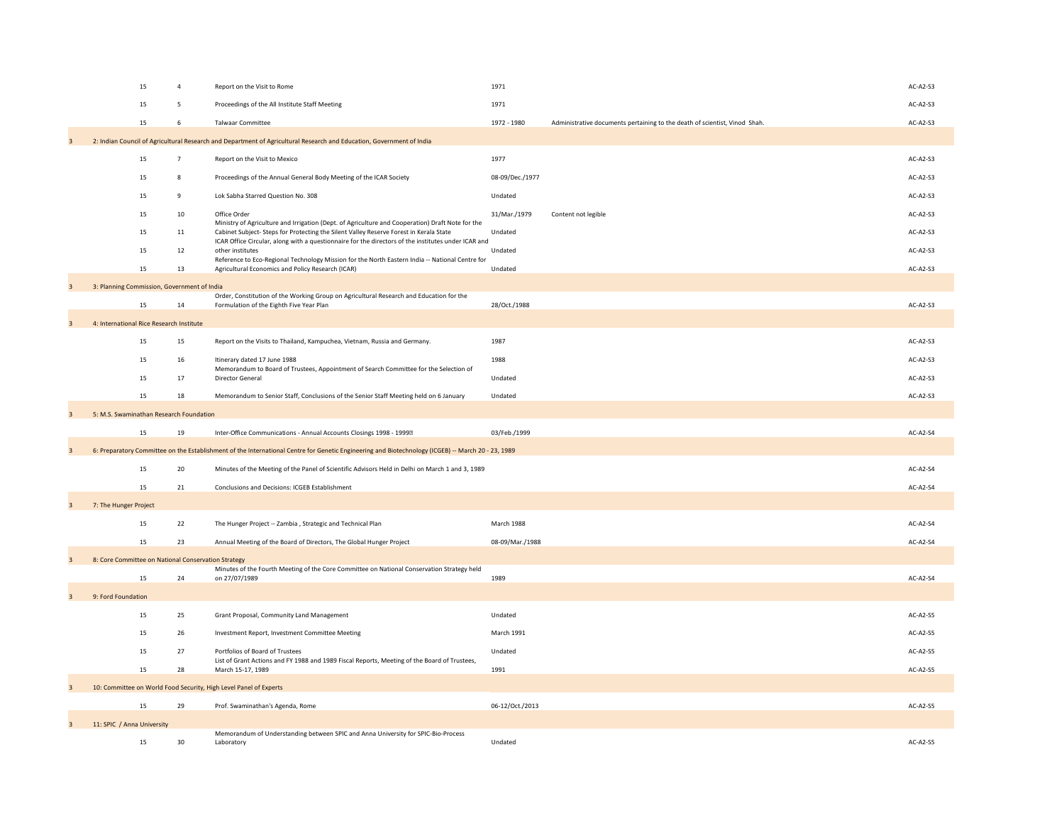| | | | | | | |
|---|---|---|---|---|---|---|
| | 15 | 4 | Report on the Visit to Rome | 1971 | | AC-A2-S3 |
| | 15 | 5 | Proceedings of the All Institute Staff Meeting | 1971 | | AC-A2-S3 |
| | 15 | 6 | Talwaar Committee | 1972 - 1980 | Administrative documents pertaining to the death of scientist, Vinod Shah. | AC-A2-S3 |
| 3 | 2: Indian Council of Agricultural Research and Department of Agricultural Research and Education, Government of India | | | | | |
| | 15 | 7 | Report on the Visit to Mexico | 1977 | | AC-A2-S3 |
| | 15 | 8 | Proceedings of the Annual General Body Meeting of the ICAR Society | 08-09/Dec./1977 | | AC-A2-S3 |
| | 15 | 9 | Lok Sabha Starred Question No. 308 | Undated | | AC-A2-S3 |
| | 15 | 10 | Office Order | 31/Mar./1979 | Content not legible | AC-A2-S3 |
| | 15 | 11 | Ministry of Agriculture and Irrigation (Dept. of Agriculture and Cooperation) Draft Note for the Cabinet Subject- Steps for Protecting the Silent Valley Reserve Forest in Kerala State | Undated | | AC-A2-S3 |
| | 15 | 12 | ICAR Office Circular, along with a questionnaire for the directors of the institutes under ICAR and other institutes | Undated | | AC-A2-S3 |
| | 15 | 13 | Reference to Eco-Regional Technology Mission for the North Eastern India -- National Centre for Agricultural Economics and Policy Research (ICAR) | Undated | | AC-A2-S3 |
| 3 | 3: Planning Commission, Government of India | | | | | |
| | 15 | 14 | Order, Constitution of the Working Group on Agricultural Research and Education for the Formulation of the Eighth Five Year Plan | 28/Oct./1988 | | AC-A2-S3 |
| 3 | 4: International Rice Research Institute | | | | | |
| | 15 | 15 | Report on the Visits to Thailand, Kampuchea, Vietnam, Russia and Germany. | 1987 | | AC-A2-S3 |
| | 15 | 16 | Itinerary dated 17 June 1988 | 1988 | | AC-A2-S3 |
| | 15 | 17 | Memorandum to Board of Trustees, Appointment of Search Committee for the Selection of Director General | Undated | | AC-A2-S3 |
| | 15 | 18 | Memorandum to Senior Staff, Conclusions of the Senior Staff Meeting held on 6 January | Undated | | AC-A2-S3 |
| 3 | 5: M.S. Swaminathan Research Foundation | | | | | |
| | 15 | 19 | Inter-Office Communications - Annual Accounts Closings 1998 - 1999 | 03/Feb./1999 | | AC-A2-S4 |
| 3 | 6: Preparatory Committee on the Establishment of the International Centre for Genetic Engineering and Biotechnology (ICGEB) -- March 20 - 23, 1989 | | | | | |
| | 15 | 20 | Minutes of the Meeting of the Panel of Scientific Advisors Held in Delhi on March 1 and 3, 1989 | | | AC-A2-S4 |
| | 15 | 21 | Conclusions and Decisions: ICGEB Establishment | | | AC-A2-S4 |
| 3 | 7: The Hunger Project | | | | | |
| | 15 | 22 | The Hunger Project -- Zambia , Strategic and Technical Plan | March 1988 | | AC-A2-S4 |
| | 15 | 23 | Annual Meeting of the Board of Directors, The Global Hunger Project | 08-09/Mar./1988 | | AC-A2-S4 |
| 3 | 8: Core Committee on National Conservation Strategy | | | | | |
| | 15 | 24 | Minutes of the Fourth Meeting of the Core Committee on National Conservation Strategy held on 27/07/1989 | 1989 | | AC-A2-S4 |
| 3 | 9: Ford Foundation | | | | | |
| | 15 | 25 | Grant Proposal, Community Land Management | Undated | | AC-A2-S5 |
| | 15 | 26 | Investment Report, Investment Committee Meeting | March 1991 | | AC-A2-S5 |
| | 15 | 27 | Portfolios of Board of Trustees | Undated | | AC-A2-S5 |
| | 15 | 28 | List of Grant Actions and FY 1988 and 1989 Fiscal Reports, Meeting of the Board of Trustees, March 15-17, 1989 | 1991 | | AC-A2-S5 |
| 3 | 10: Committee on World Food Security, High Level Panel of Experts | | | | | |
| | 15 | 29 | Prof. Swaminathan's Agenda, Rome | 06-12/Oct./2013 | | AC-A2-S5 |
| 3 | 11: SPIC / Anna University | | | | | |
| | 15 | 30 | Memorandum of Understanding between SPIC and Anna University for SPIC-Bio-Process Laboratory | Undated | | AC-A2-S5 |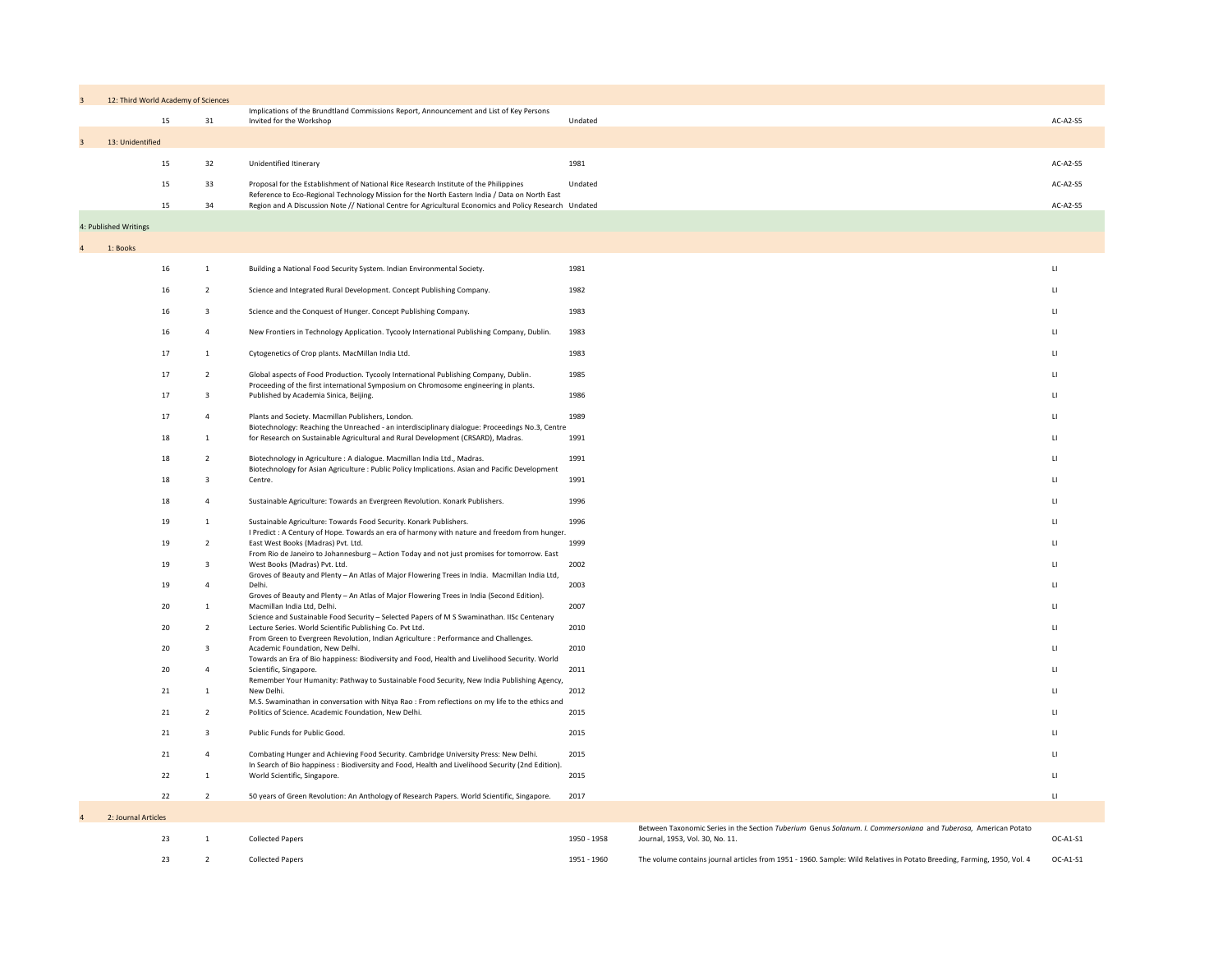| | | | | | | |
|---|---|---|---|---|---|---|
| 3 | 12: Third World Academy of Sciences | | | | | |
| | 15 | 31 | Implications of the Brundtland Commissions Report, Announcement and List of Key Persons Invited for the Workshop | Undated | | AC-A2-S5 |
| 3 | 13: Unidentified | | | | | |
| | 15 | 32 | Unidentified Itinerary | 1981 | | AC-A2-S5 |
| | 15 | 33 | Proposal for the Establishment of National Rice Research Institute of the Philippines | Undated | | AC-A2-S5 |
| | 15 | 34 | Reference to Eco-Regional Technology Mission for the North Eastern India / Data on North East Region and A Discussion Note // National Centre for Agricultural Economics and Policy Research | Undated | | AC-A2-S5 |
| 4: Published Writings | | | | | | |
| 4 | 1: Books | | | | | |
| | 16 | 1 | Building a National Food Security System. Indian Environmental Society. | 1981 | | LI |
| | 16 | 2 | Science and Integrated Rural Development. Concept Publishing Company. | 1982 | | LI |
| | 16 | 3 | Science and the Conquest of Hunger. Concept Publishing Company. | 1983 | | LI |
| | 16 | 4 | New Frontiers in Technology Application. Tycooly International Publishing Company, Dublin. | 1983 | | LI |
| | 17 | 1 | Cytogenetics of Crop plants. MacMillan India Ltd. | 1983 | | LI |
| | 17 | 2 | Global aspects of Food Production. Tycooly International Publishing Company, Dublin. | 1985 | | LI |
| | 17 | 3 | Proceeding of the first international Symposium on Chromosome engineering in plants. Published by Academia Sinica, Beijing. | 1986 | | LI |
| | 17 | 4 | Plants and Society. Macmillan Publishers, London. | 1989 | | LI |
| | 18 | 1 | Biotechnology: Reaching the Unreached - an interdisciplinary dialogue: Proceedings No.3, Centre for Research on Sustainable Agricultural and Rural Development (CRSARD), Madras. | 1991 | | LI |
| | 18 | 2 | Biotechnology in Agriculture : A dialogue. Macmillan India Ltd., Madras. | 1991 | | LI |
| | 18 | 3 | Biotechnology for Asian Agriculture : Public Policy Implications. Asian and Pacific Development Centre. | 1991 | | LI |
| | 18 | 4 | Sustainable Agriculture: Towards an Evergreen Revolution. Konark Publishers. | 1996 | | LI |
| | 19 | 1 | Sustainable Agriculture: Towards Food Security. Konark Publishers. | 1996 | | LI |
| | 19 | 2 | I Predict : A Century of Hope. Towards an era of harmony with nature and freedom from hunger. East West Books (Madras) Pvt. Ltd. | 1999 | | LI |
| | 19 | 3 | From Rio de Janeiro to Johannesburg – Action Today and not just promises for tomorrow. East West Books (Madras) Pvt. Ltd. | 2002 | | LI |
| | 19 | 4 | Groves of Beauty and Plenty – An Atlas of Major Flowering Trees in India. Macmillan India Ltd, Delhi. | 2003 | | LI |
| | 20 | 1 | Groves of Beauty and Plenty – An Atlas of Major Flowering Trees in India (Second Edition). Macmillan India Ltd, Delhi. | 2007 | | LI |
| | 20 | 2 | Science and Sustainable Food Security – Selected Papers of M S Swaminathan. IISc Centenary Lecture Series. World Scientific Publishing Co. Pvt Ltd. | 2010 | | LI |
| | 20 | 3 | From Green to Evergreen Revolution, Indian Agriculture : Performance and Challenges. Academic Foundation, New Delhi. | 2010 | | LI |
| | 20 | 4 | Towards an Era of Bio happiness: Biodiversity and Food, Health and Livelihood Security. World Scientific, Singapore. | 2011 | | LI |
| | 21 | 1 | Remember Your Humanity: Pathway to Sustainable Food Security, New India Publishing Agency, New Delhi. | 2012 | | LI |
| | 21 | 2 | M.S. Swaminathan in conversation with Nitya Rao : From reflections on my life to the ethics and Politics of Science. Academic Foundation, New Delhi. | 2015 | | LI |
| | 21 | 3 | Public Funds for Public Good. | 2015 | | LI |
| | 21 | 4 | Combating Hunger and Achieving Food Security. Cambridge University Press: New Delhi. | 2015 | | LI |
| | 22 | 1 | In Search of Bio happiness : Biodiversity and Food, Health and Livelihood Security (2nd Edition). World Scientific, Singapore. | 2015 | | LI |
| | 22 | 2 | 50 years of Green Revolution: An Anthology of Research Papers. World Scientific, Singapore. | 2017 | | LI |
| 4 | 2: Journal Articles | | | | | |
| | 23 | 1 | Collected Papers | 1950 - 1958 | Between Taxonomic Series in the Section *Tuberium* Genus *Solanum*. *I. Commersoniana* and *Tuberosa*, American Potato Journal, 1953, Vol. 30, No. 11. | OC-A1-S1 |
| | 23 | 2 | Collected Papers | 1951 - 1960 | The volume contains journal articles from 1951 - 1960. Sample: Wild Relatives in Potato Breeding, Farming, 1950, Vol. 4 | OC-A1-S1 |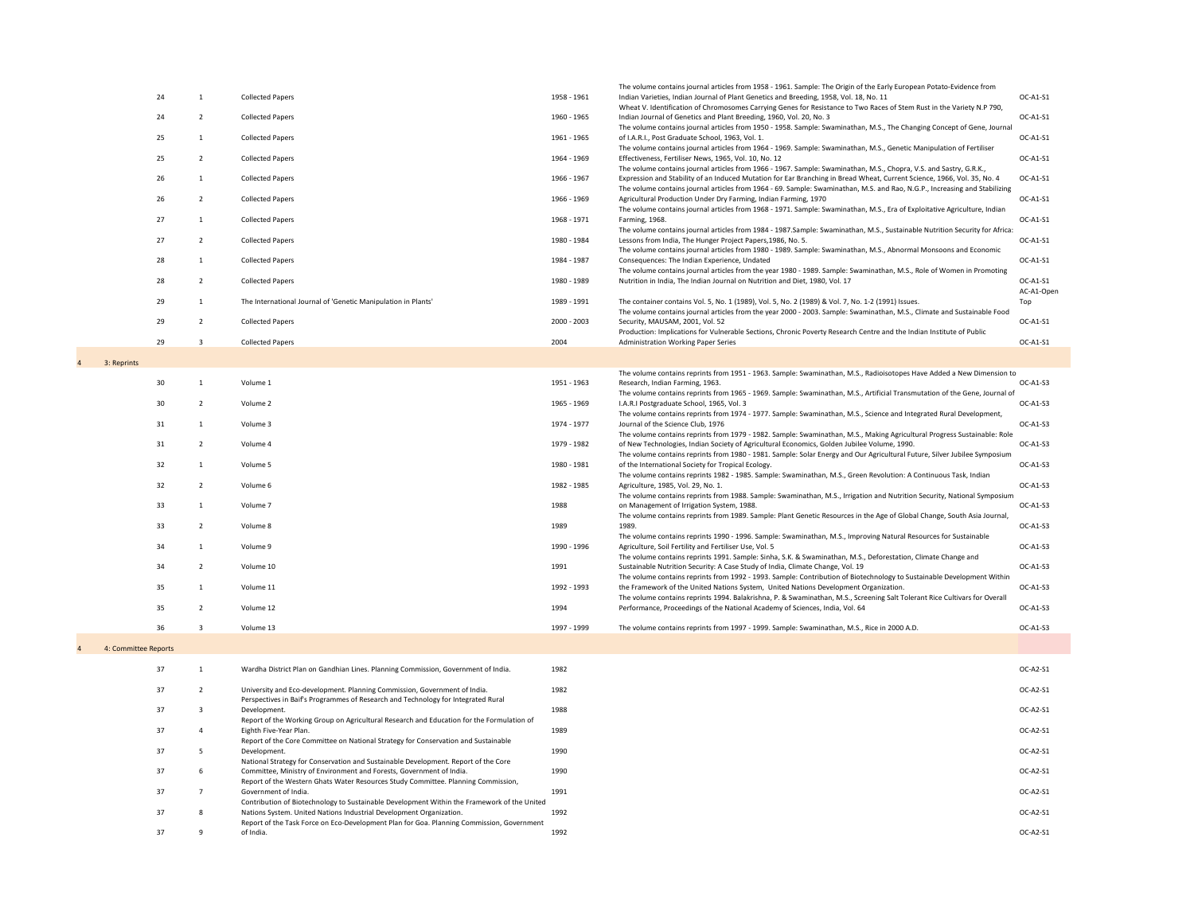| | | | | | | |
|---|---|---|---|---|---|---|
| | 24 | 1 | Collected Papers | 1958 - 1961 | The volume contains journal articles from 1958 - 1961. Sample: The Origin of the Early European Potato-Evidence from Indian Varieties, Indian Journal of Plant Genetics and Breeding, 1958, Vol. 18, No. 11 | OC-A1-S1 |
| | 24 | 2 | Collected Papers | 1960 - 1965 | Wheat V. Identification of Chromosomes Carrying Genes for Resistance to Two Races of Stem Rust in the Variety N.P 790, Indian Journal of Genetics and Plant Breeding, 1960, Vol. 20, No. 3 | OC-A1-S1 |
| | 25 | 1 | Collected Papers | 1961 - 1965 | The volume contains journal articles from 1950 - 1958. Sample: Swaminathan, M.S., The Changing Concept of Gene, Journal of I.A.R.I., Post Graduate School, 1963, Vol. 1. | OC-A1-S1 |
| | 25 | 2 | Collected Papers | 1964 - 1969 | The volume contains journal articles from 1964 - 1969. Sample: Swaminathan, M.S., Genetic Manipulation of Fertiliser Effectiveness, Fertiliser News, 1965, Vol. 10, No. 12 | OC-A1-S1 |
| | 26 | 1 | Collected Papers | 1966 - 1967 | The volume contains journal articles from 1966 - 1967. Sample: Swaminathan, M.S., Chopra, V.S. and Sastry, G.R.K., Expression and Stability of an Induced Mutation for Ear Branching in Bread Wheat, Current Science, 1966, Vol. 35, No. 4 | OC-A1-S1 |
| | 26 | 2 | Collected Papers | 1966 - 1969 | The volume contains journal articles from 1964 - 69. Sample: Swaminathan, M.S. and Rao, N.G.P., Increasing and Stabilizing Agricultural Production Under Dry Farming, Indian Farming, 1970 | OC-A1-S1 |
| | 27 | 1 | Collected Papers | 1968 - 1971 | The volume contains journal articles from 1968 - 1971. Sample: Swaminathan, M.S., Era of Exploitative Agriculture, Indian Farming, 1968. | OC-A1-S1 |
| | 27 | 2 | Collected Papers | 1980 - 1984 | The volume contains journal articles from 1984 - 1987.Sample: Swaminathan, M.S., Sustainable Nutrition Security for Africa: Lessons from India, The Hunger Project Papers,1986, No. 5. | OC-A1-S1 |
| | 28 | 1 | Collected Papers | 1984 - 1987 | The volume contains journal articles from 1980 - 1989. Sample: Swaminathan, M.S., Abnormal Monsoons and Economic Consequences: The Indian Experience, Undated | OC-A1-S1 |
| | 28 | 2 | Collected Papers | 1980 - 1989 | The volume contains journal articles from the year 1980 - 1989. Sample: Swaminathan, M.S., Role of Women in Promoting Nutrition in India, The Indian Journal on Nutrition and Diet, 1980, Vol. 17 | OC-A1-S1 |
| | 29 | 1 | The International Journal of 'Genetic Manipulation in Plants' | 1989 - 1991 | The container contains Vol. 5, No. 1 (1989), Vol. 5, No. 2 (1989) & Vol. 7, No. 1-2 (1991) Issues. | AC-A1-Open Top |
| | 29 | 2 | Collected Papers | 2000 - 2003 | The volume contains journal articles from the year 2000 - 2003. Sample: Swaminathan, M.S., Climate and Sustainable Food Security, MAUSAM, 2001, Vol. 52 | OC-A1-S1 |
| | 29 | 3 | Collected Papers | 2004 | Production: Implications for Vulnerable Sections, Chronic Poverty Research Centre and the Indian Institute of Public Administration Working Paper Series | OC-A1-S1 |
| 4 | 3: Reprints | | | | | |
| | 30 | 1 | Volume 1 | 1951 - 1963 | The volume contains reprints from 1951 - 1963. Sample: Swaminathan, M.S., Radioisotopes Have Added a New Dimension to Research, Indian Farming, 1963. | OC-A1-S3 |
| | 30 | 2 | Volume 2 | 1965 - 1969 | The volume contains reprints from 1965 - 1969. Sample: Swaminathan, M.S., Artificial Transmutation of the Gene, Journal of I.A.R.I Postgraduate School, 1965, Vol. 3 | OC-A1-S3 |
| | 31 | 1 | Volume 3 | 1974 - 1977 | The volume contains reprints from 1974 - 1977. Sample: Swaminathan, M.S., Science and Integrated Rural Development, Journal of the Science Club, 1976 | OC-A1-S3 |
| | 31 | 2 | Volume 4 | 1979 - 1982 | The volume contains reprints from 1979 - 1982. Sample: Swaminathan, M.S., Making Agricultural Progress Sustainable: Role of New Technologies, Indian Society of Agricultural Economics, Golden Jubilee Volume, 1990. | OC-A1-S3 |
| | 32 | 1 | Volume 5 | 1980 - 1981 | The volume contains reprints from 1980 - 1981. Sample: Solar Energy and Our Agricultural Future, Silver Jubilee Symposium of the International Society for Tropical Ecology. | OC-A1-S3 |
| | 32 | 2 | Volume 6 | 1982 - 1985 | The volume contains reprints 1982 - 1985. Sample: Swaminathan, M.S., Green Revolution: A Continuous Task, Indian Agriculture, 1985, Vol. 29, No. 1. | OC-A1-S3 |
| | 33 | 1 | Volume 7 | 1988 | The volume contains reprints from 1988. Sample: Swaminathan, M.S., Irrigation and Nutrition Security, National Symposium on Management of Irrigation System, 1988. | OC-A1-S3 |
| | 33 | 2 | Volume 8 | 1989 | The volume contains reprints from 1989. Sample: Plant Genetic Resources in the Age of Global Change, South Asia Journal, 1989. | OC-A1-S3 |
| | 34 | 1 | Volume 9 | 1990 - 1996 | The volume contains reprints 1990 - 1996. Sample: Swaminathan, M.S., Improving Natural Resources for Sustainable Agriculture, Soil Fertility and Fertiliser Use, Vol. 5 | OC-A1-S3 |
| | 34 | 2 | Volume 10 | 1991 | The volume contains reprints 1991. Sample: Sinha, S.K. & Swaminathan, M.S., Deforestation, Climate Change and Sustainable Nutrition Security: A Case Study of India, Climate Change, Vol. 19 | OC-A1-S3 |
| | 35 | 1 | Volume 11 | 1992 - 1993 | The volume contains reprints from 1992 - 1993. Sample: Contribution of Biotechnology to Sustainable Development Within the Framework of the United Nations System, United Nations Development Organization. | OC-A1-S3 |
| | 35 | 2 | Volume 12 | 1994 | The volume contains reprints 1994. Balakrishna, P. & Swaminathan, M.S., Screening Salt Tolerant Rice Cultivars for Overall Performance, Proceedings of the National Academy of Sciences, India, Vol. 64 | OC-A1-S3 |
| | 36 | 3 | Volume 13 | 1997 - 1999 | The volume contains reprints from 1997 - 1999. Sample: Swaminathan, M.S., Rice in 2000 A.D. | OC-A1-S3 |
| 4 | 4: Committee Reports | | | | | |
| | 37 | 1 | Wardha District Plan on Gandhian Lines. Planning Commission, Government of India. | 1982 | | OC-A2-S1 |
| | 37 | 2 | University and Eco-development. Planning Commission, Government of India. | 1982 | | OC-A2-S1 |
| | 37 | 3 | Perspectives in Baif's Programmes of Research and Technology for Integrated Rural Development. | 1988 | | OC-A2-S1 |
| | 37 | 4 | Report of the Working Group on Agricultural Research and Education for the Formulation of Eighth Five-Year Plan. | 1989 | | OC-A2-S1 |
| | 37 | 5 | Report of the Core Committee on National Strategy for Conservation and Sustainable Development. | 1990 | | OC-A2-S1 |
| | 37 | 6 | National Strategy for Conservation and Sustainable Development. Report of the Core Committee, Ministry of Environment and Forests, Government of India. | 1990 | | OC-A2-S1 |
| | 37 | 7 | Report of the Western Ghats Water Resources Study Committee. Planning Commission, Government of India. | 1991 | | OC-A2-S1 |
| | 37 | 8 | Contribution of Biotechnology to Sustainable Development Within the Framework of the United Nations System. United Nations Industrial Development Organization. | 1992 | | OC-A2-S1 |
| | 37 | 9 | Report of the Task Force on Eco-Development Plan for Goa. Planning Commission, Government of India. | 1992 | | OC-A2-S1 |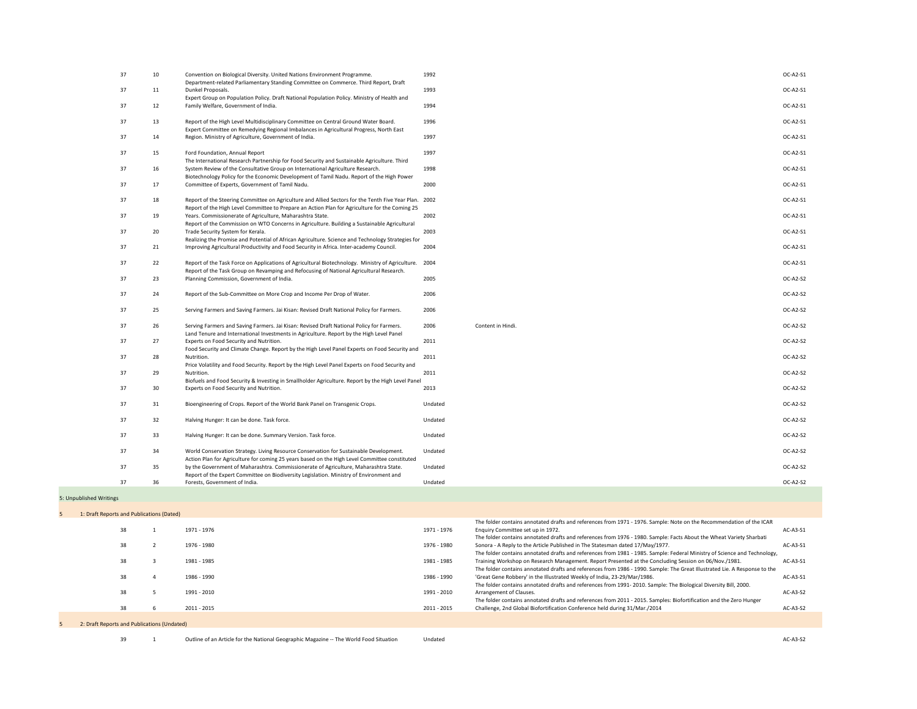| | | | | | |
|---|---|---|---|---|---|
| 37 | 10 | Convention on Biological Diversity. United Nations Environment Programme. | 1992 | | OC-A2-S1 |
| 37 | 11 | Department-related Parliamentary Standing Committee on Commerce. Third Report, Draft Dunkel Proposals. | 1993 | | OC-A2-S1 |
| 37 | 12 | Expert Group on Population Policy. Draft National Population Policy. Ministry of Health and Family Welfare, Government of India. | 1994 | | OC-A2-S1 |
| 37 | 13 | Report of the High Level Multidisciplinary Committee on Central Ground Water Board. | 1996 | | OC-A2-S1 |
| 37 | 14 | Expert Committee on Remedying Regional Imbalances in Agricultural Progress, North East Region. Ministry of Agriculture, Government of India. | 1997 | | OC-A2-S1 |
| 37 | 15 | Ford Foundation, Annual Report | 1997 | | OC-A2-S1 |
| 37 | 16 | The International Research Partnership for Food Security and Sustainable Agriculture. Third System Review of the Consultative Group on International Agriculture Research. | 1998 | | OC-A2-S1 |
| 37 | 17 | Biotechnology Policy for the Economic Development of Tamil Nadu. Report of the High Power Committee of Experts, Government of Tamil Nadu. | 2000 | | OC-A2-S1 |
| 37 | 18 | Report of the Steering Committee on Agriculture and Allied Sectors for the Tenth Five Year Plan. | 2002 | | OC-A2-S1 |
| 37 | 19 | Report of the High Level Committee to Prepare an Action Plan for Agriculture for the Coming 25 Years. Commissionerate of Agriculture, Maharashtra State. | 2002 | | OC-A2-S1 |
| 37 | 20 | Report of the Commission on WTO Concerns in Agriculture. Building a Sustainable Agricultural Trade Security System for Kerala. | 2003 | | OC-A2-S1 |
| 37 | 21 | Realizing the Promise and Potential of African Agriculture. Science and Technology Strategies for Improving Agricultural Productivity and Food Security in Africa. Inter-academy Council. | 2004 | | OC-A2-S1 |
| 37 | 22 | Report of the Task Force on Applications of Agricultural Biotechnology. Ministry of Agriculture. | 2004 | | OC-A2-S1 |
| 37 | 23 | Report of the Task Group on Revamping and Refocusing of National Agricultural Research. Planning Commission, Government of India. | 2005 | | OC-A2-S2 |
| 37 | 24 | Report of the Sub-Committee on More Crop and Income Per Drop of Water. | 2006 | | OC-A2-S2 |
| 37 | 25 | Serving Farmers and Saving Farmers. Jai Kisan: Revised Draft National Policy for Farmers. | 2006 | | OC-A2-S2 |
| 37 | 26 | Serving Farmers and Saving Farmers. Jai Kisan: Revised Draft National Policy for Farmers. | 2006 | Content in Hindi. | OC-A2-S2 |
| 37 | 27 | Land Tenure and International Investments in Agriculture. Report by the High Level Panel Experts on Food Security and Nutrition. | 2011 | | OC-A2-S2 |
| 37 | 28 | Food Security and Climate Change. Report by the High Level Panel Experts on Food Security and Nutrition. | 2011 | | OC-A2-S2 |
| 37 | 29 | Price Volatility and Food Security. Report by the High Level Panel Experts on Food Security and Nutrition. | 2011 | | OC-A2-S2 |
| 37 | 30 | Biofuels and Food Security & Investing in Smallholder Agriculture. Report by the High Level Panel Experts on Food Security and Nutrition. | 2013 | | OC-A2-S2 |
| 37 | 31 | Bioengineering of Crops. Report of the World Bank Panel on Transgenic Crops. | Undated | | OC-A2-S2 |
| 37 | 32 | Halving Hunger: It can be done. Task force. | Undated | | OC-A2-S2 |
| 37 | 33 | Halving Hunger: It can be done. Summary Version. Task force. | Undated | | OC-A2-S2 |
| 37 | 34 | World Conservation Strategy. Living Resource Conservation for Sustainable Development. | Undated | | OC-A2-S2 |
| 37 | 35 | Action Plan for Agriculture for coming 25 years based on the High Level Committee constituted by the Government of Maharashtra. Commissionerate of Agriculture, Maharashtra State. | Undated | | OC-A2-S2 |
| 37 | 36 | Report of the Expert Committee on Biodiversity Legislation. Ministry of Environment and Forests, Government of India. | Undated | | OC-A2-S2 |

## 5: Unpublished Writings

### 5 1: Draft Reports and Publications (Dated)

| | | | | | |
|---|---|---|---|---|---|
| 38 | 1 | 1971 - 1976 | 1971 - 1976 | The folder contains annotated drafts and references from 1971 - 1976. Sample: Note on the Recommendation of the ICAR Enquiry Committee set up in 1972. | AC-A3-S1 |
| 38 | 2 | 1976 - 1980 | 1976 - 1980 | The folder contains annotated drafts and references from 1976 - 1980. Sample: Facts About the Wheat Variety Sharbati Sonora - A Reply to the Article Published in The Statesman dated 17/May/1977. | AC-A3-S1 |
| 38 | 3 | 1981 - 1985 | 1981 - 1985 | The folder contains annotated drafts and references from 1981 - 1985. Sample: Federal Ministry of Science and Technology, Training Workshop on Research Management. Report Presented at the Concluding Session on 06/Nov./1981. | AC-A3-S1 |
| 38 | 4 | 1986 - 1990 | 1986 - 1990 | The folder contains annotated drafts and references from 1986 - 1990. Sample: The Great Illustrated Lie. A Response to the 'Great Gene Robbery' in the Illustrated Weekly of India, 23-29/Mar/1986. | AC-A3-S1 |
| 38 | 5 | 1991 - 2010 | 1991 - 2010 | The folder contains annotated drafts and references from 1991- 2010. Sample: The Biological Diversity Bill, 2000. Arrangement of Clauses. | AC-A3-S2 |
| 38 | 6 | 2011 - 2015 | 2011 - 2015 | The folder contains annotated drafts and references from 2011 - 2015. Samples: Biofortification and the Zero Hunger Challenge, 2nd Global Biofortification Conference held during 31/Mar./2014 | AC-A3-S2 |

### 5 2: Draft Reports and Publications (Undated)

| | | | | | |
|---|---|---|---|---|---|
| 39 | 1 | Outline of an Article for the National Geographic Magazine -- The World Food Situation | Undated | | AC-A3-S2 |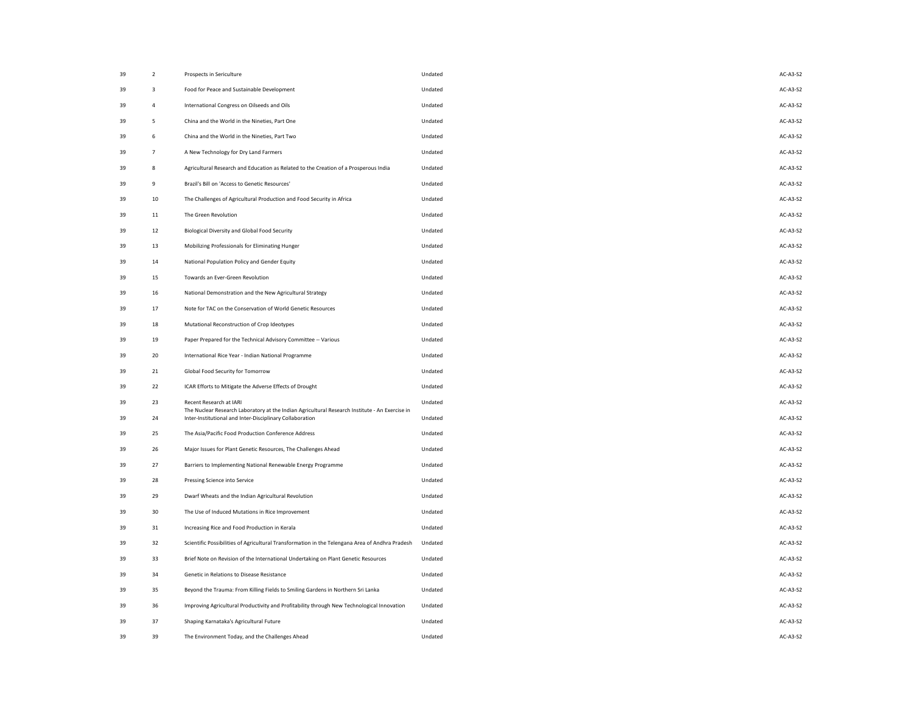| | | | | |
|---|---|---|---|---|
| 39 | 2 | Prospects in Sericulture | Undated | AC-A3-S2 |
| 39 | 3 | Food for Peace and Sustainable Development | Undated | AC-A3-S2 |
| 39 | 4 | International Congress on Oilseeds and Oils | Undated | AC-A3-S2 |
| 39 | 5 | China and the World in the Nineties, Part One | Undated | AC-A3-S2 |
| 39 | 6 | China and the World in the Nineties, Part Two | Undated | AC-A3-S2 |
| 39 | 7 | A New Technology for Dry Land Farmers | Undated | AC-A3-S2 |
| 39 | 8 | Agricultural Research and Education as Related to the Creation of a Prosperous India | Undated | AC-A3-S2 |
| 39 | 9 | Brazil's Bill on 'Access to Genetic Resources' | Undated | AC-A3-S2 |
| 39 | 10 | The Challenges of Agricultural Production and Food Security in Africa | Undated | AC-A3-S2 |
| 39 | 11 | The Green Revolution | Undated | AC-A3-S2 |
| 39 | 12 | Biological Diversity and Global Food Security | Undated | AC-A3-S2 |
| 39 | 13 | Mobilizing Professionals for Eliminating Hunger | Undated | AC-A3-S2 |
| 39 | 14 | National Population Policy and Gender Equity | Undated | AC-A3-S2 |
| 39 | 15 | Towards an Ever-Green Revolution | Undated | AC-A3-S2 |
| 39 | 16 | National Demonstration and the New Agricultural Strategy | Undated | AC-A3-S2 |
| 39 | 17 | Note for TAC on the Conservation of World Genetic Resources | Undated | AC-A3-S2 |
| 39 | 18 | Mutational Reconstruction of Crop Ideotypes | Undated | AC-A3-S2 |
| 39 | 19 | Paper Prepared for the Technical Advisory Committee -- Various | Undated | AC-A3-S2 |
| 39 | 20 | International Rice Year - Indian National Programme | Undated | AC-A3-S2 |
| 39 | 21 | Global Food Security for Tomorrow | Undated | AC-A3-S2 |
| 39 | 22 | ICAR Efforts to Mitigate the Adverse Effects of Drought | Undated | AC-A3-S2 |
| 39 | 23 | Recent Research at IARI | Undated | AC-A3-S2 |
| 39 | 24 | The Nuclear Research Laboratory at the Indian Agricultural Research Institute - An Exercise in Inter-Institutional and Inter-Disciplinary Collaboration | Undated | AC-A3-S2 |
| 39 | 25 | The Asia/Pacific Food Production Conference Address | Undated | AC-A3-S2 |
| 39 | 26 | Major Issues for Plant Genetic Resources, The Challenges Ahead | Undated | AC-A3-S2 |
| 39 | 27 | Barriers to Implementing National Renewable Energy Programme | Undated | AC-A3-S2 |
| 39 | 28 | Pressing Science into Service | Undated | AC-A3-S2 |
| 39 | 29 | Dwarf Wheats and the Indian Agricultural Revolution | Undated | AC-A3-S2 |
| 39 | 30 | The Use of Induced Mutations in Rice Improvement | Undated | AC-A3-S2 |
| 39 | 31 | Increasing Rice and Food Production in Kerala | Undated | AC-A3-S2 |
| 39 | 32 | Scientific Possibilities of Agricultural Transformation in the Telengana Area of Andhra Pradesh | Undated | AC-A3-S2 |
| 39 | 33 | Brief Note on Revision of the International Undertaking on Plant Genetic Resources | Undated | AC-A3-S2 |
| 39 | 34 | Genetic in Relations to Disease Resistance | Undated | AC-A3-S2 |
| 39 | 35 | Beyond the Trauma: From Killing Fields to Smiling Gardens in Northern Sri Lanka | Undated | AC-A3-S2 |
| 39 | 36 | Improving Agricultural Productivity and Profitability through New Technological Innovation | Undated | AC-A3-S2 |
| 39 | 37 | Shaping Karnataka's Agricultural Future | Undated | AC-A3-S2 |
| 39 | 39 | The Environment Today, and the Challenges Ahead | Undated | AC-A3-S2 |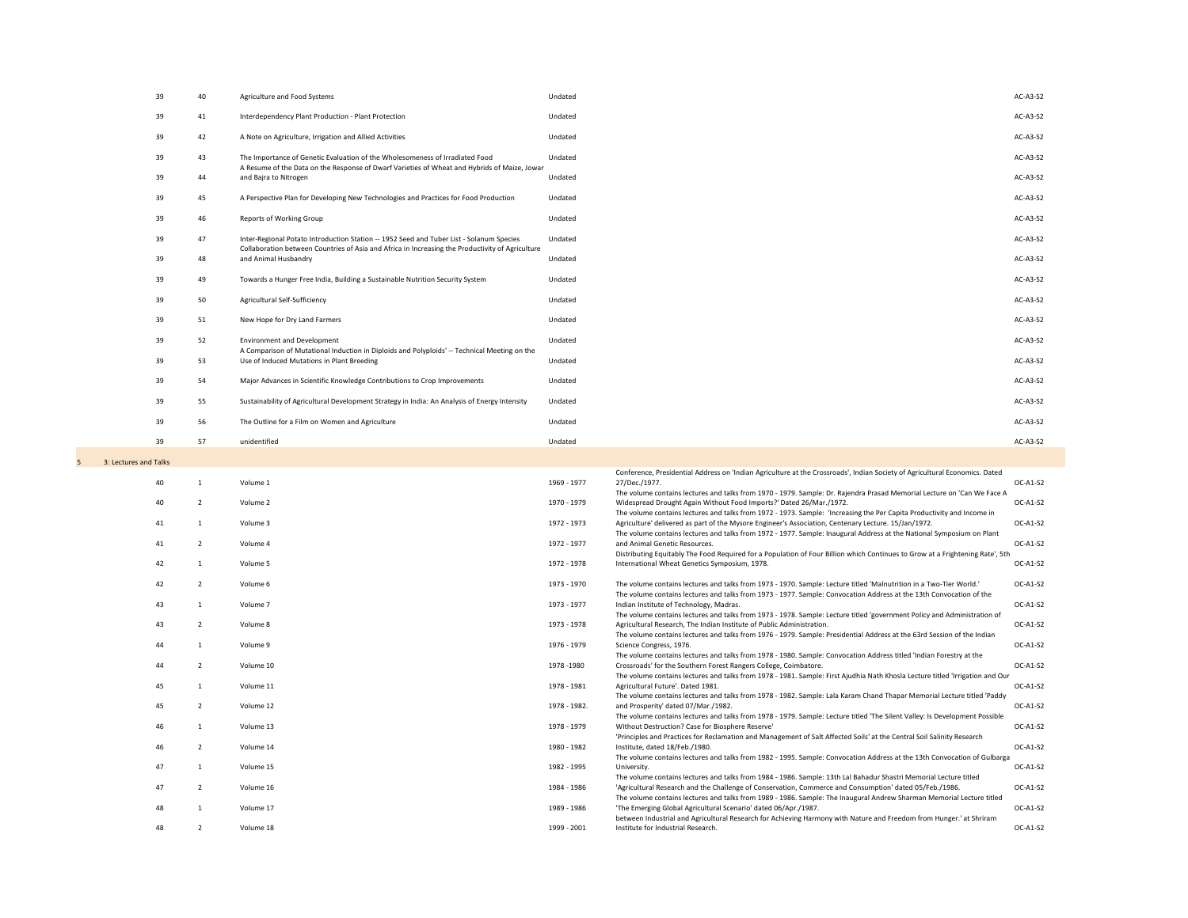| | | | | | |
|---|---|---|---|---|---|
| 39 | 40 | Agriculture and Food Systems | Undated | | AC-A3-S2 |
| 39 | 41 | Interdependency Plant Production - Plant Protection | Undated | | AC-A3-S2 |
| 39 | 42 | A Note on Agriculture, Irrigation and Allied Activities | Undated | | AC-A3-S2 |
| 39 | 43 | The Importance of Genetic Evaluation of the Wholesomeness of Irradiated Food | Undated | | AC-A3-S2 |
| 39 | 44 | A Resume of the Data on the Response of Dwarf Varieties of Wheat and Hybrids of Maize, Jowar and Bajra to Nitrogen | Undated | | AC-A3-S2 |
| 39 | 45 | A Perspective Plan for Developing New Technologies and Practices for Food Production | Undated | | AC-A3-S2 |
| 39 | 46 | Reports of Working Group | Undated | | AC-A3-S2 |
| 39 | 47 | Inter-Regional Potato Introduction Station -- 1952 Seed and Tuber List - Solanum Species | Undated | | AC-A3-S2 |
| 39 | 48 | Collaboration between Countries of Asia and Africa in Increasing the Productivity of Agriculture and Animal Husbandry | Undated | | AC-A3-S2 |
| 39 | 49 | Towards a Hunger Free India, Building a Sustainable Nutrition Security System | Undated | | AC-A3-S2 |
| 39 | 50 | Agricultural Self-Sufficiency | Undated | | AC-A3-S2 |
| 39 | 51 | New Hope for Dry Land Farmers | Undated | | AC-A3-S2 |
| 39 | 52 | Environment and Development | Undated | | AC-A3-S2 |
| 39 | 53 | A Comparison of Mutational Induction in Diploids and Polyploids' -- Technical Meeting on the Use of Induced Mutations in Plant Breeding | Undated | | AC-A3-S2 |
| 39 | 54 | Major Advances in Scientific Knowledge Contributions to Crop Improvements | Undated | | AC-A3-S2 |
| 39 | 55 | Sustainability of Agricultural Development Strategy in India: An Analysis of Energy Intensity | Undated | | AC-A3-S2 |
| 39 | 56 | The Outline for a Film on Women and Agriculture | Undated | | AC-A3-S2 |
| 39 | 57 | unidentified | Undated | | AC-A3-S2 |
| 5 | 3: Lectures and Talks | | | | |
| 40 | 1 | Volume 1 | 1969 - 1977 | Conference, Presidential Address on 'Indian Agriculture at the Crossroads', Indian Society of Agricultural Economics. Dated 27/Dec./1977. | OC-A1-S2 |
| 40 | 2 | Volume 2 | 1970 - 1979 | The volume contains lectures and talks from 1970 - 1979. Sample: Dr. Rajendra Prasad Memorial Lecture on 'Can We Face A Widespread Drought Again Without Food Imports?' Dated 26/Mar./1972. | OC-A1-S2 |
| 41 | 1 | Volume 3 | 1972 - 1973 | The volume contains lectures and talks from 1972 - 1973. Sample: 'Increasing the Per Capita Productivity and Income in Agriculture' delivered as part of the Mysore Engineer's Association, Centenary Lecture. 15/Jan/1972. | OC-A1-S2 |
| 41 | 2 | Volume 4 | 1972 - 1977 | The volume contains lectures and talks from 1972 - 1977. Sample: Inaugural Address at the National Symposium on Plant and Animal Genetic Resources. | OC-A1-S2 |
| 42 | 1 | Volume 5 | 1972 - 1978 | Distributing Equitably The Food Required for a Population of Four Billion which Continues to Grow at a Frightening Rate', 5th International Wheat Genetics Symposium, 1978. | OC-A1-S2 |
| 42 | 2 | Volume 6 | 1973 - 1970 | The volume contains lectures and talks from 1973 - 1970. Sample: Lecture titled 'Malnutrition in a Two-Tier World.' | OC-A1-S2 |
| 43 | 1 | Volume 7 | 1973 - 1977 | The volume contains lectures and talks from 1973 - 1977. Sample: Convocation Address at the 13th Convocation of the Indian Institute of Technology, Madras. | OC-A1-S2 |
| 43 | 2 | Volume 8 | 1973 - 1978 | The volume contains lectures and talks from 1973 - 1978. Sample: Lecture titled 'government Policy and Administration of Agricultural Research, The Indian Institute of Public Administration. | OC-A1-S2 |
| 44 | 1 | Volume 9 | 1976 - 1979 | The volume contains lectures and talks from 1976 - 1979. Sample: Presidential Address at the 63rd Session of the Indian Science Congress, 1976. | OC-A1-S2 |
| 44 | 2 | Volume 10 | 1978 -1980 | The volume contains lectures and talks from 1978 - 1980. Sample: Convocation Address titled 'Indian Forestry at the Crossroads' for the Southern Forest Rangers College, Coimbatore. | OC-A1-S2 |
| 45 | 1 | Volume 11 | 1978 - 1981 | The volume contains lectures and talks from 1978 - 1981. Sample: First Ajudhia Nath Khosla Lecture titled 'Irrigation and Our Agricultural Future'. Dated 1981. | OC-A1-S2 |
| 45 | 2 | Volume 12 | 1978 - 1982. | The volume contains lectures and talks from 1978 - 1982. Sample: Lala Karam Chand Thapar Memorial Lecture titled 'Paddy and Prosperity' dated 07/Mar./1982. | OC-A1-S2 |
| 46 | 1 | Volume 13 | 1978 - 1979 | The volume contains lectures and talks from 1978 - 1979. Sample: Lecture titled 'The Silent Valley: Is Development Possible Without Destruction? Case for Biosphere Reserve' | OC-A1-S2 |
| 46 | 2 | Volume 14 | 1980 - 1982 | 'Principles and Practices for Reclamation and Management of Salt Affected Soils' at the Central Soil Salinity Research Institute, dated 18/Feb./1980. | OC-A1-S2 |
| 47 | 1 | Volume 15 | 1982 - 1995 | The volume contains lectures and talks from 1982 - 1995. Sample: Convocation Address at the 13th Convocation of Gulbarga University. | OC-A1-S2 |
| 47 | 2 | Volume 16 | 1984 - 1986 | The volume contains lectures and talks from 1984 - 1986. Sample: 13th Lal Bahadur Shastri Memorial Lecture titled 'Agricultural Research and the Challenge of Conservation, Commerce and Consumption' dated 05/Feb./1986. | OC-A1-S2 |
| 48 | 1 | Volume 17 | 1989 - 1986 | The volume contains lectures and talks from 1989 - 1986. Sample: The Inaugural Andrew Sharman Memorial Lecture titled 'The Emerging Global Agricultural Scenario' dated 06/Apr./1987. | OC-A1-S2 |
| 48 | 2 | Volume 18 | 1999 - 2001 | between Industrial and Agricultural Research for Achieving Harmony with Nature and Freedom from Hunger.' at Shriram Institute for Industrial Research. | OC-A1-S2 |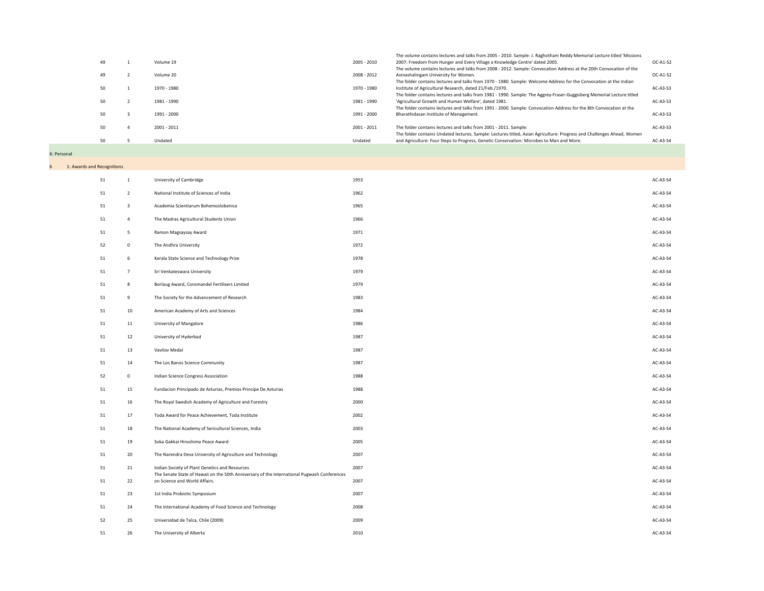| | | | | | |
|---|---|---|---|---|---|
| 49 | 1 | Volume 19 | 2005 - 2010 | The volume contains lectures and talks from 2005 - 2010. Sample: J. Raghotham Reddy Memorial Lecture titled 'Missions 2007: Freedom from Hunger and Every Village a Knowledge Centre' dated 2005. | OC-A1-S2 |
| 49 | 2 | Volume 20 | 2008 - 2012 | The volume contains lectures and talks from 2008 - 2012. Sample: Convocation Address at the 20th Convocation of the Avinashalingam University for Women. | OC-A1-S2 |
| 50 | 1 | 1970 - 1980 | 1970 - 1980 | The folder contains lectures and talks from 1970 - 1980. Sample: Welcome Address for the Convocation at the Indian Institute of Agricultural Research, dated 21/Feb./1970. | AC-A3-S3 |
| 50 | 2 | 1981 - 1990 | 1981 - 1990 | The folder contains lectures and talks from 1981 - 1990. Sample: The Aggrey-Fraser-Guggisberg Memorial Lecture titled 'Agricultural Growth and Human Welfare', dated 1981. | AC-A3-S3 |
| 50 | 3 | 1991 - 2000 | 1991 - 2000 | The folder contains lectures and talks from 1991 - 2000. Sample: Convocation Address for the 8th Convocation at the Bharathidasan Institute of Management. | AC-A3-S3 |
| 50 | 4 | 2001 - 2011 | 2001 - 2011 | The folder contains lectures and talks from 2001 - 2011. Sample: | AC-A3-S3 |
| 50 | 5 | Undated | Undated | The folder contains Undated lectures. Sample: Lectures titled, Asian Agriculture: Progress and Challenges Ahead, Women and Agriculture: Four Steps to Progress, Genetic Conservation: Microbes to Man and More. | AC-A3-S4 |

6: Personal

6 1: Awards and Recognitions

| | | | | | |
|---|---|---|---|---|---|
| 51 | 1 | University of Cambridge | 1953 | | AC-A3-S4 |
| 51 | 2 | National Institute of Sciences of India | 1962 | | AC-A3-S4 |
| 51 | 3 | Academia Scientiarum Bohemoslobenica | 1965 | | AC-A3-S4 |
| 51 | 4 | The Madras Agricultural Students Union | 1966 | | AC-A3-S4 |
| 51 | 5 | Ramon Magsaysay Award | 1971 | | AC-A3-S4 |
| 52 | 0 | The Andhra University | 1972 | | AC-A3-S4 |
| 51 | 6 | Kerala State Science and Technology Prize | 1978 | | AC-A3-S4 |
| 51 | 7 | Sri Venkateswara University | 1979 | | AC-A3-S4 |
| 51 | 8 | Borlaug Award, Coromandel Fertilisers Limited | 1979 | | AC-A3-S4 |
| 51 | 9 | The Society for the Advancement of Research | 1983 | | AC-A3-S4 |
| 51 | 10 | American Academy of Arts and Sciences | 1984 | | AC-A3-S4 |
| 51 | 11 | University of Mangalore | 1986 | | AC-A3-S4 |
| 51 | 12 | University of Hyderbad | 1987 | | AC-A3-S4 |
| 51 | 13 | Vavilov Medal | 1987 | | AC-A3-S4 |
| 51 | 14 | The Los Banos Science Community | 1987 | | AC-A3-S4 |
| 52 | 0 | Indian Science Congress Association | 1988 | | AC-A3-S4 |
| 51 | 15 | Fundacion Principado de Asturias, Premios Principe De Asturias | 1988 | | AC-A3-S4 |
| 51 | 16 | The Royal Swedish Academy of Agriculture and Forestry | 2000 | | AC-A3-S4 |
| 51 | 17 | Toda Award for Peace Achievement, Toda Institute | 2002 | | AC-A3-S4 |
| 51 | 18 | The National Academy of Sericultural Sciences, India | 2003 | | AC-A3-S4 |
| 51 | 19 | Soka Gakkai Hiroshima Peace Award | 2005 | | AC-A3-S4 |
| 51 | 20 | The Narendra Deva University of Agriculture and Technology | 2007 | | AC-A3-S4 |
| 51 | 21 | Indian Society of Plant Genetics and Resources | 2007 | | AC-A3-S4 |
| 51 | 22 | The Senate State of Hawaii on the 50th Anniversary of the International Pugwash Conferences on Science and World Affairs. | 2007 | | AC-A3-S4 |
| 51 | 23 | 1st India Probiotic Symposium | 2007 | | AC-A3-S4 |
| 51 | 24 | The International Academy of Food Science and Technology | 2008 | | AC-A3-S4 |
| 52 | 25 | Universidad de Talca, Chile (2009) | 2009 | | AC-A3-S4 |
| 51 | 26 | The University of Alberta | 2010 | | AC-A3-S4 |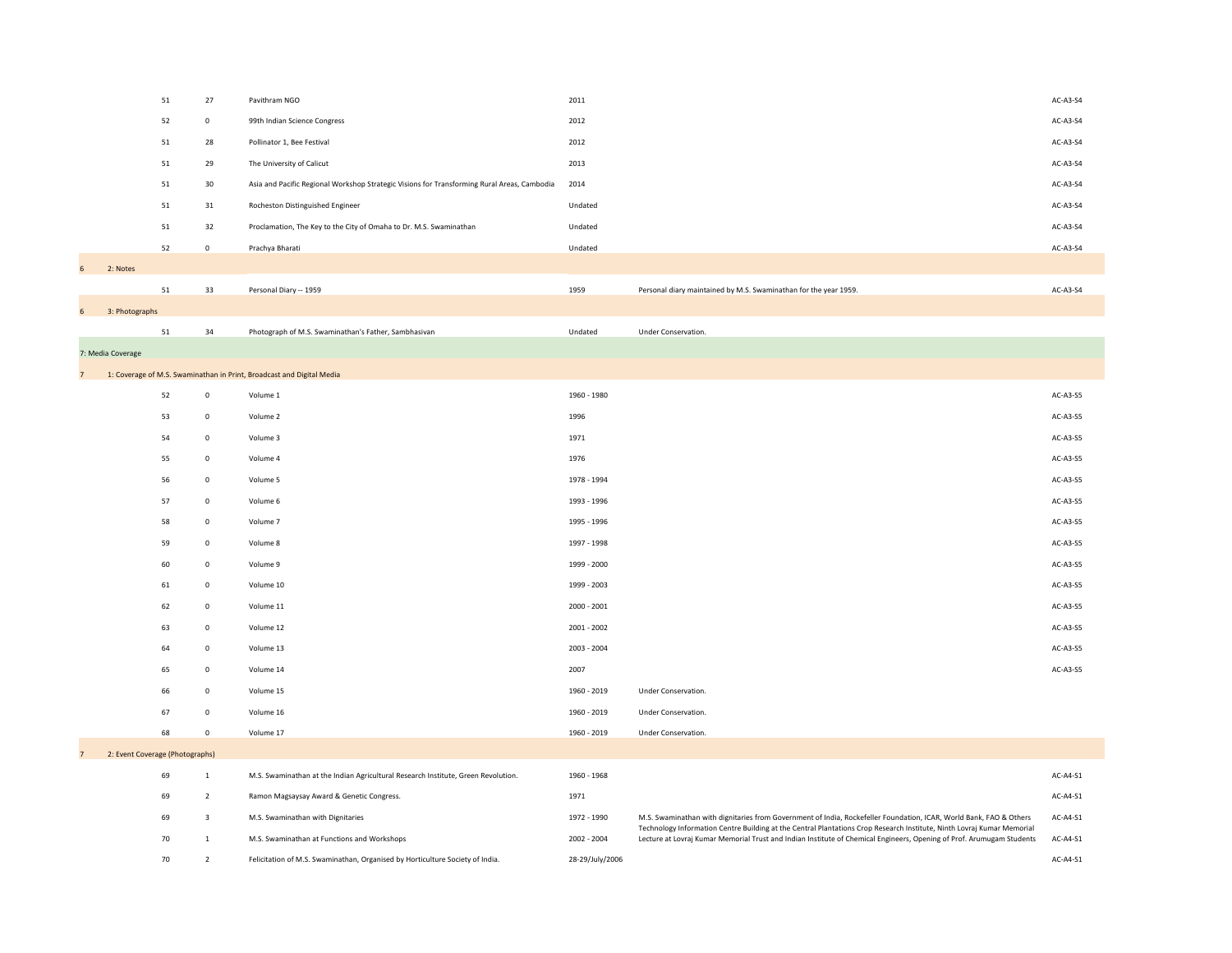| | | | | | | |
|---|---|---|---|---|---|---|
| | 51 | 27 | Pavithram NGO | 2011 | | AC-A3-S4 |
| | 52 | 0 | 99th Indian Science Congress | 2012 | | AC-A3-S4 |
| | 51 | 28 | Pollinator 1, Bee Festival | 2012 | | AC-A3-S4 |
| | 51 | 29 | The University of Calicut | 2013 | | AC-A3-S4 |
| | 51 | 30 | Asia and Pacific Regional Workshop Strategic Visions for Transforming Rural Areas, Cambodia | 2014 | | AC-A3-S4 |
| | 51 | 31 | Rocheston Distinguished Engineer | Undated | | AC-A3-S4 |
| | 51 | 32 | Proclamation, The Key to the City of Omaha to Dr. M.S. Swaminathan | Undated | | AC-A3-S4 |
| | 52 | 0 | Prachya Bharati | Undated | | AC-A3-S4 |
| 6 | 2: Notes | | | | | |
| | 51 | 33 | Personal Diary -- 1959 | 1959 | Personal diary maintained by M.S. Swaminathan for the year 1959. | AC-A3-S4 |
| 6 | 3: Photographs | | | | | |
| | 51 | 34 | Photograph of M.S. Swaminathan's Father, Sambhasivan | Undated | Under Conservation. | |
| 7: Media Coverage | | | | | | |
| 7 | 1: Coverage of M.S. Swaminathan in Print, Broadcast and Digital Media | | | | | |
| | 52 | 0 | Volume 1 | 1960 - 1980 | | AC-A3-S5 |
| | 53 | 0 | Volume 2 | 1996 | | AC-A3-S5 |
| | 54 | 0 | Volume 3 | 1971 | | AC-A3-S5 |
| | 55 | 0 | Volume 4 | 1976 | | AC-A3-S5 |
| | 56 | 0 | Volume 5 | 1978 - 1994 | | AC-A3-S5 |
| | 57 | 0 | Volume 6 | 1993 - 1996 | | AC-A3-S5 |
| | 58 | 0 | Volume 7 | 1995 - 1996 | | AC-A3-S5 |
| | 59 | 0 | Volume 8 | 1997 - 1998 | | AC-A3-S5 |
| | 60 | 0 | Volume 9 | 1999 - 2000 | | AC-A3-S5 |
| | 61 | 0 | Volume 10 | 1999 - 2003 | | AC-A3-S5 |
| | 62 | 0 | Volume 11 | 2000 - 2001 | | AC-A3-S5 |
| | 63 | 0 | Volume 12 | 2001 - 2002 | | AC-A3-S5 |
| | 64 | 0 | Volume 13 | 2003 - 2004 | | AC-A3-S5 |
| | 65 | 0 | Volume 14 | 2007 | | AC-A3-S5 |
| | 66 | 0 | Volume 15 | 1960 - 2019 | Under Conservation. | |
| | 67 | 0 | Volume 16 | 1960 - 2019 | Under Conservation. | |
| | 68 | 0 | Volume 17 | 1960 - 2019 | Under Conservation. | |
| 7 | 2: Event Coverage (Photographs) | | | | | |
| | 69 | 1 | M.S. Swaminathan at the Indian Agricultural Research Institute, Green Revolution. | 1960 - 1968 | | AC-A4-S1 |
| | 69 | 2 | Ramon Magsaysay Award & Genetic Congress. | 1971 | | AC-A4-S1 |
| | 69 | 3 | M.S. Swaminathan with Dignitaries | 1972 - 1990 | M.S. Swaminathan with dignitaries from Government of India, Rockefeller Foundation, ICAR, World Bank, FAO & Others | AC-A4-S1 |
| | 70 | 1 | M.S. Swaminathan at Functions and Workshops | 2002 - 2004 | Technology Information Centre Building at the Central Plantations Crop Research Institute, Ninth Lovraj Kumar Memorial Lecture at Lovraj Kumar Memorial Trust and Indian Institute of Chemical Engineers, Opening of Prof. Arumugam Students | AC-A4-S1 |
| | 70 | 2 | Felicitation of M.S. Swaminathan, Organised by Horticulture Society of India. | 28-29/July/2006 | | AC-A4-S1 |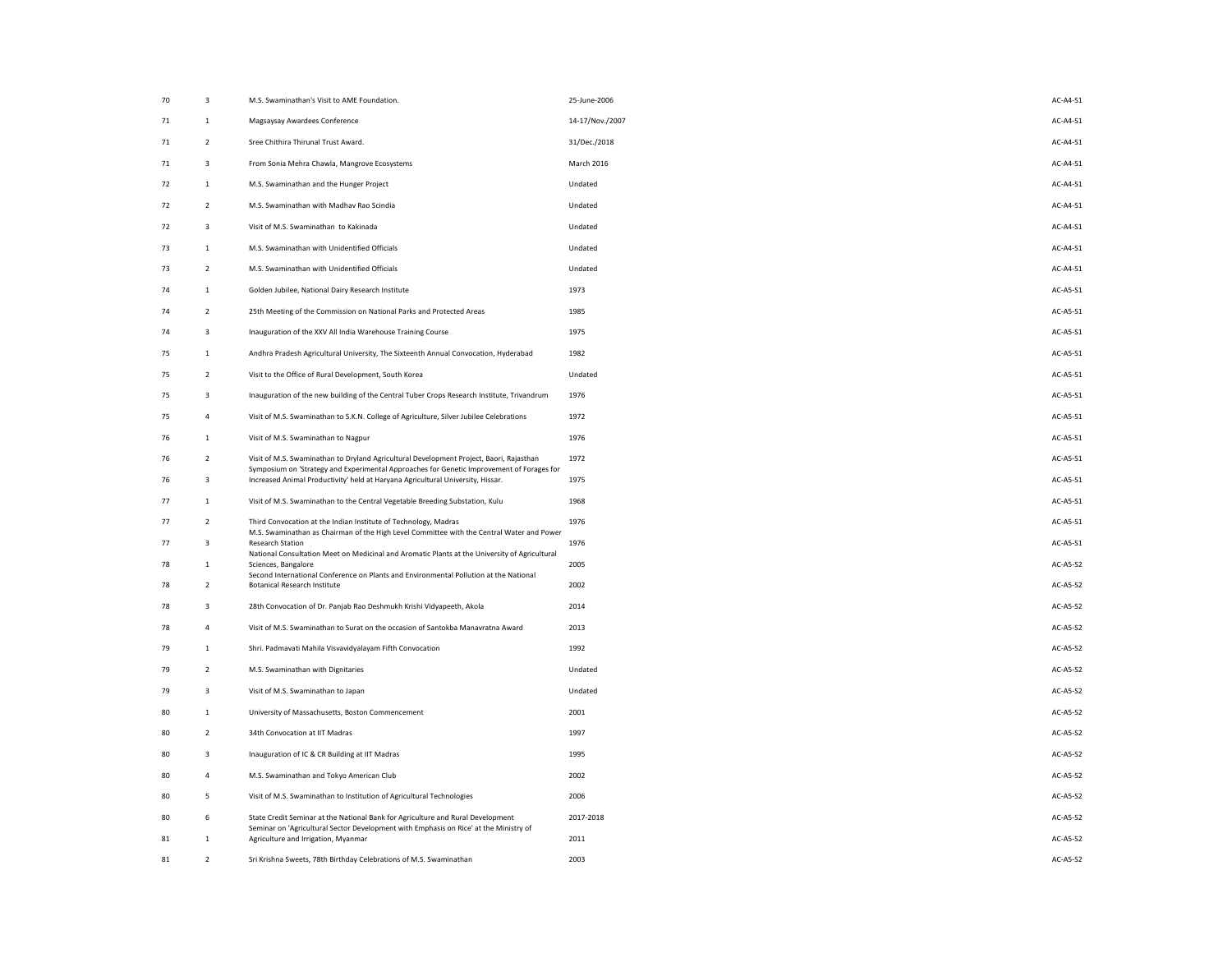| | | | | |
|---|---|---|---|---|
| 70 | 3 | M.S. Swaminathan's Visit to AME Foundation. | 25-June-2006 | AC-A4-S1 |
| 71 | 1 | Magsaysay Awardees Conference | 14-17/Nov./2007 | AC-A4-S1 |
| 71 | 2 | Sree Chithira Thirunal Trust Award. | 31/Dec./2018 | AC-A4-S1 |
| 71 | 3 | From Sonia Mehra Chawla, Mangrove Ecosystems | March 2016 | AC-A4-S1 |
| 72 | 1 | M.S. Swaminathan and the Hunger Project | Undated | AC-A4-S1 |
| 72 | 2 | M.S. Swaminathan with Madhav Rao Scindia | Undated | AC-A4-S1 |
| 72 | 3 | Visit of M.S. Swaminathan to Kakinada | Undated | AC-A4-S1 |
| 73 | 1 | M.S. Swaminathan with Unidentified Officials | Undated | AC-A4-S1 |
| 73 | 2 | M.S. Swaminathan with Unidentified Officials | Undated | AC-A4-S1 |
| 74 | 1 | Golden Jubilee, National Dairy Research Institute | 1973 | AC-A5-S1 |
| 74 | 2 | 25th Meeting of the Commission on National Parks and Protected Areas | 1985 | AC-A5-S1 |
| 74 | 3 | Inauguration of the XXV All India Warehouse Training Course | 1975 | AC-A5-S1 |
| 75 | 1 | Andhra Pradesh Agricultural University, The Sixteenth Annual Convocation, Hyderabad | 1982 | AC-A5-S1 |
| 75 | 2 | Visit to the Office of Rural Development, South Korea | Undated | AC-A5-S1 |
| 75 | 3 | Inauguration of the new building of the Central Tuber Crops Research Institute, Trivandrum | 1976 | AC-A5-S1 |
| 75 | 4 | Visit of M.S. Swaminathan to S.K.N. College of Agriculture, Silver Jubilee Celebrations | 1972 | AC-A5-S1 |
| 76 | 1 | Visit of M.S. Swaminathan to Nagpur | 1976 | AC-A5-S1 |
| 76 | 2 | Visit of M.S. Swaminathan to Dryland Agricultural Development Project, Baori, Rajasthan | 1972 | AC-A5-S1 |
| 76 | 3 | Symposium on 'Strategy and Experimental Approaches for Genetic Improvement of Forages for Increased Animal Productivity' held at Haryana Agricultural University, Hissar. | 1975 | AC-A5-S1 |
| 77 | 1 | Visit of M.S. Swaminathan to the Central Vegetable Breeding Substation, Kulu | 1968 | AC-A5-S1 |
| 77 | 2 | Third Convocation at the Indian Institute of Technology, Madras | 1976 | AC-A5-S1 |
| 77 | 3 | M.S. Swaminathan as Chairman of the High Level Committee with the Central Water and Power Research Station | 1976 | AC-A5-S1 |
| 78 | 1 | National Consultation Meet on Medicinal and Aromatic Plants at the University of Agricultural Sciences, Bangalore | 2005 | AC-A5-S2 |
| 78 | 2 | Second International Conference on Plants and Environmental Pollution at the National Botanical Research Institute | 2002 | AC-A5-S2 |
| 78 | 3 | 28th Convocation of Dr. Panjab Rao Deshmukh Krishi Vidyapeeth, Akola | 2014 | AC-A5-S2 |
| 78 | 4 | Visit of M.S. Swaminathan to Surat on the occasion of Santokba Manavratna Award | 2013 | AC-A5-S2 |
| 79 | 1 | Shri. Padmavati Mahila Visvavidyalayam Fifth Convocation | 1992 | AC-A5-S2 |
| 79 | 2 | M.S. Swaminathan with Dignitaries | Undated | AC-A5-S2 |
| 79 | 3 | Visit of M.S. Swaminathan to Japan | Undated | AC-A5-S2 |
| 80 | 1 | University of Massachusetts, Boston Commencement | 2001 | AC-A5-S2 |
| 80 | 2 | 34th Convocation at IIT Madras | 1997 | AC-A5-S2 |
| 80 | 3 | Inauguration of IC & CR Building at IIT Madras | 1995 | AC-A5-S2 |
| 80 | 4 | M.S. Swaminathan and Tokyo American Club | 2002 | AC-A5-S2 |
| 80 | 5 | Visit of M.S. Swaminathan to Institution of Agricultural Technologies | 2006 | AC-A5-S2 |
| 80 | 6 | State Credit Seminar at the National Bank for Agriculture and Rural Development | 2017-2018 | AC-A5-S2 |
| 81 | 1 | Seminar on 'Agricultural Sector Development with Emphasis on Rice' at the Ministry of Agriculture and Irrigation, Myanmar | 2011 | AC-A5-S2 |
| 81 | 2 | Sri Krishna Sweets, 78th Birthday Celebrations of M.S. Swaminathan | 2003 | AC-A5-S2 |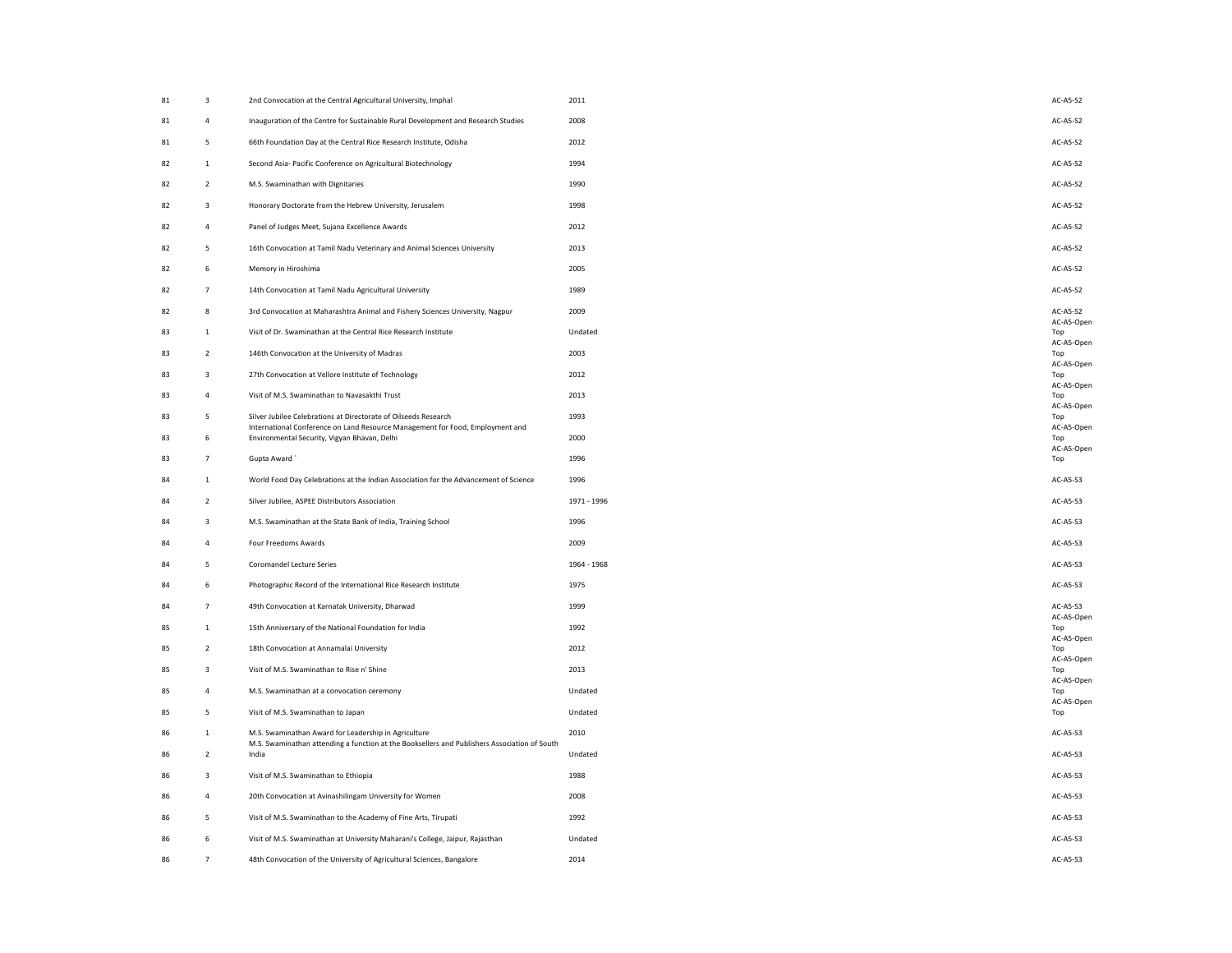| | | | | |
|---|---|---|---|---|
| 81 | 3 | 2nd Convocation at the Central Agricultural University, Imphal | 2011 | AC-A5-S2 |
| 81 | 4 | Inauguration of the Centre for Sustainable Rural Development and Research Studies | 2008 | AC-A5-S2 |
| 81 | 5 | 66th Foundation Day at the Central Rice Research Institute, Odisha | 2012 | AC-A5-S2 |
| 82 | 1 | Second Asia- Pacific Conference on Agricultural Biotechnology | 1994 | AC-A5-S2 |
| 82 | 2 | M.S. Swaminathan with Dignitaries | 1990 | AC-A5-S2 |
| 82 | 3 | Honorary Doctorate from the Hebrew University, Jerusalem | 1998 | AC-A5-S2 |
| 82 | 4 | Panel of Judges Meet, Sujana Excellence Awards | 2012 | AC-A5-S2 |
| 82 | 5 | 16th Convocation at Tamil Nadu Veterinary and Animal Sciences University | 2013 | AC-A5-S2 |
| 82 | 6 | Memory in Hiroshima | 2005 | AC-A5-S2 |
| 82 | 7 | 14th Convocation at Tamil Nadu Agricultural University | 1989 | AC-A5-S2 |
| 82 | 8 | 3rd Convocation at Maharashtra Animal and Fishery Sciences University, Nagpur | 2009 | AC-A5-S2 |
| 83 | 1 | Visit of Dr. Swaminathan at the Central Rice Research Institute | Undated | AC-A5-Open Top |
| 83 | 2 | 146th Convocation at the University of Madras | 2003 | AC-A5-Open Top |
| 83 | 3 | 27th Convocation at Vellore Institute of Technology | 2012 | AC-A5-Open Top |
| 83 | 4 | Visit of M.S. Swaminathan to Navasakthi Trust | 2013 | AC-A5-Open Top |
| 83 | 5 | Silver Jubilee Celebrations at Directorate of Oilseeds Research | 1993 | AC-A5-Open Top |
| 83 | 6 | International Conference on Land Resource Management for Food, Employment and Environmental Security, Vigyan Bhavan, Delhi | 2000 | AC-A5-Open Top |
| 83 | 7 | Gupta Award ` | 1996 | AC-A5-Open Top |
| 84 | 1 | World Food Day Celebrations at the Indian Association for the Advancement of Science | 1996 | AC-A5-S3 |
| 84 | 2 | Silver Jubilee, ASPEE Distributors Association | 1971 - 1996 | AC-A5-S3 |
| 84 | 3 | M.S. Swaminathan at the State Bank of India, Training School | 1996 | AC-A5-S3 |
| 84 | 4 | Four Freedoms Awards | 2009 | AC-A5-S3 |
| 84 | 5 | Coromandel Lecture Series | 1964 - 1968 | AC-A5-S3 |
| 84 | 6 | Photographic Record of the International Rice Research Institute | 1975 | AC-A5-S3 |
| 84 | 7 | 49th Convocation at Karnatak University, Dharwad | 1999 | AC-A5-S3 |
| 85 | 1 | 15th Anniversary of the National Foundation for India | 1992 | AC-A5-Open Top |
| 85 | 2 | 18th Convocation at Annamalai University | 2012 | AC-A5-Open Top |
| 85 | 3 | Visit of M.S. Swaminathan to Rise n' Shine | 2013 | AC-A5-Open Top |
| 85 | 4 | M.S. Swaminathan at a convocation ceremony | Undated | AC-A5-Open Top |
| 85 | 5 | Visit of M.S. Swaminathan to Japan | Undated | AC-A5-Open Top |
| 86 | 1 | M.S. Swaminathan Award for Leadership in Agriculture | 2010 | AC-A5-S3 |
| 86 | 2 | M.S. Swaminathan attending a function at the Booksellers and Publishers Association of South India | Undated | AC-A5-S3 |
| 86 | 3 | Visit of M.S. Swaminathan to Ethiopia | 1988 | AC-A5-S3 |
| 86 | 4 | 20th Convocation at Avinashilingam University for Women | 2008 | AC-A5-S3 |
| 86 | 5 | Visit of M.S. Swaminathan to the Academy of Fine Arts, Tirupati | 1992 | AC-A5-S3 |
| 86 | 6 | Visit of M.S. Swaminathan at University Maharani's College, Jaipur, Rajasthan | Undated | AC-A5-S3 |
| 86 | 7 | 48th Convocation of the University of Agricultural Sciences, Bangalore | 2014 | AC-A5-S3 |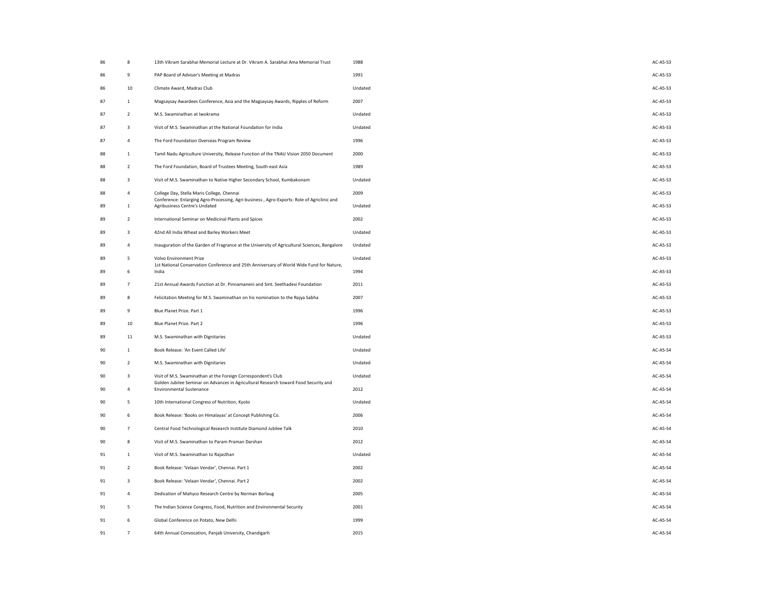| | | | | |
|---|---|---|---|---|
| 86 | 8 | 13th Vikram Sarabhai Memorial Lecture at Dr. Vikram A. Sarabhai Ama Memorial Trust | 1988 | AC-A5-S3 |
| 86 | 9 | PAP Board of Adviser's Meeting at Madras | 1991 | AC-A5-S3 |
| 86 | 10 | Climate Award, Madras Club | Undated | AC-A5-S3 |
| 87 | 1 | Magsaysay Awardees Conference, Asia and the Magsaysay Awards, Ripples of Reform | 2007 | AC-A5-S3 |
| 87 | 2 | M.S. Swaminathan at Iwokrama | Undated | AC-A5-S3 |
| 87 | 3 | Visit of M.S. Swaminathan at the National Foundation for India | Undated | AC-A5-S3 |
| 87 | 4 | The Ford Foundation Overseas Program Review | 1996 | AC-A5-S3 |
| 88 | 1 | Tamil Nadu Agriculture University, Release Function of the TNAU Vision 2050 Document | 2000 | AC-A5-S3 |
| 88 | 2 | The Ford Foundation, Board of Trustees Meeting, South-east Asia | 1989 | AC-A5-S3 |
| 88 | 3 | Visit of M.S. Swaminathan to Native Higher Secondary School, Kumbakonam | Undated | AC-A5-S3 |
| 88 | 4 | College Day, Stella Maris College, Chennai | 2009 | AC-A5-S3 |
| 89 | 1 | Conference: Enlarging Agro-Processing, Agri-business , Agro-Exports: Role of Agriclinic and Agribusiness Centre's Undated | Undated | AC-A5-S3 |
| 89 | 2 | International Seminar on Medicinal Plants and Spices | 2002 | AC-A5-S3 |
| 89 | 3 | 42nd All India Wheat and Barley Workers Meet | Undated | AC-A5-S3 |
| 89 | 4 | Inauguration of the Garden of Fragrance at the University of Agricultural Sciences, Bangalore | Undated | AC-A5-S3 |
| 89 | 5 | Volvo Environment Prize | Undated | AC-A5-S3 |
| 89 | 6 | 1st National Conservation Conference and 25th Anniversary of World Wide Fund for Nature, India | 1994 | AC-A5-S3 |
| 89 | 7 | 21st Annual Awards Function at Dr. Pinnamaneni and Smt. Seethadevi Foundation | 2011 | AC-A5-S3 |
| 89 | 8 | Felicitation Meeting for M.S. Swaminathan on his nomination to the Rajya Sabha | 2007 | AC-A5-S3 |
| 89 | 9 | Blue Planet Prize. Part 1 | 1996 | AC-A5-S3 |
| 89 | 10 | Blue Planet Prize. Part 2 | 1996 | AC-A5-S3 |
| 89 | 11 | M.S. Swaminathan with Dignitaries | Undated | AC-A5-S3 |
| 90 | 1 | Book Release: 'An Event Called Life' | Undated | AC-A5-S4 |
| 90 | 2 | M.S. Swaminathan with Dignitaries | Undated | AC-A5-S4 |
| 90 | 3 | Visit of M.S. Swaminathan at the Foreign Correspondent's Club | Undated | AC-A5-S4 |
| 90 | 4 | Golden Jubilee Seminar on Advances in Agricultural Research toward Food Security and Environmental Sustenance | 2012 | AC-A5-S4 |
| 90 | 5 | 10th International Congress of Nutrition, Kyoto | Undated | AC-A5-S4 |
| 90 | 6 | Book Release: 'Books on Himalayas' at Concept Publishing Co. | 2006 | AC-A5-S4 |
| 90 | 7 | Central Food Technological Research Institute Diamond Jubilee Talk | 2010 | AC-A5-S4 |
| 90 | 8 | Visit of M.S. Swaminathan to Param Praman Darshan | 2012 | AC-A5-S4 |
| 91 | 1 | Visit of M.S. Swaminathan to Rajasthan | Undated | AC-A5-S4 |
| 91 | 2 | Book Release: 'Velaan Vendar', Chennai. Part 1 | 2002 | AC-A5-S4 |
| 91 | 3 | Book Release: 'Velaan Vendar', Chennai. Part 2 | 2002 | AC-A5-S4 |
| 91 | 4 | Dedication of Mahyco Research Centre by Norman Borlaug | 2005 | AC-A5-S4 |
| 91 | 5 | The Indian Science Congress, Food, Nutrition and Environmental Security | 2001 | AC-A5-S4 |
| 91 | 6 | Global Conference on Potato, New Delhi | 1999 | AC-A5-S4 |
| 91 | 7 | 64th Annual Convocation, Panjab University, Chandigarh | 2015 | AC-A5-S4 |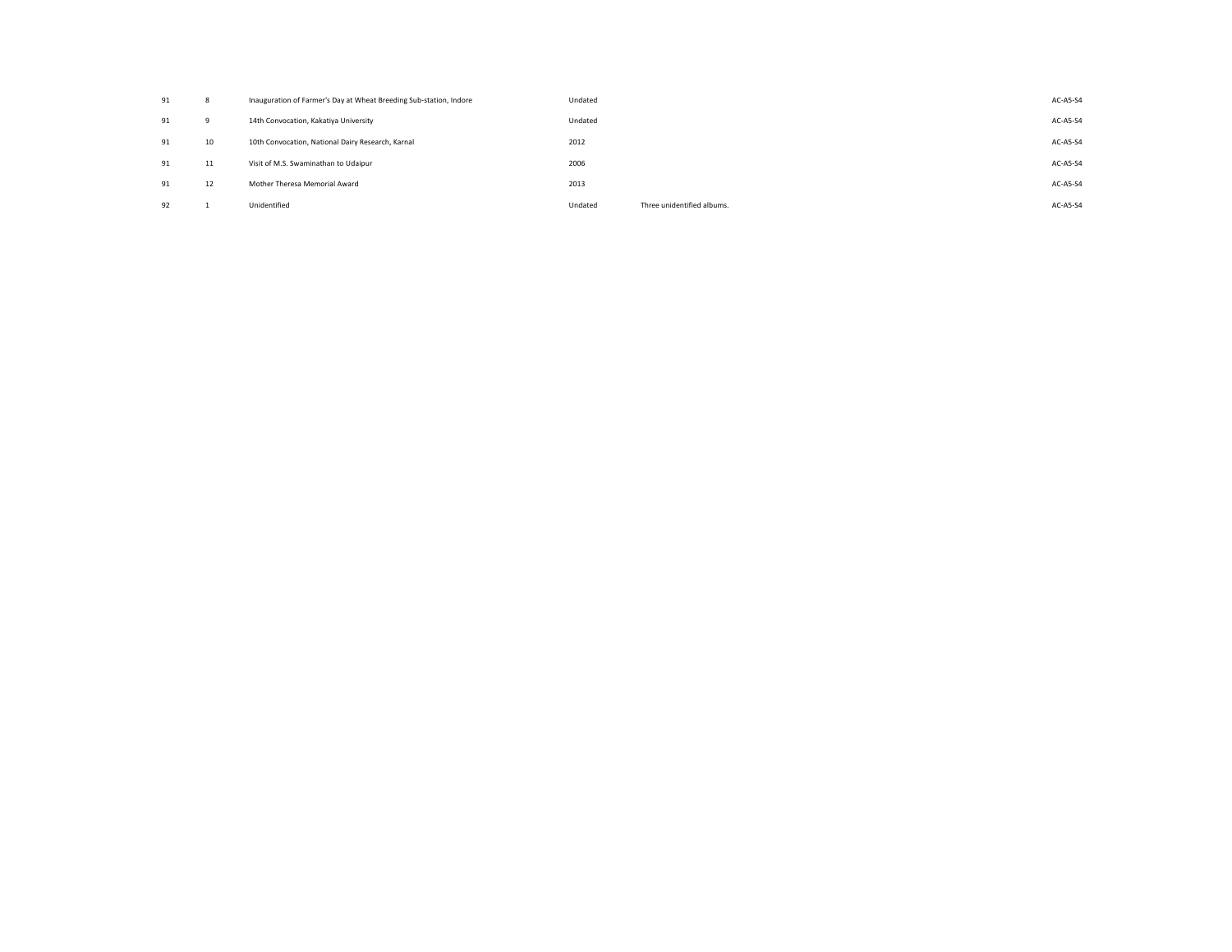| | | | | | |
|---|---|---|---|---|---|
| 91 | 8 | Inauguration of Farmer's Day at Wheat Breeding Sub-station, Indore | Undated | | AC-A5-S4 |
| 91 | 9 | 14th Convocation, Kakatiya University | Undated | | AC-A5-S4 |
| 91 | 10 | 10th Convocation, National Dairy Research, Karnal | 2012 | | AC-A5-S4 |
| 91 | 11 | Visit of M.S. Swaminathan to Udaipur | 2006 | | AC-A5-S4 |
| 91 | 12 | Mother Theresa Memorial Award | 2013 | | AC-A5-S4 |
| 92 | 1 | Unidentified | Undated | Three unidentified albums. | AC-A5-S4 |